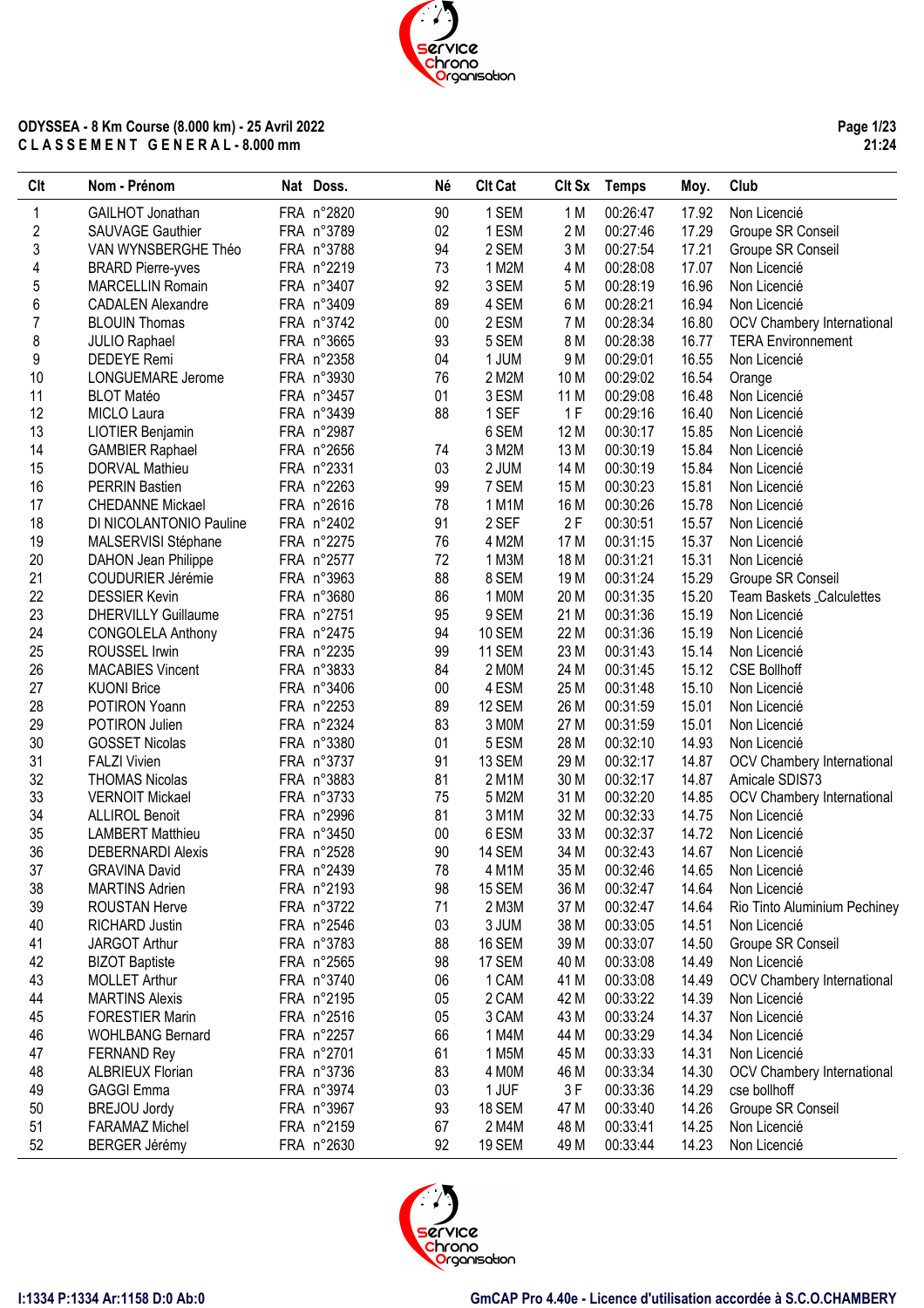**ODYSSEA - 8 Km Course (8.000 km) - 25 Avril 2022**

**C L A S S E M E N T   G E N E R A L - 8.000 mm**

| Clt | Nom - Prénom | Nat | Doss. | Né | Clt Cat | Clt Sx | Temps | Moy. | Club |
|---|---|---|---|---|---|---|---|---|---|
| 1 | GAILHOT Jonathan | FRA | n°2820 | 90 | 1 SEM | 1 M | 00:26:47 | 17.92 | Non Licencié |
| 2 | SAUVAGE Gauthier | FRA | n°3789 | 02 | 1 ESM | 2 M | 00:27:46 | 17.29 | Groupe SR Conseil |
| 3 | VAN WYNSBERGHE Théo | FRA | n°3788 | 94 | 2 SEM | 3 M | 00:27:54 | 17.21 | Groupe SR Conseil |
| 4 | BRARD Pierre-yves | FRA | n°2219 | 73 | 1 M2M | 4 M | 00:28:08 | 17.07 | Non Licencié |
| 5 | MARCELLIN Romain | FRA | n°3407 | 92 | 3 SEM | 5 M | 00:28:19 | 16.96 | Non Licencié |
| 6 | CADALEN Alexandre | FRA | n°3409 | 89 | 4 SEM | 6 M | 00:28:21 | 16.94 | Non Licencié |
| 7 | BLOUIN Thomas | FRA | n°3742 | 00 | 2 ESM | 7 M | 00:28:34 | 16.80 | OCV Chambery International |
| 8 | JULIO Raphael | FRA | n°3665 | 93 | 5 SEM | 8 M | 00:28:38 | 16.77 | TERA Environnement |
| 9 | DEDEYE Remi | FRA | n°2358 | 04 | 1 JUM | 9 M | 00:29:01 | 16.55 | Non Licencié |
| 10 | LONGUEMARE Jerome | FRA | n°3930 | 76 | 2 M2M | 10 M | 00:29:02 | 16.54 | Orange |
| 11 | BLOT Matéo | FRA | n°3457 | 01 | 3 ESM | 11 M | 00:29:08 | 16.48 | Non Licencié |
| 12 | MICLO Laura | FRA | n°3439 | 88 | 1 SEF | 1 F | 00:29:16 | 16.40 | Non Licencié |
| 13 | LIOTIER Benjamin | FRA | n°2987 | | 6 SEM | 12 M | 00:30:17 | 15.85 | Non Licencié |
| 14 | GAMBIER Raphael | FRA | n°2656 | 74 | 3 M2M | 13 M | 00:30:19 | 15.84 | Non Licencié |
| 15 | DORVAL Mathieu | FRA | n°2331 | 03 | 2 JUM | 14 M | 00:30:19 | 15.84 | Non Licencié |
| 16 | PERRIN Bastien | FRA | n°2263 | 99 | 7 SEM | 15 M | 00:30:23 | 15.81 | Non Licencié |
| 17 | CHEDANNE Mickael | FRA | n°2616 | 78 | 1 M1M | 16 M | 00:30:26 | 15.78 | Non Licencié |
| 18 | DI NICOLANTONIO Pauline | FRA | n°2402 | 91 | 2 SEF | 2 F | 00:30:51 | 15.57 | Non Licencié |
| 19 | MALSERVISI Stéphane | FRA | n°2275 | 76 | 4 M2M | 17 M | 00:31:15 | 15.37 | Non Licencié |
| 20 | DAHON Jean Philippe | FRA | n°2577 | 72 | 1 M3M | 18 M | 00:31:21 | 15.31 | Non Licencié |
| 21 | COUDURIER Jérémie | FRA | n°3963 | 88 | 8 SEM | 19 M | 00:31:24 | 15.29 | Groupe SR Conseil |
| 22 | DESSIER Kevin | FRA | n°3680 | 86 | 1 M0M | 20 M | 00:31:35 | 15.20 | Team Baskets _Calculettes |
| 23 | DHERVILLY Guillaume | FRA | n°2751 | 95 | 9 SEM | 21 M | 00:31:36 | 15.19 | Non Licencié |
| 24 | CONGOLELA Anthony | FRA | n°2475 | 94 | 10 SEM | 22 M | 00:31:36 | 15.19 | Non Licencié |
| 25 | ROUSSEL Irwin | FRA | n°2235 | 99 | 11 SEM | 23 M | 00:31:43 | 15.14 | Non Licencié |
| 26 | MACABIES Vincent | FRA | n°3833 | 84 | 2 M0M | 24 M | 00:31:45 | 15.12 | CSE Bollhoff |
| 27 | KUONI Brice | FRA | n°3406 | 00 | 4 ESM | 25 M | 00:31:48 | 15.10 | Non Licencié |
| 28 | POTIRON Yoann | FRA | n°2253 | 89 | 12 SEM | 26 M | 00:31:59 | 15.01 | Non Licencié |
| 29 | POTIRON Julien | FRA | n°2324 | 83 | 3 M0M | 27 M | 00:31:59 | 15.01 | Non Licencié |
| 30 | GOSSET Nicolas | FRA | n°3380 | 01 | 5 ESM | 28 M | 00:32:10 | 14.93 | Non Licencié |
| 31 | FALZI Vivien | FRA | n°3737 | 91 | 13 SEM | 29 M | 00:32:17 | 14.87 | OCV Chambery International |
| 32 | THOMAS Nicolas | FRA | n°3883 | 81 | 2 M1M | 30 M | 00:32:17 | 14.87 | Amicale SDIS73 |
| 33 | VERNOIT Mickael | FRA | n°3733 | 75 | 5 M2M | 31 M | 00:32:20 | 14.85 | OCV Chambery International |
| 34 | ALLIROL Benoit | FRA | n°2996 | 81 | 3 M1M | 32 M | 00:32:33 | 14.75 | Non Licencié |
| 35 | LAMBERT Matthieu | FRA | n°3450 | 00 | 6 ESM | 33 M | 00:32:37 | 14.72 | Non Licencié |
| 36 | DEBERNARDI Alexis | FRA | n°2528 | 90 | 14 SEM | 34 M | 00:32:43 | 14.67 | Non Licencié |
| 37 | GRAVINA David | FRA | n°2439 | 78 | 4 M1M | 35 M | 00:32:46 | 14.65 | Non Licencié |
| 38 | MARTINS Adrien | FRA | n°2193 | 98 | 15 SEM | 36 M | 00:32:47 | 14.64 | Non Licencié |
| 39 | ROUSTAN Herve | FRA | n°3722 | 71 | 2 M3M | 37 M | 00:32:47 | 14.64 | Rio Tinto Aluminium Pechiney |
| 40 | RICHARD Justin | FRA | n°2546 | 03 | 3 JUM | 38 M | 00:33:05 | 14.51 | Non Licencié |
| 41 | JARGOT Arthur | FRA | n°3783 | 88 | 16 SEM | 39 M | 00:33:07 | 14.50 | Groupe SR Conseil |
| 42 | BIZOT Baptiste | FRA | n°2565 | 98 | 17 SEM | 40 M | 00:33:08 | 14.49 | Non Licencié |
| 43 | MOLLET Arthur | FRA | n°3740 | 06 | 1 CAM | 41 M | 00:33:08 | 14.49 | OCV Chambery International |
| 44 | MARTINS Alexis | FRA | n°2195 | 05 | 2 CAM | 42 M | 00:33:22 | 14.39 | Non Licencié |
| 45 | FORESTIER Marin | FRA | n°2516 | 05 | 3 CAM | 43 M | 00:33:24 | 14.37 | Non Licencié |
| 46 | WOHLBANG Bernard | FRA | n°2257 | 66 | 1 M4M | 44 M | 00:33:29 | 14.34 | Non Licencié |
| 47 | FERNAND Rey | FRA | n°2701 | 61 | 1 M5M | 45 M | 00:33:33 | 14.31 | Non Licencié |
| 48 | ALBRIEUX Florian | FRA | n°3736 | 83 | 4 M0M | 46 M | 00:33:34 | 14.30 | OCV Chambery International |
| 49 | GAGGI Emma | FRA | n°3974 | 03 | 1 JUF | 3 F | 00:33:36 | 14.29 | cse bollhoff |
| 50 | BREJOU Jordy | FRA | n°3967 | 93 | 18 SEM | 47 M | 00:33:40 | 14.26 | Groupe SR Conseil |
| 51 | FARAMAZ Michel | FRA | n°2159 | 67 | 2 M4M | 48 M | 00:33:41 | 14.25 | Non Licencié |
| 52 | BERGER Jérémy | FRA | n°2630 | 92 | 19 SEM | 49 M | 00:33:44 | 14.23 | Non Licencié |

I:1334 P:1334 Ar:1158 D:0 Ab:0

GmCAP Pro 4.40e - Licence d'utilisation accordée à S.C.O.CHAMBERY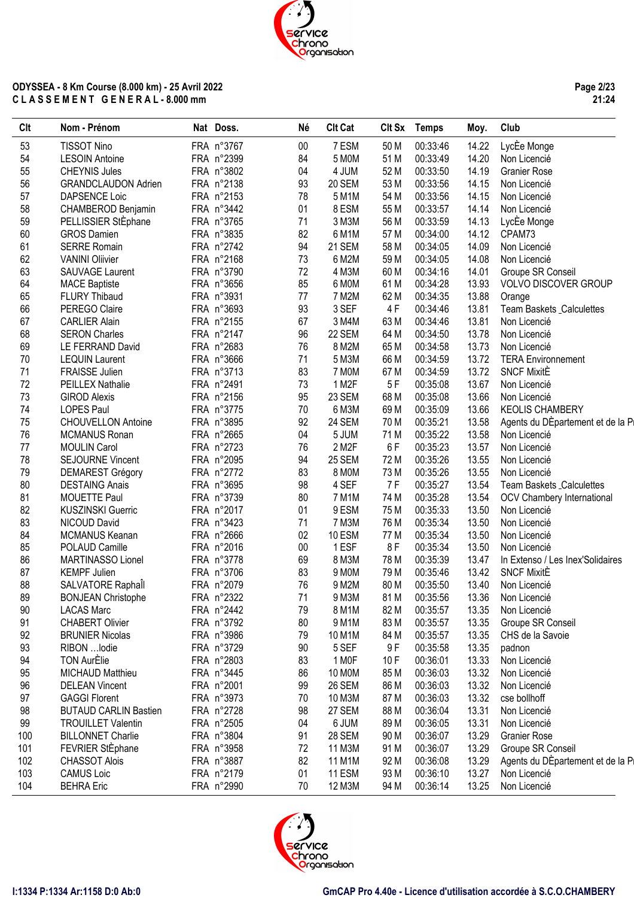ODYSSEA - 8 Km Course (8.000 km) - 25 Avril 2022
C L A S S E M E N T   G E N E R A L - 8.000 mm

| Clt | Nom - Prénom | Nat | Doss. | Né | Clt Cat | Clt Sx | Temps | Moy. | Club |
|---|---|---|---|---|---|---|---|---|---|
| 53 | TISSOT Nino | FRA | n°3767 | 00 | 7 ESM | 50 M | 00:33:46 | 14.22 | LycÈe Monge |
| 54 | LESOIN Antoine | FRA | n°2399 | 84 | 5 M0M | 51 M | 00:33:49 | 14.20 | Non Licencié |
| 55 | CHEYNIS Jules | FRA | n°3802 | 04 | 4 JUM | 52 M | 00:33:50 | 14.19 | Granier Rose |
| 56 | GRANDCLAUDON Adrien | FRA | n°2138 | 93 | 20 SEM | 53 M | 00:33:56 | 14.15 | Non Licencié |
| 57 | DAPSENCE Loic | FRA | n°2153 | 78 | 5 M1M | 54 M | 00:33:56 | 14.15 | Non Licencié |
| 58 | CHAMBEROD Benjamin | FRA | n°3442 | 01 | 8 ESM | 55 M | 00:33:57 | 14.14 | Non Licencié |
| 59 | PELLISSIER StÈphane | FRA | n°3765 | 71 | 3 M3M | 56 M | 00:33:59 | 14.13 | LycÈe Monge |
| 60 | GROS Damien | FRA | n°3835 | 82 | 6 M1M | 57 M | 00:34:00 | 14.12 | CPAM73 |
| 61 | SERRE Romain | FRA | n°2742 | 94 | 21 SEM | 58 M | 00:34:05 | 14.09 | Non Licencié |
| 62 | VANINI Oliivier | FRA | n°2168 | 73 | 6 M2M | 59 M | 00:34:05 | 14.08 | Non Licencié |
| 63 | SAUVAGE Laurent | FRA | n°3790 | 72 | 4 M3M | 60 M | 00:34:16 | 14.01 | Groupe SR Conseil |
| 64 | MACE Baptiste | FRA | n°3656 | 85 | 6 M0M | 61 M | 00:34:28 | 13.93 | VOLVO DISCOVER GROUP |
| 65 | FLURY Thibaud | FRA | n°3931 | 77 | 7 M2M | 62 M | 00:34:35 | 13.88 | Orange |
| 66 | PEREGO Claire | FRA | n°3693 | 93 | 3 SEF | 4 F | 00:34:46 | 13.81 | Team Baskets _Calculettes |
| 67 | CARLIER Alain | FRA | n°2155 | 67 | 3 M4M | 63 M | 00:34:46 | 13.81 | Non Licencié |
| 68 | SERON Charles | FRA | n°2147 | 96 | 22 SEM | 64 M | 00:34:50 | 13.78 | Non Licencié |
| 69 | LE FERRAND David | FRA | n°2683 | 76 | 8 M2M | 65 M | 00:34:58 | 13.73 | Non Licencié |
| 70 | LEQUIN Laurent | FRA | n°3666 | 71 | 5 M3M | 66 M | 00:34:59 | 13.72 | TERA Environnement |
| 71 | FRAISSE Julien | FRA | n°3713 | 83 | 7 M0M | 67 M | 00:34:59 | 13.72 | SNCF MixitÈ |
| 72 | PEILLEX Nathalie | FRA | n°2491 | 73 | 1 M2F | 5 F | 00:35:08 | 13.67 | Non Licencié |
| 73 | GIROD Alexis | FRA | n°2156 | 95 | 23 SEM | 68 M | 00:35:08 | 13.66 | Non Licencié |
| 74 | LOPES Paul | FRA | n°3775 | 70 | 6 M3M | 69 M | 00:35:09 | 13.66 | KEOLIS CHAMBERY |
| 75 | CHOUVELLON Antoine | FRA | n°3895 | 92 | 24 SEM | 70 M | 00:35:21 | 13.58 | Agents du DÈpartement et de la Pr |
| 76 | MCMANUS Ronan | FRA | n°2665 | 04 | 5 JUM | 71 M | 00:35:22 | 13.58 | Non Licencié |
| 77 | MOULIN Carol | FRA | n°2723 | 76 | 2 M2F | 6 F | 00:35:23 | 13.57 | Non Licencié |
| 78 | SEJOURNE Vincent | FRA | n°2095 | 94 | 25 SEM | 72 M | 00:35:26 | 13.55 | Non Licencié |
| 79 | DEMAREST Grégory | FRA | n°2772 | 83 | 8 M0M | 73 M | 00:35:26 | 13.55 | Non Licencié |
| 80 | DESTAING Anais | FRA | n°3695 | 98 | 4 SEF | 7 F | 00:35:27 | 13.54 | Team Baskets _Calculettes |
| 81 | MOUETTE Paul | FRA | n°3739 | 80 | 7 M1M | 74 M | 00:35:28 | 13.54 | OCV Chambery International |
| 82 | KUSZINSKI Guerric | FRA | n°2017 | 01 | 9 ESM | 75 M | 00:35:33 | 13.50 | Non Licencié |
| 83 | NICOUD David | FRA | n°3423 | 71 | 7 M3M | 76 M | 00:35:34 | 13.50 | Non Licencié |
| 84 | MCMANUS Keanan | FRA | n°2666 | 02 | 10 ESM | 77 M | 00:35:34 | 13.50 | Non Licencié |
| 85 | POLAUD Camille | FRA | n°2016 | 00 | 1 ESF | 8 F | 00:35:34 | 13.50 | Non Licencié |
| 86 | MARTINASSO Lionel | FRA | n°3778 | 69 | 8 M3M | 78 M | 00:35:39 | 13.47 | In Extenso / Les Inex'Solidaires |
| 87 | KEMPF Julien | FRA | n°3706 | 83 | 9 M0M | 79 M | 00:35:46 | 13.42 | SNCF MixitÈ |
| 88 | SALVATORE RaphaÎl | FRA | n°2079 | 76 | 9 M2M | 80 M | 00:35:50 | 13.40 | Non Licencié |
| 89 | BONJEAN Christophe | FRA | n°2322 | 71 | 9 M3M | 81 M | 00:35:56 | 13.36 | Non Licencié |
| 90 | LACAS Marc | FRA | n°2442 | 79 | 8 M1M | 82 M | 00:35:57 | 13.35 | Non Licencié |
| 91 | CHABERT Olivier | FRA | n°3792 | 80 | 9 M1M | 83 M | 00:35:57 | 13.35 | Groupe SR Conseil |
| 92 | BRUNIER Nicolas | FRA | n°3986 | 79 | 10 M1M | 84 M | 00:35:57 | 13.35 | CHS de la Savoie |
| 93 | RIBON …lodie | FRA | n°3729 | 90 | 5 SEF | 9 F | 00:35:58 | 13.35 | padnon |
| 94 | TON AurÈlie | FRA | n°2803 | 83 | 1 M0F | 10 F | 00:36:01 | 13.33 | Non Licencié |
| 95 | MICHAUD Matthieu | FRA | n°3445 | 86 | 10 M0M | 85 M | 00:36:03 | 13.32 | Non Licencié |
| 96 | DELEAN Vincent | FRA | n°2001 | 99 | 26 SEM | 86 M | 00:36:03 | 13.32 | Non Licencié |
| 97 | GAGGI Florent | FRA | n°3973 | 70 | 10 M3M | 87 M | 00:36:03 | 13.32 | cse bollhoff |
| 98 | BUTAUD CARLIN Bastien | FRA | n°2728 | 98 | 27 SEM | 88 M | 00:36:04 | 13.31 | Non Licencié |
| 99 | TROUILLET Valentin | FRA | n°2505 | 04 | 6 JUM | 89 M | 00:36:05 | 13.31 | Non Licencié |
| 100 | BILLONNET Charlie | FRA | n°3804 | 91 | 28 SEM | 90 M | 00:36:07 | 13.29 | Granier Rose |
| 101 | FEVRIER StÈphane | FRA | n°3958 | 72 | 11 M3M | 91 M | 00:36:07 | 13.29 | Groupe SR Conseil |
| 102 | CHASSOT Alois | FRA | n°3887 | 82 | 11 M1M | 92 M | 00:36:08 | 13.29 | Agents du DÈpartement et de la Pr |
| 103 | CAMUS Loic | FRA | n°2179 | 01 | 11 ESM | 93 M | 00:36:10 | 13.27 | Non Licencié |
| 104 | BEHRA Eric | FRA | n°2990 | 70 | 12 M3M | 94 M | 00:36:14 | 13.25 | Non Licencié |

I:1334 P:1334 Ar:1158 D:0 Ab:0

GmCAP Pro 4.40e - Licence d'utilisation accordée à S.C.O.CHAMBERY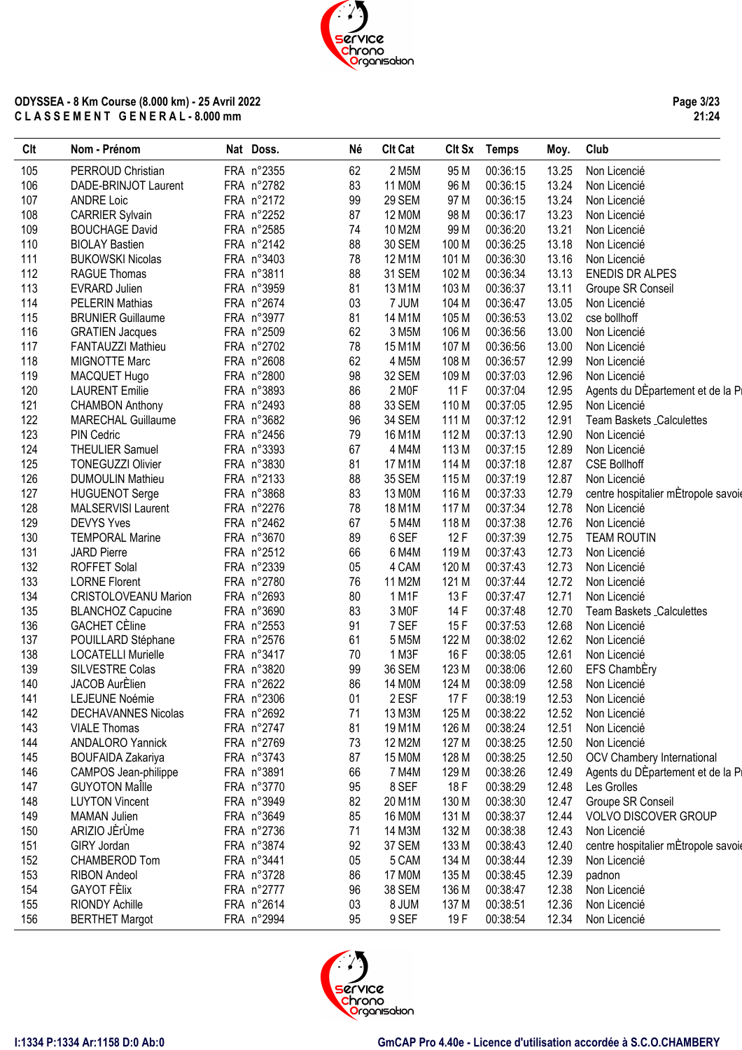**ODYSSEA - 8 Km Course (8.000 km) - 25 Avril 2022**
**C L A S S E M E N T   G E N E R A L - 8.000 mm**

| Clt | Nom - Prénom | Nat | Doss. | Né | Clt Cat | Clt Sx | Temps | Moy. | Club |
|---|---|---|---|---|---|---|---|---|---|
| 105 | PERROUD Christian | FRA | n°2355 | 62 | 2 M5M | 95 M | 00:36:15 | 13.25 | Non Licencié |
| 106 | DADE-BRINJOT Laurent | FRA | n°2782 | 83 | 11 M0M | 96 M | 00:36:15 | 13.24 | Non Licencié |
| 107 | ANDRE Loic | FRA | n°2172 | 99 | 29 SEM | 97 M | 00:36:15 | 13.24 | Non Licencié |
| 108 | CARRIER Sylvain | FRA | n°2252 | 87 | 12 M0M | 98 M | 00:36:17 | 13.23 | Non Licencié |
| 109 | BOUCHAGE David | FRA | n°2585 | 74 | 10 M2M | 99 M | 00:36:20 | 13.21 | Non Licencié |
| 110 | BIOLAY Bastien | FRA | n°2142 | 88 | 30 SEM | 100 M | 00:36:25 | 13.18 | Non Licencié |
| 111 | BUKOWSKI Nicolas | FRA | n°3403 | 78 | 12 M1M | 101 M | 00:36:30 | 13.16 | Non Licencié |
| 112 | RAGUE Thomas | FRA | n°3811 | 88 | 31 SEM | 102 M | 00:36:34 | 13.13 | ENEDIS DR ALPES |
| 113 | EVRARD Julien | FRA | n°3959 | 81 | 13 M1M | 103 M | 00:36:37 | 13.11 | Groupe SR Conseil |
| 114 | PELERIN Mathias | FRA | n°2674 | 03 | 7 JUM | 104 M | 00:36:47 | 13.05 | Non Licencié |
| 115 | BRUNIER Guillaume | FRA | n°3977 | 81 | 14 M1M | 105 M | 00:36:53 | 13.02 | cse bollhoff |
| 116 | GRATIEN Jacques | FRA | n°2509 | 62 | 3 M5M | 106 M | 00:36:56 | 13.00 | Non Licencié |
| 117 | FANTAUZZI Mathieu | FRA | n°2702 | 78 | 15 M1M | 107 M | 00:36:56 | 13.00 | Non Licencié |
| 118 | MIGNOTTE Marc | FRA | n°2608 | 62 | 4 M5M | 108 M | 00:36:57 | 12.99 | Non Licencié |
| 119 | MACQUET Hugo | FRA | n°2800 | 98 | 32 SEM | 109 M | 00:37:03 | 12.96 | Non Licencié |
| 120 | LAURENT Emilie | FRA | n°3893 | 86 | 2 M0F | 11 F | 00:37:04 | 12.95 | Agents du DÈpartement et de la Pr |
| 121 | CHAMBON Anthony | FRA | n°2493 | 88 | 33 SEM | 110 M | 00:37:05 | 12.95 | Non Licencié |
| 122 | MARECHAL Guillaume | FRA | n°3682 | 96 | 34 SEM | 111 M | 00:37:12 | 12.91 | Team Baskets _Calculettes |
| 123 | PIN Cedric | FRA | n°2456 | 79 | 16 M1M | 112 M | 00:37:13 | 12.90 | Non Licencié |
| 124 | THEULIER Samuel | FRA | n°3393 | 67 | 4 M4M | 113 M | 00:37:15 | 12.89 | Non Licencié |
| 125 | TONEGUZZI Olivier | FRA | n°3830 | 81 | 17 M1M | 114 M | 00:37:18 | 12.87 | CSE Bollhoff |
| 126 | DUMOULIN Mathieu | FRA | n°2133 | 88 | 35 SEM | 115 M | 00:37:19 | 12.87 | Non Licencié |
| 127 | HUGUENOT Serge | FRA | n°3868 | 83 | 13 M0M | 116 M | 00:37:33 | 12.79 | centre hospitalier mÈtropole savoie |
| 128 | MALSERVISI Laurent | FRA | n°2276 | 78 | 18 M1M | 117 M | 00:37:34 | 12.78 | Non Licencié |
| 129 | DEVYS Yves | FRA | n°2462 | 67 | 5 M4M | 118 M | 00:37:38 | 12.76 | Non Licencié |
| 130 | TEMPORAL Marine | FRA | n°3670 | 89 | 6 SEF | 12 F | 00:37:39 | 12.75 | TEAM ROUTIN |
| 131 | JARD Pierre | FRA | n°2512 | 66 | 6 M4M | 119 M | 00:37:43 | 12.73 | Non Licencié |
| 132 | ROFFET Solal | FRA | n°2339 | 05 | 4 CAM | 120 M | 00:37:43 | 12.73 | Non Licencié |
| 133 | LORNE Florent | FRA | n°2780 | 76 | 11 M2M | 121 M | 00:37:44 | 12.72 | Non Licencié |
| 134 | CRISTOLOVEANU Marion | FRA | n°2693 | 80 | 1 M1F | 13 F | 00:37:47 | 12.71 | Non Licencié |
| 135 | BLANCHOZ Capucine | FRA | n°3690 | 83 | 3 M0F | 14 F | 00:37:48 | 12.70 | Team Baskets _Calculettes |
| 136 | GACHET CÈline | FRA | n°2553 | 91 | 7 SEF | 15 F | 00:37:53 | 12.68 | Non Licencié |
| 137 | POUILLARD Stéphane | FRA | n°2576 | 61 | 5 M5M | 122 M | 00:38:02 | 12.62 | Non Licencié |
| 138 | LOCATELLI Murielle | FRA | n°3417 | 70 | 1 M3F | 16 F | 00:38:05 | 12.61 | Non Licencié |
| 139 | SILVESTRE Colas | FRA | n°3820 | 99 | 36 SEM | 123 M | 00:38:06 | 12.60 | EFS ChambÈry |
| 140 | JACOB AurÈlien | FRA | n°2622 | 86 | 14 M0M | 124 M | 00:38:09 | 12.58 | Non Licencié |
| 141 | LEJEUNE Noémie | FRA | n°2306 | 01 | 2 ESF | 17 F | 00:38:19 | 12.53 | Non Licencié |
| 142 | DECHAVANNES Nicolas | FRA | n°2692 | 71 | 13 M3M | 125 M | 00:38:22 | 12.52 | Non Licencié |
| 143 | VIALE Thomas | FRA | n°2747 | 81 | 19 M1M | 126 M | 00:38:24 | 12.51 | Non Licencié |
| 144 | ANDALORO Yannick | FRA | n°2769 | 73 | 12 M2M | 127 M | 00:38:25 | 12.50 | Non Licencié |
| 145 | BOUFAIDA Zakariya | FRA | n°3743 | 87 | 15 M0M | 128 M | 00:38:25 | 12.50 | OCV Chambery International |
| 146 | CAMPOS Jean-philippe | FRA | n°3891 | 66 | 7 M4M | 129 M | 00:38:26 | 12.49 | Agents du DÈpartement et de la Pr |
| 147 | GUYOTON MaÎlle | FRA | n°3770 | 95 | 8 SEF | 18 F | 00:38:29 | 12.48 | Les Grolles |
| 148 | LUYTON Vincent | FRA | n°3949 | 82 | 20 M1M | 130 M | 00:38:30 | 12.47 | Groupe SR Conseil |
| 149 | MAMAN Julien | FRA | n°3649 | 85 | 16 M0M | 131 M | 00:38:37 | 12.44 | VOLVO DISCOVER GROUP |
| 150 | ARIZIO JÈrÙme | FRA | n°2736 | 71 | 14 M3M | 132 M | 00:38:38 | 12.43 | Non Licencié |
| 151 | GIRY Jordan | FRA | n°3874 | 92 | 37 SEM | 133 M | 00:38:43 | 12.40 | centre hospitalier mÈtropole savoie |
| 152 | CHAMBEROD Tom | FRA | n°3441 | 05 | 5 CAM | 134 M | 00:38:44 | 12.39 | Non Licencié |
| 153 | RIBON Andeol | FRA | n°3728 | 86 | 17 M0M | 135 M | 00:38:45 | 12.39 | padnon |
| 154 | GAYOT FÈlix | FRA | n°2777 | 96 | 38 SEM | 136 M | 00:38:47 | 12.38 | Non Licencié |
| 155 | RIONDY Achille | FRA | n°2614 | 03 | 8 JUM | 137 M | 00:38:51 | 12.36 | Non Licencié |
| 156 | BERTHET Margot | FRA | n°2994 | 95 | 9 SEF | 19 F | 00:38:54 | 12.34 | Non Licencié |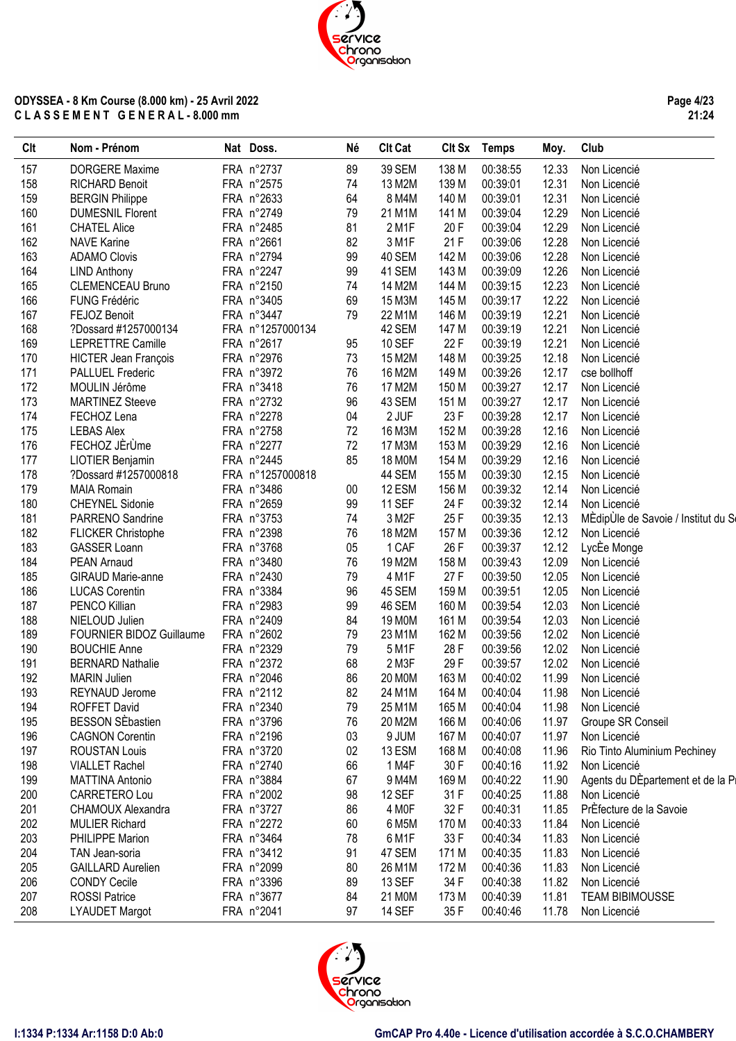ODYSSEA - 8 Km Course (8.000 km) - 25 Avril 2022
C L A S S E M E N T   G E N E R A L - 8.000 mm

| Clt | Nom - Prénom | Nat | Doss. | Né | Clt Cat | Clt Sx | Temps | Moy. | Club |
|---|---|---|---|---|---|---|---|---|---|
| 157 | DORGERE Maxime | FRA | n°2737 | 89 | 39 SEM | 138 M | 00:38:55 | 12.33 | Non Licencié |
| 158 | RICHARD Benoit | FRA | n°2575 | 74 | 13 M2M | 139 M | 00:39:01 | 12.31 | Non Licencié |
| 159 | BERGIN Philippe | FRA | n°2633 | 64 | 8 M4M | 140 M | 00:39:01 | 12.31 | Non Licencié |
| 160 | DUMESNIL Florent | FRA | n°2749 | 79 | 21 M1M | 141 M | 00:39:04 | 12.29 | Non Licencié |
| 161 | CHATEL Alice | FRA | n°2485 | 81 | 2 M1F | 20 F | 00:39:04 | 12.29 | Non Licencié |
| 162 | NAVE Karine | FRA | n°2661 | 82 | 3 M1F | 21 F | 00:39:06 | 12.28 | Non Licencié |
| 163 | ADAMO Clovis | FRA | n°2794 | 99 | 40 SEM | 142 M | 00:39:06 | 12.28 | Non Licencié |
| 164 | LIND Anthony | FRA | n°2247 | 99 | 41 SEM | 143 M | 00:39:09 | 12.26 | Non Licencié |
| 165 | CLEMENCEAU Bruno | FRA | n°2150 | 74 | 14 M2M | 144 M | 00:39:15 | 12.23 | Non Licencié |
| 166 | FUNG Frédéric | FRA | n°3405 | 69 | 15 M3M | 145 M | 00:39:17 | 12.22 | Non Licencié |
| 167 | FEJOZ Benoit | FRA | n°3447 | 79 | 22 M1M | 146 M | 00:39:19 | 12.21 | Non Licencié |
| 168 | ?Dossard #1257000134 | FRA | n°1257000134 | | 42 SEM | 147 M | 00:39:19 | 12.21 | Non Licencié |
| 169 | LEPRETTRE Camille | FRA | n°2617 | 95 | 10 SEF | 22 F | 00:39:19 | 12.21 | Non Licencié |
| 170 | HICTER Jean François | FRA | n°2976 | 73 | 15 M2M | 148 M | 00:39:25 | 12.18 | Non Licencié |
| 171 | PALLUEL Frederic | FRA | n°3972 | 76 | 16 M2M | 149 M | 00:39:26 | 12.17 | cse bollhoff |
| 172 | MOULIN Jérôme | FRA | n°3418 | 76 | 17 M2M | 150 M | 00:39:27 | 12.17 | Non Licencié |
| 173 | MARTINEZ Steeve | FRA | n°2732 | 96 | 43 SEM | 151 M | 00:39:27 | 12.17 | Non Licencié |
| 174 | FECHOZ Lena | FRA | n°2278 | 04 | 2 JUF | 23 F | 00:39:28 | 12.17 | Non Licencié |
| 175 | LEBAS Alex | FRA | n°2758 | 72 | 16 M3M | 152 M | 00:39:28 | 12.16 | Non Licencié |
| 176 | FECHOZ JÈrÙme | FRA | n°2277 | 72 | 17 M3M | 153 M | 00:39:29 | 12.16 | Non Licencié |
| 177 | LIOTIER Benjamin | FRA | n°2445 | 85 | 18 M0M | 154 M | 00:39:29 | 12.16 | Non Licencié |
| 178 | ?Dossard #1257000818 | FRA | n°1257000818 | | 44 SEM | 155 M | 00:39:30 | 12.15 | Non Licencié |
| 179 | MAIA Romain | FRA | n°3486 | 00 | 12 ESM | 156 M | 00:39:32 | 12.14 | Non Licencié |
| 180 | CHEYNEL Sidonie | FRA | n°2659 | 99 | 11 SEF | 24 F | 00:39:32 | 12.14 | Non Licencié |
| 181 | PARRENO Sandrine | FRA | n°3753 | 74 | 3 M2F | 25 F | 00:39:35 | 12.13 | MÈdipÙle de Savoie / Institut du S |
| 182 | FLICKER Christophe | FRA | n°2398 | 76 | 18 M2M | 157 M | 00:39:36 | 12.12 | Non Licencié |
| 183 | GASSER Loann | FRA | n°3768 | 05 | 1 CAF | 26 F | 00:39:37 | 12.12 | LycÈe Monge |
| 184 | PEAN Arnaud | FRA | n°3480 | 76 | 19 M2M | 158 M | 00:39:43 | 12.09 | Non Licencié |
| 185 | GIRAUD Marie-anne | FRA | n°2430 | 79 | 4 M1F | 27 F | 00:39:50 | 12.05 | Non Licencié |
| 186 | LUCAS Corentin | FRA | n°3384 | 96 | 45 SEM | 159 M | 00:39:51 | 12.05 | Non Licencié |
| 187 | PENCO Killian | FRA | n°2983 | 99 | 46 SEM | 160 M | 00:39:54 | 12.03 | Non Licencié |
| 188 | NIELOUD Julien | FRA | n°2409 | 84 | 19 M0M | 161 M | 00:39:54 | 12.03 | Non Licencié |
| 189 | FOURNIER BIDOZ Guillaume | FRA | n°2602 | 79 | 23 M1M | 162 M | 00:39:56 | 12.02 | Non Licencié |
| 190 | BOUCHIE Anne | FRA | n°2329 | 79 | 5 M1F | 28 F | 00:39:56 | 12.02 | Non Licencié |
| 191 | BERNARD Nathalie | FRA | n°2372 | 68 | 2 M3F | 29 F | 00:39:57 | 12.02 | Non Licencié |
| 192 | MARIN Julien | FRA | n°2046 | 86 | 20 M0M | 163 M | 00:40:02 | 11.99 | Non Licencié |
| 193 | REYNAUD Jerome | FRA | n°2112 | 82 | 24 M1M | 164 M | 00:40:04 | 11.98 | Non Licencié |
| 194 | ROFFET David | FRA | n°2340 | 79 | 25 M1M | 165 M | 00:40:04 | 11.98 | Non Licencié |
| 195 | BESSON SÈbastien | FRA | n°3796 | 76 | 20 M2M | 166 M | 00:40:06 | 11.97 | Groupe SR Conseil |
| 196 | CAGNON Corentin | FRA | n°2196 | 03 | 9 JUM | 167 M | 00:40:07 | 11.97 | Non Licencié |
| 197 | ROUSTAN Louis | FRA | n°3720 | 02 | 13 ESM | 168 M | 00:40:08 | 11.96 | Rio Tinto Aluminium Pechiney |
| 198 | VIALLET Rachel | FRA | n°2740 | 66 | 1 M4F | 30 F | 00:40:16 | 11.92 | Non Licencié |
| 199 | MATTINA Antonio | FRA | n°3884 | 67 | 9 M4M | 169 M | 00:40:22 | 11.90 | Agents du DÈpartement et de la P |
| 200 | CARRETERO Lou | FRA | n°2002 | 98 | 12 SEF | 31 F | 00:40:25 | 11.88 | Non Licencié |
| 201 | CHAMOUX Alexandra | FRA | n°3727 | 86 | 4 M0F | 32 F | 00:40:31 | 11.85 | PrÈfecture de la Savoie |
| 202 | MULIER Richard | FRA | n°2272 | 60 | 6 M5M | 170 M | 00:40:33 | 11.84 | Non Licencié |
| 203 | PHILIPPE Marion | FRA | n°3464 | 78 | 6 M1F | 33 F | 00:40:34 | 11.83 | Non Licencié |
| 204 | TAN Jean-soria | FRA | n°3412 | 91 | 47 SEM | 171 M | 00:40:35 | 11.83 | Non Licencié |
| 205 | GAILLARD Aurelien | FRA | n°2099 | 80 | 26 M1M | 172 M | 00:40:36 | 11.83 | Non Licencié |
| 206 | CONDY Cecile | FRA | n°3396 | 89 | 13 SEF | 34 F | 00:40:38 | 11.82 | Non Licencié |
| 207 | ROSSI Patrice | FRA | n°3677 | 84 | 21 M0M | 173 M | 00:40:39 | 11.81 | TEAM BIBIMOUSSE |
| 208 | LYAUDET Margot | FRA | n°2041 | 97 | 14 SEF | 35 F | 00:40:46 | 11.78 | Non Licencié |

I:1334 P:1334 Ar:1158 D:0 Ab:0

GmCAP Pro 4.40e - Licence d'utilisation accordée à S.C.O.CHAMBERY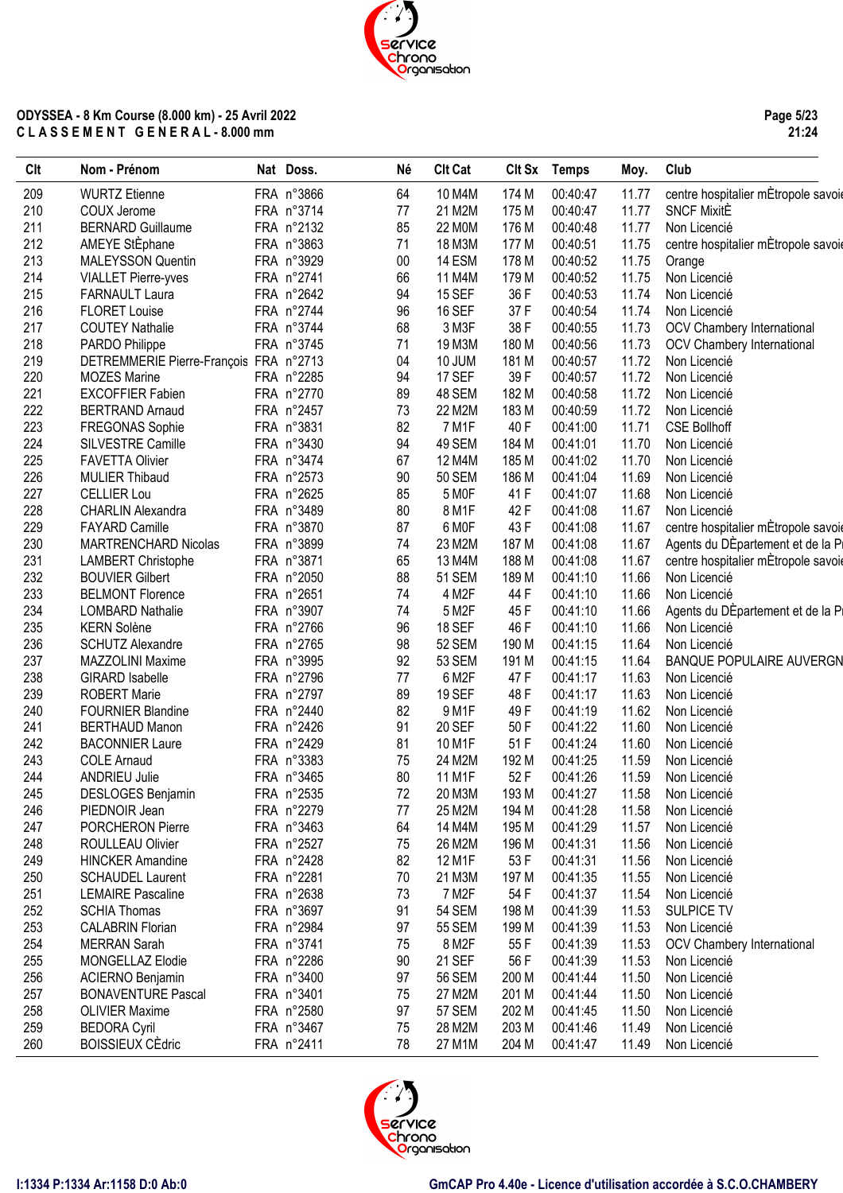ODYSSEA - 8 Km Course (8.000 km) - 25 Avril 2022
C L A S S E M E N T   G E N E R A L - 8.000 mm

| Clt | Nom - Prénom | Nat | Doss. | Né | Clt Cat | Clt Sx | Temps | Moy. | Club |
|---|---|---|---|---|---|---|---|---|---|
| 209 | WURTZ Etienne | FRA | n°3866 | 64 | 10 M4M | 174 M | 00:40:47 | 11.77 | centre hospitalier mÈtropole savoie |
| 210 | COUX Jerome | FRA | n°3714 | 77 | 21 M2M | 175 M | 00:40:47 | 11.77 | SNCF MixitÈ |
| 211 | BERNARD Guillaume | FRA | n°2132 | 85 | 22 M0M | 176 M | 00:40:48 | 11.77 | Non Licencié |
| 212 | AMEYE StÈphane | FRA | n°3863 | 71 | 18 M3M | 177 M | 00:40:51 | 11.75 | centre hospitalier mÈtropole savoie |
| 213 | MALEYSSON Quentin | FRA | n°3929 | 00 | 14 ESM | 178 M | 00:40:52 | 11.75 | Orange |
| 214 | VIALLET Pierre-yves | FRA | n°2741 | 66 | 11 M4M | 179 M | 00:40:52 | 11.75 | Non Licencié |
| 215 | FARNAULT Laura | FRA | n°2642 | 94 | 15 SEF | 36 F | 00:40:53 | 11.74 | Non Licencié |
| 216 | FLORET Louise | FRA | n°2744 | 96 | 16 SEF | 37 F | 00:40:54 | 11.74 | Non Licencié |
| 217 | COUTEY Nathalie | FRA | n°3744 | 68 | 3 M3F | 38 F | 00:40:55 | 11.73 | OCV Chambery International |
| 218 | PARDO Philippe | FRA | n°3745 | 71 | 19 M3M | 180 M | 00:40:56 | 11.73 | OCV Chambery International |
| 219 | DETREMMERIE Pierre-François | FRA | n°2713 | 04 | 10 JUM | 181 M | 00:40:57 | 11.72 | Non Licencié |
| 220 | MOZES Marine | FRA | n°2285 | 94 | 17 SEF | 39 F | 00:40:57 | 11.72 | Non Licencié |
| 221 | EXCOFFIER Fabien | FRA | n°2770 | 89 | 48 SEM | 182 M | 00:40:58 | 11.72 | Non Licencié |
| 222 | BERTRAND Arnaud | FRA | n°2457 | 73 | 22 M2M | 183 M | 00:40:59 | 11.72 | Non Licencié |
| 223 | FREGONAS Sophie | FRA | n°3831 | 82 | 7 M1F | 40 F | 00:41:00 | 11.71 | CSE Bollhoff |
| 224 | SILVESTRE Camille | FRA | n°3430 | 94 | 49 SEM | 184 M | 00:41:01 | 11.70 | Non Licencié |
| 225 | FAVETTA Olivier | FRA | n°3474 | 67 | 12 M4M | 185 M | 00:41:02 | 11.70 | Non Licencié |
| 226 | MULIER Thibaud | FRA | n°2573 | 90 | 50 SEM | 186 M | 00:41:04 | 11.69 | Non Licencié |
| 227 | CELLIER Lou | FRA | n°2625 | 85 | 5 M0F | 41 F | 00:41:07 | 11.68 | Non Licencié |
| 228 | CHARLIN Alexandra | FRA | n°3489 | 80 | 8 M1F | 42 F | 00:41:08 | 11.67 | Non Licencié |
| 229 | FAYARD Camille | FRA | n°3870 | 87 | 6 M0F | 43 F | 00:41:08 | 11.67 | centre hospitalier mÈtropole savoie |
| 230 | MARTRENCHARD Nicolas | FRA | n°3899 | 74 | 23 M2M | 187 M | 00:41:08 | 11.67 | Agents du DÈpartement et de la Pr |
| 231 | LAMBERT Christophe | FRA | n°3871 | 65 | 13 M4M | 188 M | 00:41:08 | 11.67 | centre hospitalier mÈtropole savoie |
| 232 | BOUVIER Gilbert | FRA | n°2050 | 88 | 51 SEM | 189 M | 00:41:10 | 11.66 | Non Licencié |
| 233 | BELMONT Florence | FRA | n°2651 | 74 | 4 M2F | 44 F | 00:41:10 | 11.66 | Non Licencié |
| 234 | LOMBARD Nathalie | FRA | n°3907 | 74 | 5 M2F | 45 F | 00:41:10 | 11.66 | Agents du DÈpartement et de la Pr |
| 235 | KERN Solène | FRA | n°2766 | 96 | 18 SEF | 46 F | 00:41:10 | 11.66 | Non Licencié |
| 236 | SCHUTZ Alexandre | FRA | n°2765 | 98 | 52 SEM | 190 M | 00:41:15 | 11.64 | Non Licencié |
| 237 | MAZZOLINI Maxime | FRA | n°3995 | 92 | 53 SEM | 191 M | 00:41:15 | 11.64 | BANQUE POPULAIRE AUVERGNE |
| 238 | GIRARD Isabelle | FRA | n°2796 | 77 | 6 M2F | 47 F | 00:41:17 | 11.63 | Non Licencié |
| 239 | ROBERT Marie | FRA | n°2797 | 89 | 19 SEF | 48 F | 00:41:17 | 11.63 | Non Licencié |
| 240 | FOURNIER Blandine | FRA | n°2440 | 82 | 9 M1F | 49 F | 00:41:19 | 11.62 | Non Licencié |
| 241 | BERTHAUD Manon | FRA | n°2426 | 91 | 20 SEF | 50 F | 00:41:22 | 11.60 | Non Licencié |
| 242 | BACONNIER Laure | FRA | n°2429 | 81 | 10 M1F | 51 F | 00:41:24 | 11.60 | Non Licencié |
| 243 | COLE Arnaud | FRA | n°3383 | 75 | 24 M2M | 192 M | 00:41:25 | 11.59 | Non Licencié |
| 244 | ANDRIEU Julie | FRA | n°3465 | 80 | 11 M1F | 52 F | 00:41:26 | 11.59 | Non Licencié |
| 245 | DESLOGES Benjamin | FRA | n°2535 | 72 | 20 M3M | 193 M | 00:41:27 | 11.58 | Non Licencié |
| 246 | PIEDNOIR Jean | FRA | n°2279 | 77 | 25 M2M | 194 M | 00:41:28 | 11.58 | Non Licencié |
| 247 | PORCHERON Pierre | FRA | n°3463 | 64 | 14 M4M | 195 M | 00:41:29 | 11.57 | Non Licencié |
| 248 | ROULLEAU Olivier | FRA | n°2527 | 75 | 26 M2M | 196 M | 00:41:31 | 11.56 | Non Licencié |
| 249 | HINCKER Amandine | FRA | n°2428 | 82 | 12 M1F | 53 F | 00:41:31 | 11.56 | Non Licencié |
| 250 | SCHAUDEL Laurent | FRA | n°2281 | 70 | 21 M3M | 197 M | 00:41:35 | 11.55 | Non Licencié |
| 251 | LEMAIRE Pascaline | FRA | n°2638 | 73 | 7 M2F | 54 F | 00:41:37 | 11.54 | Non Licencié |
| 252 | SCHIA Thomas | FRA | n°3697 | 91 | 54 SEM | 198 M | 00:41:39 | 11.53 | SULPICE TV |
| 253 | CALABRIN Florian | FRA | n°2984 | 97 | 55 SEM | 199 M | 00:41:39 | 11.53 | Non Licencié |
| 254 | MERRAN Sarah | FRA | n°3741 | 75 | 8 M2F | 55 F | 00:41:39 | 11.53 | OCV Chambery International |
| 255 | MONGELLAZ Elodie | FRA | n°2286 | 90 | 21 SEF | 56 F | 00:41:39 | 11.53 | Non Licencié |
| 256 | ACIERNO Benjamin | FRA | n°3400 | 97 | 56 SEM | 200 M | 00:41:44 | 11.50 | Non Licencié |
| 257 | BONAVENTURE Pascal | FRA | n°3401 | 75 | 27 M2M | 201 M | 00:41:44 | 11.50 | Non Licencié |
| 258 | OLIVIER Maxime | FRA | n°2580 | 97 | 57 SEM | 202 M | 00:41:45 | 11.50 | Non Licencié |
| 259 | BEDORA Cyril | FRA | n°3467 | 75 | 28 M2M | 203 M | 00:41:46 | 11.49 | Non Licencié |
| 260 | BOISSIEUX CÈdric | FRA | n°2411 | 78 | 27 M1M | 204 M | 00:41:47 | 11.49 | Non Licencié |

I:1334 P:1334 Ar:1158 D:0 Ab:0 GmCAP Pro 4.40e - Licence d'utilisation accordée à S.C.O.CHAMBERY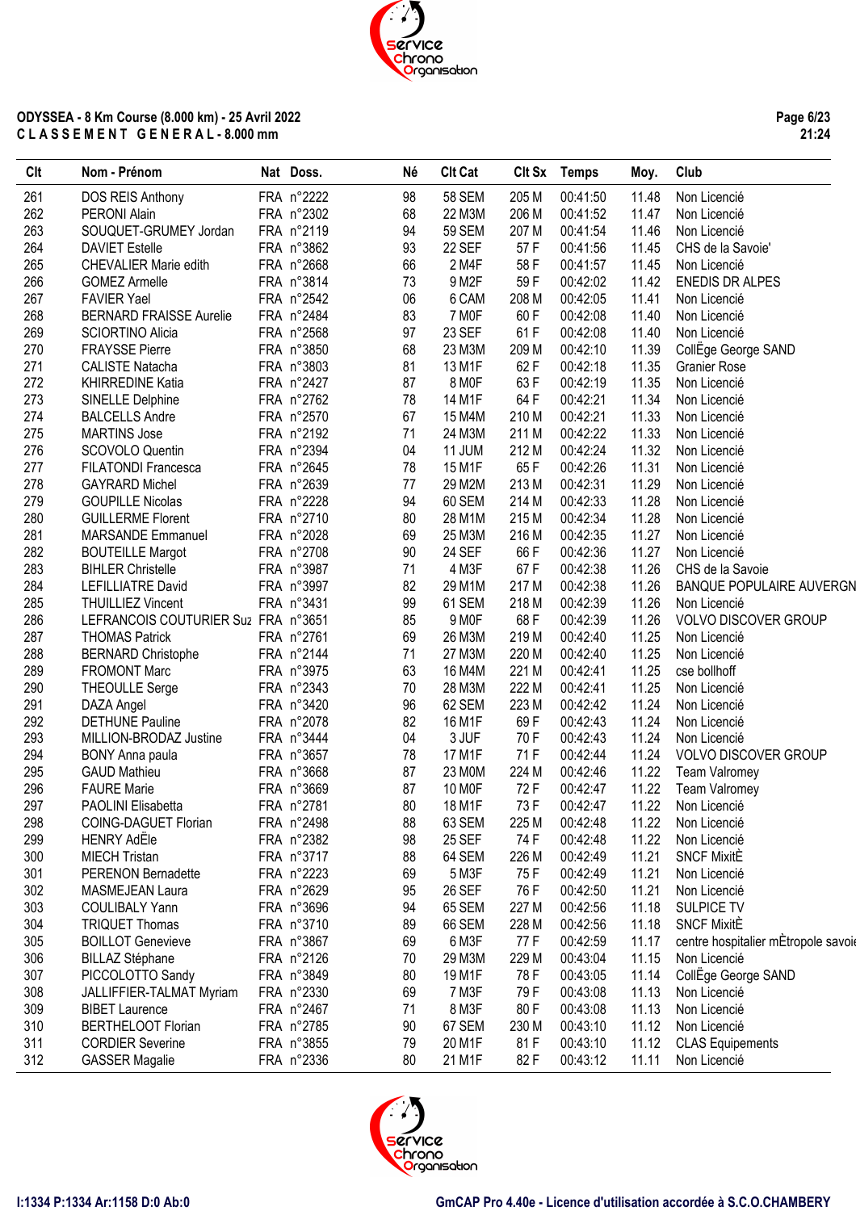**ODYSSEA - 8 Km Course (8.000 km) - 25 Avril 2022**
**C L A S S E M E N T G E N E R A L - 8.000 mm**

| Clt | Nom - Prénom | Nat | Doss. | Né | Clt Cat | Clt Sx | Temps | Moy. | Club |
|---|---|---|---|---|---|---|---|---|---|
| 261 | DOS REIS Anthony | FRA | n°2222 | 98 | 58 SEM | 205 M | 00:41:50 | 11.48 | Non Licencié |
| 262 | PERONI Alain | FRA | n°2302 | 68 | 22 M3M | 206 M | 00:41:52 | 11.47 | Non Licencié |
| 263 | SOUQUET-GRUMEY Jordan | FRA | n°2119 | 94 | 59 SEM | 207 M | 00:41:54 | 11.46 | Non Licencié |
| 264 | DAVIET Estelle | FRA | n°3862 | 93 | 22 SEF | 57 F | 00:41:56 | 11.45 | CHS de la Savoie' |
| 265 | CHEVALIER Marie edith | FRA | n°2668 | 66 | 2 M4F | 58 F | 00:41:57 | 11.45 | Non Licencié |
| 266 | GOMEZ Armelle | FRA | n°3814 | 73 | 9 M2F | 59 F | 00:42:02 | 11.42 | ENEDIS DR ALPES |
| 267 | FAVIER Yael | FRA | n°2542 | 06 | 6 CAM | 208 M | 00:42:05 | 11.41 | Non Licencié |
| 268 | BERNARD FRAISSE Aurelie | FRA | n°2484 | 83 | 7 M0F | 60 F | 00:42:08 | 11.40 | Non Licencié |
| 269 | SCIORTINO Alicia | FRA | n°2568 | 97 | 23 SEF | 61 F | 00:42:08 | 11.40 | Non Licencié |
| 270 | FRAYSSE Pierre | FRA | n°3850 | 68 | 23 M3M | 209 M | 00:42:10 | 11.39 | CollËge George SAND |
| 271 | CALISTE Natacha | FRA | n°3803 | 81 | 13 M1F | 62 F | 00:42:18 | 11.35 | Granier Rose |
| 272 | KHIRREDINE Katia | FRA | n°2427 | 87 | 8 M0F | 63 F | 00:42:19 | 11.35 | Non Licencié |
| 273 | SINELLE Delphine | FRA | n°2762 | 78 | 14 M1F | 64 F | 00:42:21 | 11.34 | Non Licencié |
| 274 | BALCELLS Andre | FRA | n°2570 | 67 | 15 M4M | 210 M | 00:42:21 | 11.33 | Non Licencié |
| 275 | MARTINS Jose | FRA | n°2192 | 71 | 24 M3M | 211 M | 00:42:22 | 11.33 | Non Licencié |
| 276 | SCOVOLO Quentin | FRA | n°2394 | 04 | 11 JUM | 212 M | 00:42:24 | 11.32 | Non Licencié |
| 277 | FILATONDI Francesca | FRA | n°2645 | 78 | 15 M1F | 65 F | 00:42:26 | 11.31 | Non Licencié |
| 278 | GAYRARD Michel | FRA | n°2639 | 77 | 29 M2M | 213 M | 00:42:31 | 11.29 | Non Licencié |
| 279 | GOUPILLE Nicolas | FRA | n°2228 | 94 | 60 SEM | 214 M | 00:42:33 | 11.28 | Non Licencié |
| 280 | GUILLERME Florent | FRA | n°2710 | 80 | 28 M1M | 215 M | 00:42:34 | 11.28 | Non Licencié |
| 281 | MARSANDE Emmanuel | FRA | n°2028 | 69 | 25 M3M | 216 M | 00:42:35 | 11.27 | Non Licencié |
| 282 | BOUTEILLE Margot | FRA | n°2708 | 90 | 24 SEF | 66 F | 00:42:36 | 11.27 | Non Licencié |
| 283 | BIHLER Christelle | FRA | n°3987 | 71 | 4 M3F | 67 F | 00:42:38 | 11.26 | CHS de la Savoie |
| 284 | LEFILLIATRE David | FRA | n°3997 | 82 | 29 M1M | 217 M | 00:42:38 | 11.26 | BANQUE POPULAIRE AUVERGN |
| 285 | THUILLIEZ Vincent | FRA | n°3431 | 99 | 61 SEM | 218 M | 00:42:39 | 11.26 | Non Licencié |
| 286 | LEFRANCOIS COUTURIER Suz | FRA | n°3651 | 85 | 9 M0F | 68 F | 00:42:39 | 11.26 | VOLVO DISCOVER GROUP |
| 287 | THOMAS Patrick | FRA | n°2761 | 69 | 26 M3M | 219 M | 00:42:40 | 11.25 | Non Licencié |
| 288 | BERNARD Christophe | FRA | n°2144 | 71 | 27 M3M | 220 M | 00:42:40 | 11.25 | Non Licencié |
| 289 | FROMONT Marc | FRA | n°3975 | 63 | 16 M4M | 221 M | 00:42:41 | 11.25 | cse bollhoff |
| 290 | THEOULLE Serge | FRA | n°2343 | 70 | 28 M3M | 222 M | 00:42:41 | 11.25 | Non Licencié |
| 291 | DAZA Angel | FRA | n°3420 | 96 | 62 SEM | 223 M | 00:42:42 | 11.24 | Non Licencié |
| 292 | DETHUNE Pauline | FRA | n°2078 | 82 | 16 M1F | 69 F | 00:42:43 | 11.24 | Non Licencié |
| 293 | MILLION-BRODAZ Justine | FRA | n°3444 | 04 | 3 JUF | 70 F | 00:42:43 | 11.24 | Non Licencié |
| 294 | BONY Anna paula | FRA | n°3657 | 78 | 17 M1F | 71 F | 00:42:44 | 11.24 | VOLVO DISCOVER GROUP |
| 295 | GAUD Mathieu | FRA | n°3668 | 87 | 23 M0M | 224 M | 00:42:46 | 11.22 | Team Valromey |
| 296 | FAURE Marie | FRA | n°3669 | 87 | 10 M0F | 72 F | 00:42:47 | 11.22 | Team Valromey |
| 297 | PAOLINI Elisabetta | FRA | n°2781 | 80 | 18 M1F | 73 F | 00:42:47 | 11.22 | Non Licencié |
| 298 | COING-DAGUET Florian | FRA | n°2498 | 88 | 63 SEM | 225 M | 00:42:48 | 11.22 | Non Licencié |
| 299 | HENRY AdËle | FRA | n°2382 | 98 | 25 SEF | 74 F | 00:42:48 | 11.22 | Non Licencié |
| 300 | MIECH Tristan | FRA | n°3717 | 88 | 64 SEM | 226 M | 00:42:49 | 11.21 | SNCF MixitÈ |
| 301 | PERENON Bernadette | FRA | n°2223 | 69 | 5 M3F | 75 F | 00:42:49 | 11.21 | Non Licencié |
| 302 | MASMEJEAN Laura | FRA | n°2629 | 95 | 26 SEF | 76 F | 00:42:50 | 11.21 | Non Licencié |
| 303 | COULIBALY Yann | FRA | n°3696 | 94 | 65 SEM | 227 M | 00:42:56 | 11.18 | SULPICE TV |
| 304 | TRIQUET Thomas | FRA | n°3710 | 89 | 66 SEM | 228 M | 00:42:56 | 11.18 | SNCF MixitÈ |
| 305 | BOILLOT Genevieve | FRA | n°3867 | 69 | 6 M3F | 77 F | 00:42:59 | 11.17 | centre hospitalier mÈtropole savoie |
| 306 | BILLAZ Stéphane | FRA | n°2126 | 70 | 29 M3M | 229 M | 00:43:04 | 11.15 | Non Licencié |
| 307 | PICCOLOTTO Sandy | FRA | n°3849 | 80 | 19 M1F | 78 F | 00:43:05 | 11.14 | CollËge George SAND |
| 308 | JALLIFFIER-TALMAT Myriam | FRA | n°2330 | 69 | 7 M3F | 79 F | 00:43:08 | 11.13 | Non Licencié |
| 309 | BIBET Laurence | FRA | n°2467 | 71 | 8 M3F | 80 F | 00:43:08 | 11.13 | Non Licencié |
| 310 | BERTHELOOT Florian | FRA | n°2785 | 90 | 67 SEM | 230 M | 00:43:10 | 11.12 | Non Licencié |
| 311 | CORDIER Severine | FRA | n°3855 | 79 | 20 M1F | 81 F | 00:43:10 | 11.12 | CLAS Equipements |
| 312 | GASSER Magalie | FRA | n°2336 | 80 | 21 M1F | 82 F | 00:43:12 | 11.11 | Non Licencié |

I:1334 P:1334 Ar:1158 D:0 Ab:0

GmCAP Pro 4.40e - Licence d'utilisation accordée à S.C.O.CHAMBERY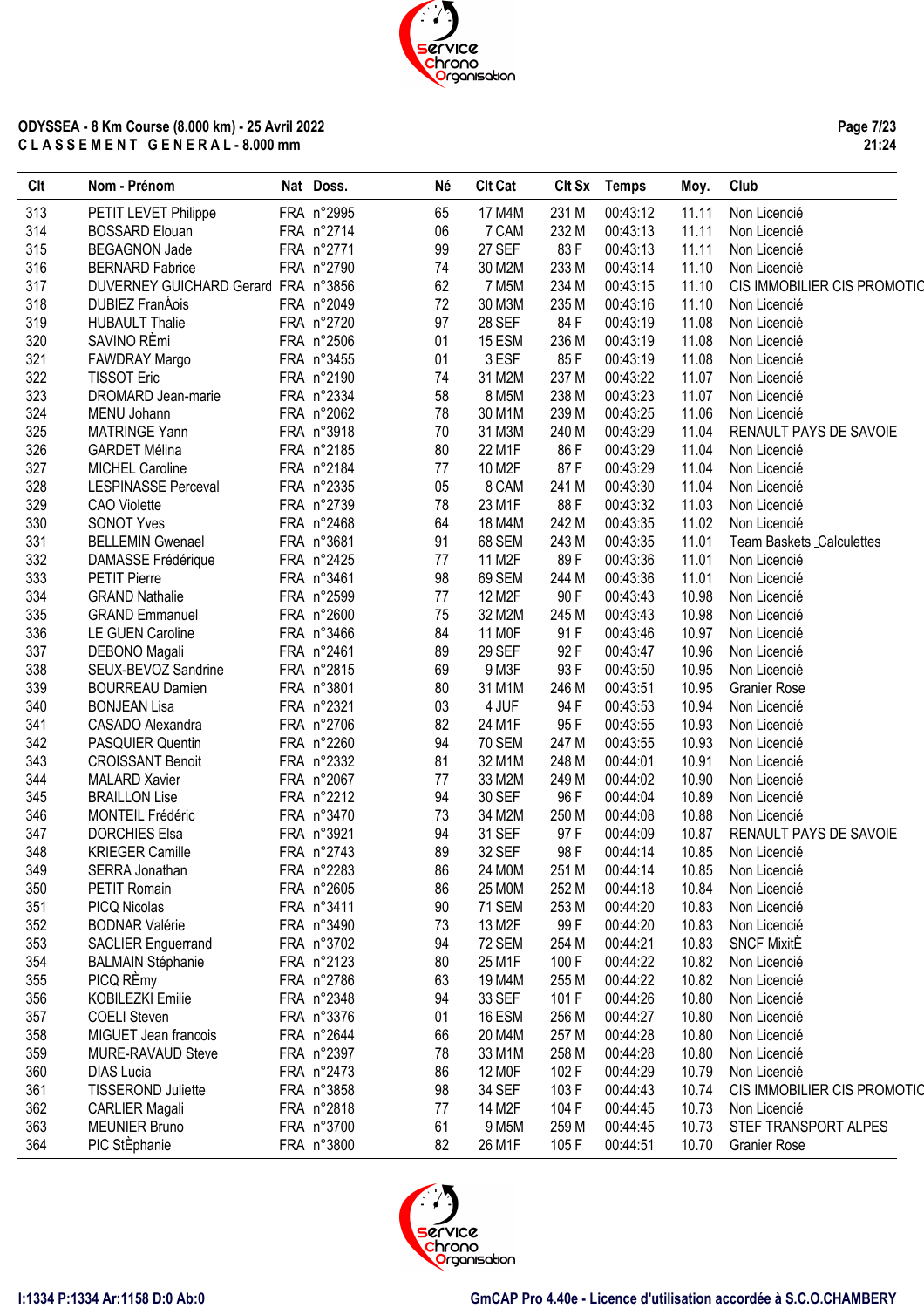**ODYSSEA - 8 Km Course (8.000 km) - 25 Avril 2022**
**C L A S S E M E N T  G E N E R A L - 8.000 mm**

| Clt | Nom - Prénom | Nat | Doss. | Né | Clt Cat | Clt Sx | Temps | Moy. | Club |
|---|---|---|---|---|---|---|---|---|---|
| 313 | PETIT LEVET Philippe | FRA | n°2995 | 65 | 17 M4M | 231 M | 00:43:12 | 11.11 | Non Licencié |
| 314 | BOSSARD Elouan | FRA | n°2714 | 06 | 7 CAM | 232 M | 00:43:13 | 11.11 | Non Licencié |
| 315 | BEGAGNON Jade | FRA | n°2771 | 99 | 27 SEF | 83 F | 00:43:13 | 11.11 | Non Licencié |
| 316 | BERNARD Fabrice | FRA | n°2790 | 74 | 30 M2M | 233 M | 00:43:14 | 11.10 | Non Licencié |
| 317 | DUVERNEY GUICHARD Gerard | FRA | n°3856 | 62 | 7 M5M | 234 M | 00:43:15 | 11.10 | CIS IMMOBILIER CIS PROMOTIO |
| 318 | DUBIEZ FranÁois | FRA | n°2049 | 72 | 30 M3M | 235 M | 00:43:16 | 11.10 | Non Licencié |
| 319 | HUBAULT Thalie | FRA | n°2720 | 97 | 28 SEF | 84 F | 00:43:19 | 11.08 | Non Licencié |
| 320 | SAVINO RÈmi | FRA | n°2506 | 01 | 15 ESM | 236 M | 00:43:19 | 11.08 | Non Licencié |
| 321 | FAWDRAY Margo | FRA | n°3455 | 01 | 3 ESF | 85 F | 00:43:19 | 11.08 | Non Licencié |
| 322 | TISSOT Eric | FRA | n°2190 | 74 | 31 M2M | 237 M | 00:43:22 | 11.07 | Non Licencié |
| 323 | DROMARD Jean-marie | FRA | n°2334 | 58 | 8 M5M | 238 M | 00:43:23 | 11.07 | Non Licencié |
| 324 | MENU Johann | FRA | n°2062 | 78 | 30 M1M | 239 M | 00:43:25 | 11.06 | Non Licencié |
| 325 | MATRINGE Yann | FRA | n°3918 | 70 | 31 M3M | 240 M | 00:43:29 | 11.04 | RENAULT PAYS DE SAVOIE |
| 326 | GARDET Mélina | FRA | n°2185 | 80 | 22 M1F | 86 F | 00:43:29 | 11.04 | Non Licencié |
| 327 | MICHEL Caroline | FRA | n°2184 | 77 | 10 M2F | 87 F | 00:43:29 | 11.04 | Non Licencié |
| 328 | LESPINASSE Perceval | FRA | n°2335 | 05 | 8 CAM | 241 M | 00:43:30 | 11.04 | Non Licencié |
| 329 | CAO Violette | FRA | n°2739 | 78 | 23 M1F | 88 F | 00:43:32 | 11.03 | Non Licencié |
| 330 | SONOT Yves | FRA | n°2468 | 64 | 18 M4M | 242 M | 00:43:35 | 11.02 | Non Licencié |
| 331 | BELLEMIN Gwenael | FRA | n°3681 | 91 | 68 SEM | 243 M | 00:43:35 | 11.01 | Team Baskets _Calculettes |
| 332 | DAMASSE Frédérique | FRA | n°2425 | 77 | 11 M2F | 89 F | 00:43:36 | 11.01 | Non Licencié |
| 333 | PETIT Pierre | FRA | n°3461 | 98 | 69 SEM | 244 M | 00:43:36 | 11.01 | Non Licencié |
| 334 | GRAND Nathalie | FRA | n°2599 | 77 | 12 M2F | 90 F | 00:43:43 | 10.98 | Non Licencié |
| 335 | GRAND Emmanuel | FRA | n°2600 | 75 | 32 M2M | 245 M | 00:43:43 | 10.98 | Non Licencié |
| 336 | LE GUEN Caroline | FRA | n°3466 | 84 | 11 M0F | 91 F | 00:43:46 | 10.97 | Non Licencié |
| 337 | DEBONO Magali | FRA | n°2461 | 89 | 29 SEF | 92 F | 00:43:47 | 10.96 | Non Licencié |
| 338 | SEUX-BEVOZ Sandrine | FRA | n°2815 | 69 | 9 M3F | 93 F | 00:43:50 | 10.95 | Non Licencié |
| 339 | BOURREAU Damien | FRA | n°3801 | 80 | 31 M1M | 246 M | 00:43:51 | 10.95 | Granier Rose |
| 340 | BONJEAN Lisa | FRA | n°2321 | 03 | 4 JUF | 94 F | 00:43:53 | 10.94 | Non Licencié |
| 341 | CASADO Alexandra | FRA | n°2706 | 82 | 24 M1F | 95 F | 00:43:55 | 10.93 | Non Licencié |
| 342 | PASQUIER Quentin | FRA | n°2260 | 94 | 70 SEM | 247 M | 00:43:55 | 10.93 | Non Licencié |
| 343 | CROISSANT Benoit | FRA | n°2332 | 81 | 32 M1M | 248 M | 00:44:01 | 10.91 | Non Licencié |
| 344 | MALARD Xavier | FRA | n°2067 | 77 | 33 M2M | 249 M | 00:44:02 | 10.90 | Non Licencié |
| 345 | BRAILLON Lise | FRA | n°2212 | 94 | 30 SEF | 96 F | 00:44:04 | 10.89 | Non Licencié |
| 346 | MONTEIL Frédéric | FRA | n°3470 | 73 | 34 M2M | 250 M | 00:44:08 | 10.88 | Non Licencié |
| 347 | DORCHIES Elsa | FRA | n°3921 | 94 | 31 SEF | 97 F | 00:44:09 | 10.87 | RENAULT PAYS DE SAVOIE |
| 348 | KRIEGER Camille | FRA | n°2743 | 89 | 32 SEF | 98 F | 00:44:14 | 10.85 | Non Licencié |
| 349 | SERRA Jonathan | FRA | n°2283 | 86 | 24 M0M | 251 M | 00:44:14 | 10.85 | Non Licencié |
| 350 | PETIT Romain | FRA | n°2605 | 86 | 25 M0M | 252 M | 00:44:18 | 10.84 | Non Licencié |
| 351 | PICQ Nicolas | FRA | n°3411 | 90 | 71 SEM | 253 M | 00:44:20 | 10.83 | Non Licencié |
| 352 | BODNAR Valérie | FRA | n°3490 | 73 | 13 M2F | 99 F | 00:44:20 | 10.83 | Non Licencié |
| 353 | SACLIER Enguerrand | FRA | n°3702 | 94 | 72 SEM | 254 M | 00:44:21 | 10.83 | SNCF MixitÈ |
| 354 | BALMAIN Stéphanie | FRA | n°2123 | 80 | 25 M1F | 100 F | 00:44:22 | 10.82 | Non Licencié |
| 355 | PICQ RÈmy | FRA | n°2786 | 63 | 19 M4M | 255 M | 00:44:22 | 10.82 | Non Licencié |
| 356 | KOBILEZKI Emilie | FRA | n°2348 | 94 | 33 SEF | 101 F | 00:44:26 | 10.80 | Non Licencié |
| 357 | COELI Steven | FRA | n°3376 | 01 | 16 ESM | 256 M | 00:44:27 | 10.80 | Non Licencié |
| 358 | MIGUET Jean francois | FRA | n°2644 | 66 | 20 M4M | 257 M | 00:44:28 | 10.80 | Non Licencié |
| 359 | MURE-RAVAUD Steve | FRA | n°2397 | 78 | 33 M1M | 258 M | 00:44:28 | 10.80 | Non Licencié |
| 360 | DIAS Lucia | FRA | n°2473 | 86 | 12 M0F | 102 F | 00:44:29 | 10.79 | Non Licencié |
| 361 | TISSEROND Juliette | FRA | n°3858 | 98 | 34 SEF | 103 F | 00:44:43 | 10.74 | CIS IMMOBILIER CIS PROMOTIO |
| 362 | CARLIER Magali | FRA | n°2818 | 77 | 14 M2F | 104 F | 00:44:45 | 10.73 | Non Licencié |
| 363 | MEUNIER Bruno | FRA | n°3700 | 61 | 9 M5M | 259 M | 00:44:45 | 10.73 | STEF TRANSPORT ALPES |
| 364 | PIC StÈphanie | FRA | n°3800 | 82 | 26 M1F | 105 F | 00:44:51 | 10.70 | Granier Rose |

I:1334 P:1334 Ar:1158 D:0 Ab:0 — GmCAP Pro 4.40e - Licence d'utilisation accordée à S.C.O.CHAMBERY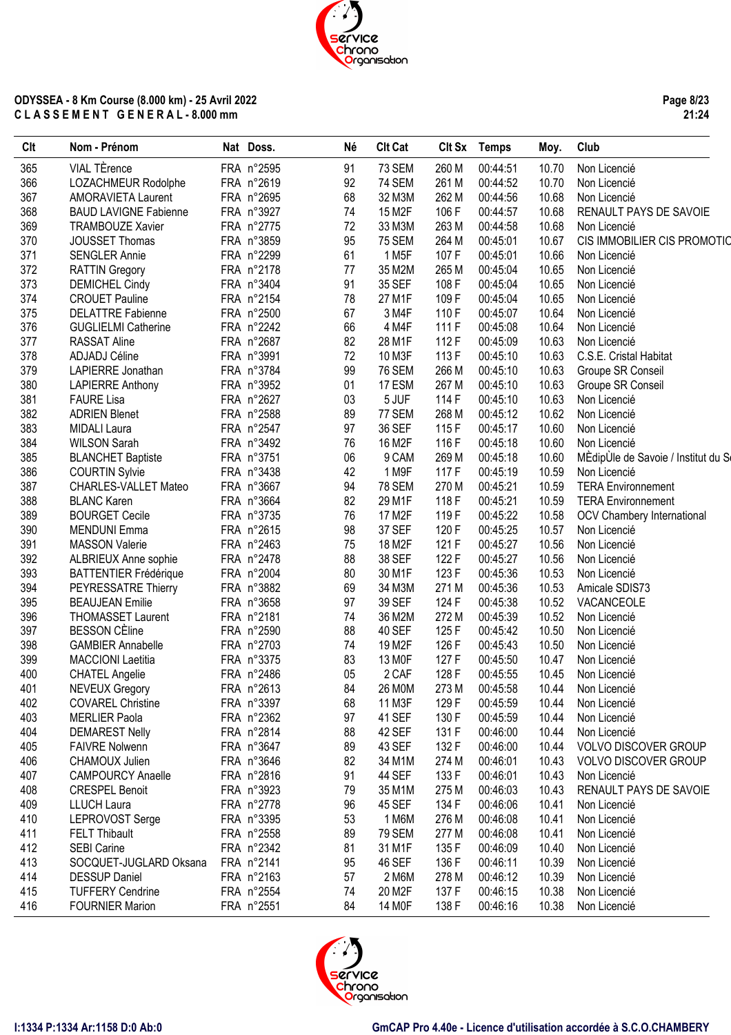**ODYSSEA - 8 Km Course (8.000 km) - 25 Avril 2022**
**C L A S S E M E N T   G E N E R A L - 8.000 mm**

| Clt | Nom - Prénom | Nat | Doss. | Né | Clt Cat | Clt Sx | Temps | Moy. | Club |
|---|---|---|---|---|---|---|---|---|---|
| 365 | VIAL TÈrence | FRA | n°2595 | 91 | 73 SEM | 260 M | 00:44:51 | 10.70 | Non Licencié |
| 366 | LOZACHMEUR Rodolphe | FRA | n°2619 | 92 | 74 SEM | 261 M | 00:44:52 | 10.70 | Non Licencié |
| 367 | AMORAVIETA Laurent | FRA | n°2695 | 68 | 32 M3M | 262 M | 00:44:56 | 10.68 | Non Licencié |
| 368 | BAUD LAVIGNE Fabienne | FRA | n°3927 | 74 | 15 M2F | 106 F | 00:44:57 | 10.68 | RENAULT PAYS DE SAVOIE |
| 369 | TRAMBOUZE Xavier | FRA | n°2775 | 72 | 33 M3M | 263 M | 00:44:58 | 10.68 | Non Licencié |
| 370 | JOUSSET Thomas | FRA | n°3859 | 95 | 75 SEM | 264 M | 00:45:01 | 10.67 | CIS IMMOBILIER CIS PROMOTIC |
| 371 | SENGLER Annie | FRA | n°2299 | 61 | 1 M5F | 107 F | 00:45:01 | 10.66 | Non Licencié |
| 372 | RATTIN Gregory | FRA | n°2178 | 77 | 35 M2M | 265 M | 00:45:04 | 10.65 | Non Licencié |
| 373 | DEMICHEL Cindy | FRA | n°3404 | 91 | 35 SEF | 108 F | 00:45:04 | 10.65 | Non Licencié |
| 374 | CROUET Pauline | FRA | n°2154 | 78 | 27 M1F | 109 F | 00:45:04 | 10.65 | Non Licencié |
| 375 | DELATTRE Fabienne | FRA | n°2500 | 67 | 3 M4F | 110 F | 00:45:07 | 10.64 | Non Licencié |
| 376 | GUGLIELMI Catherine | FRA | n°2242 | 66 | 4 M4F | 111 F | 00:45:08 | 10.64 | Non Licencié |
| 377 | RASSAT Aline | FRA | n°2687 | 82 | 28 M1F | 112 F | 00:45:09 | 10.63 | Non Licencié |
| 378 | ADJADJ Céline | FRA | n°3991 | 72 | 10 M3F | 113 F | 00:45:10 | 10.63 | C.S.E. Cristal Habitat |
| 379 | LAPIERRE Jonathan | FRA | n°3784 | 99 | 76 SEM | 266 M | 00:45:10 | 10.63 | Groupe SR Conseil |
| 380 | LAPIERRE Anthony | FRA | n°3952 | 01 | 17 ESM | 267 M | 00:45:10 | 10.63 | Groupe SR Conseil |
| 381 | FAURE Lisa | FRA | n°2627 | 03 | 5 JUF | 114 F | 00:45:10 | 10.63 | Non Licencié |
| 382 | ADRIEN Blenet | FRA | n°2588 | 89 | 77 SEM | 268 M | 00:45:12 | 10.62 | Non Licencié |
| 383 | MIDALI Laura | FRA | n°2547 | 97 | 36 SEF | 115 F | 00:45:17 | 10.60 | Non Licencié |
| 384 | WILSON Sarah | FRA | n°3492 | 76 | 16 M2F | 116 F | 00:45:18 | 10.60 | Non Licencié |
| 385 | BLANCHET Baptiste | FRA | n°3751 | 06 | 9 CAM | 269 M | 00:45:18 | 10.60 | MÈdipÙle de Savoie / Institut du S |
| 386 | COURTIN Sylvie | FRA | n°3438 | 42 | 1 M9F | 117 F | 00:45:19 | 10.59 | Non Licencié |
| 387 | CHARLES-VALLET Mateo | FRA | n°3667 | 94 | 78 SEM | 270 M | 00:45:21 | 10.59 | TERA Environnement |
| 388 | BLANC Karen | FRA | n°3664 | 82 | 29 M1F | 118 F | 00:45:21 | 10.59 | TERA Environnement |
| 389 | BOURGET Cecile | FRA | n°3735 | 76 | 17 M2F | 119 F | 00:45:22 | 10.58 | OCV Chambery International |
| 390 | MENDUNI Emma | FRA | n°2615 | 98 | 37 SEF | 120 F | 00:45:25 | 10.57 | Non Licencié |
| 391 | MASSON Valerie | FRA | n°2463 | 75 | 18 M2F | 121 F | 00:45:27 | 10.56 | Non Licencié |
| 392 | ALBRIEUX Anne sophie | FRA | n°2478 | 88 | 38 SEF | 122 F | 00:45:27 | 10.56 | Non Licencié |
| 393 | BATTENTIER Frédérique | FRA | n°2004 | 80 | 30 M1F | 123 F | 00:45:36 | 10.53 | Non Licencié |
| 394 | PEYRESSATRE Thierry | FRA | n°3882 | 69 | 34 M3M | 271 M | 00:45:36 | 10.53 | Amicale SDIS73 |
| 395 | BEAUJEAN Emilie | FRA | n°3658 | 97 | 39 SEF | 124 F | 00:45:38 | 10.52 | VACANCEOLE |
| 396 | THOMASSET Laurent | FRA | n°2181 | 74 | 36 M2M | 272 M | 00:45:39 | 10.52 | Non Licencié |
| 397 | BESSON CÈline | FRA | n°2590 | 88 | 40 SEF | 125 F | 00:45:42 | 10.50 | Non Licencié |
| 398 | GAMBIER Annabelle | FRA | n°2703 | 74 | 19 M2F | 126 F | 00:45:43 | 10.50 | Non Licencié |
| 399 | MACCIONI Laetitia | FRA | n°3375 | 83 | 13 M0F | 127 F | 00:45:50 | 10.47 | Non Licencié |
| 400 | CHATEL Angelie | FRA | n°2486 | 05 | 2 CAF | 128 F | 00:45:55 | 10.45 | Non Licencié |
| 401 | NEVEUX Gregory | FRA | n°2613 | 84 | 26 M0M | 273 M | 00:45:58 | 10.44 | Non Licencié |
| 402 | COVAREL Christine | FRA | n°3397 | 68 | 11 M3F | 129 F | 00:45:59 | 10.44 | Non Licencié |
| 403 | MERLIER Paola | FRA | n°2362 | 97 | 41 SEF | 130 F | 00:45:59 | 10.44 | Non Licencié |
| 404 | DEMAREST Nelly | FRA | n°2814 | 88 | 42 SEF | 131 F | 00:46:00 | 10.44 | Non Licencié |
| 405 | FAIVRE Nolwenn | FRA | n°3647 | 89 | 43 SEF | 132 F | 00:46:00 | 10.44 | VOLVO DISCOVER GROUP |
| 406 | CHAMOUX Julien | FRA | n°3646 | 82 | 34 M1M | 274 M | 00:46:01 | 10.43 | VOLVO DISCOVER GROUP |
| 407 | CAMPOURCY Anaelle | FRA | n°2816 | 91 | 44 SEF | 133 F | 00:46:01 | 10.43 | Non Licencié |
| 408 | CRESPEL Benoit | FRA | n°3923 | 79 | 35 M1M | 275 M | 00:46:03 | 10.43 | RENAULT PAYS DE SAVOIE |
| 409 | LLUCH Laura | FRA | n°2778 | 96 | 45 SEF | 134 F | 00:46:06 | 10.41 | Non Licencié |
| 410 | LEPROVOST Serge | FRA | n°3395 | 53 | 1 M6M | 276 M | 00:46:08 | 10.41 | Non Licencié |
| 411 | FELT Thibault | FRA | n°2558 | 89 | 79 SEM | 277 M | 00:46:08 | 10.41 | Non Licencié |
| 412 | SEBI Carine | FRA | n°2342 | 81 | 31 M1F | 135 F | 00:46:09 | 10.40 | Non Licencié |
| 413 | SOCQUET-JUGLARD Oksana | FRA | n°2141 | 95 | 46 SEF | 136 F | 00:46:11 | 10.39 | Non Licencié |
| 414 | DESSUP Daniel | FRA | n°2163 | 57 | 2 M6M | 278 M | 00:46:12 | 10.39 | Non Licencié |
| 415 | TUFFERY Cendrine | FRA | n°2554 | 74 | 20 M2F | 137 F | 00:46:15 | 10.38 | Non Licencié |
| 416 | FOURNIER Marion | FRA | n°2551 | 84 | 14 M0F | 138 F | 00:46:16 | 10.38 | Non Licencié |

I:1334 P:1334 Ar:1158 D:0 Ab:0 — GmCAP Pro 4.40e - Licence d'utilisation accordée à S.C.O.CHAMBERY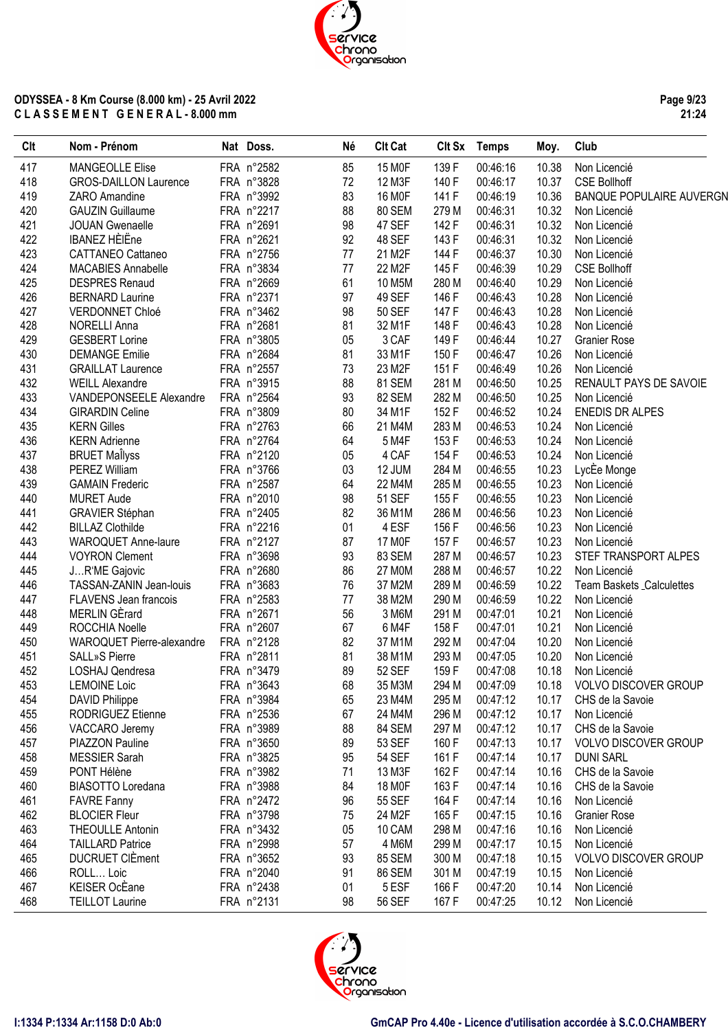**ODYSSEA - 8 Km Course (8.000 km) - 25 Avril 2022**
**C L A S S E M E N T   G E N E R A L - 8.000 mm**

21:24

| Clt | Nom - Prénom | Nat | Doss. | Né | Clt Cat | Clt Sx | Temps | Moy. | Club |
|---|---|---|---|---|---|---|---|---|---|
| 417 | MANGEOLLE Elise | FRA | n°2582 | 85 | 15 M0F | 139 F | 00:46:16 | 10.38 | Non Licencié |
| 418 | GROS-DAILLON Laurence | FRA | n°3828 | 72 | 12 M3F | 140 F | 00:46:17 | 10.37 | CSE Bollhoff |
| 419 | ZARO Amandine | FRA | n°3992 | 83 | 16 M0F | 141 F | 00:46:19 | 10.36 | BANQUE POPULAIRE AUVERGN |
| 420 | GAUZIN Guillaume | FRA | n°2217 | 88 | 80 SEM | 279 M | 00:46:31 | 10.32 | Non Licencié |
| 421 | JOUAN Gwenaelle | FRA | n°2691 | 98 | 47 SEF | 142 F | 00:46:31 | 10.32 | Non Licencié |
| 422 | IBANEZ HÈlËne | FRA | n°2621 | 92 | 48 SEF | 143 F | 00:46:31 | 10.32 | Non Licencié |
| 423 | CATTANEO Cattaneo | FRA | n°2756 | 77 | 21 M2F | 144 F | 00:46:37 | 10.30 | Non Licencié |
| 424 | MACABIES Annabelle | FRA | n°3834 | 77 | 22 M2F | 145 F | 00:46:39 | 10.29 | CSE Bollhoff |
| 425 | DESPRES Renaud | FRA | n°2669 | 61 | 10 M5M | 280 M | 00:46:40 | 10.29 | Non Licencié |
| 426 | BERNARD Laurine | FRA | n°2371 | 97 | 49 SEF | 146 F | 00:46:43 | 10.28 | Non Licencié |
| 427 | VERDONNET Chloé | FRA | n°3462 | 98 | 50 SEF | 147 F | 00:46:43 | 10.28 | Non Licencié |
| 428 | NORELLI Anna | FRA | n°2681 | 81 | 32 M1F | 148 F | 00:46:43 | 10.28 | Non Licencié |
| 429 | GESBERT Lorine | FRA | n°3805 | 05 | 3 CAF | 149 F | 00:46:44 | 10.27 | Granier Rose |
| 430 | DEMANGE Emilie | FRA | n°2684 | 81 | 33 M1F | 150 F | 00:46:47 | 10.26 | Non Licencié |
| 431 | GRAILLAT Laurence | FRA | n°2557 | 73 | 23 M2F | 151 F | 00:46:49 | 10.26 | Non Licencié |
| 432 | WEILL Alexandre | FRA | n°3915 | 88 | 81 SEM | 281 M | 00:46:50 | 10.25 | RENAULT PAYS DE SAVOIE |
| 433 | VANDEPONSEELE Alexandre | FRA | n°2564 | 93 | 82 SEM | 282 M | 00:46:50 | 10.25 | Non Licencié |
| 434 | GIRARDIN Celine | FRA | n°3809 | 80 | 34 M1F | 152 F | 00:46:52 | 10.24 | ENEDIS DR ALPES |
| 435 | KERN Gilles | FRA | n°2763 | 66 | 21 M4M | 283 M | 00:46:53 | 10.24 | Non Licencié |
| 436 | KERN Adrienne | FRA | n°2764 | 64 | 5 M4F | 153 F | 00:46:53 | 10.24 | Non Licencié |
| 437 | BRUET MaÎlyss | FRA | n°2120 | 05 | 4 CAF | 154 F | 00:46:53 | 10.24 | Non Licencié |
| 438 | PEREZ William | FRA | n°3766 | 03 | 12 JUM | 284 M | 00:46:55 | 10.23 | LycÈe Monge |
| 439 | GAMAIN Frederic | FRA | n°2587 | 64 | 22 M4M | 285 M | 00:46:55 | 10.23 | Non Licencié |
| 440 | MURET Aude | FRA | n°2010 | 98 | 51 SEF | 155 F | 00:46:55 | 10.23 | Non Licencié |
| 441 | GRAVIER Stéphan | FRA | n°2405 | 82 | 36 M1M | 286 M | 00:46:56 | 10.23 | Non Licencié |
| 442 | BILLAZ Clothilde | FRA | n°2216 | 01 | 4 ESF | 156 F | 00:46:56 | 10.23 | Non Licencié |
| 443 | WAROQUET Anne-laure | FRA | n°2127 | 87 | 17 M0F | 157 F | 00:46:57 | 10.23 | Non Licencié |
| 444 | VOYRON Clement | FRA | n°3698 | 93 | 83 SEM | 287 M | 00:46:57 | 10.23 | STEF TRANSPORT ALPES |
| 445 | J…R'ME Gajovic | FRA | n°2680 | 86 | 27 M0M | 288 M | 00:46:57 | 10.22 | Non Licencié |
| 446 | TASSAN-ZANIN Jean-louis | FRA | n°3683 | 76 | 37 M2M | 289 M | 00:46:59 | 10.22 | Team Baskets _Calculettes |
| 447 | FLAVENS Jean francois | FRA | n°2583 | 77 | 38 M2M | 290 M | 00:46:59 | 10.22 | Non Licencié |
| 448 | MERLIN GÈrard | FRA | n°2671 | 56 | 3 M6M | 291 M | 00:47:01 | 10.21 | Non Licencié |
| 449 | ROCCHIA Noelle | FRA | n°2607 | 67 | 6 M4F | 158 F | 00:47:01 | 10.21 | Non Licencié |
| 450 | WAROQUET Pierre-alexandre | FRA | n°2128 | 82 | 37 M1M | 292 M | 00:47:04 | 10.20 | Non Licencié |
| 451 | SALL»S Pierre | FRA | n°2811 | 81 | 38 M1M | 293 M | 00:47:05 | 10.20 | Non Licencié |
| 452 | LOSHAJ Qendresa | FRA | n°3479 | 89 | 52 SEF | 159 F | 00:47:08 | 10.18 | Non Licencié |
| 453 | LEMOINE Loic | FRA | n°3643 | 68 | 35 M3M | 294 M | 00:47:09 | 10.18 | VOLVO DISCOVER GROUP |
| 454 | DAVID Philippe | FRA | n°3984 | 65 | 23 M4M | 295 M | 00:47:12 | 10.17 | CHS de la Savoie |
| 455 | RODRIGUEZ Etienne | FRA | n°2536 | 67 | 24 M4M | 296 M | 00:47:12 | 10.17 | Non Licencié |
| 456 | VACCARO Jeremy | FRA | n°3989 | 88 | 84 SEM | 297 M | 00:47:12 | 10.17 | CHS de la Savoie |
| 457 | PIAZZON Pauline | FRA | n°3650 | 89 | 53 SEF | 160 F | 00:47:13 | 10.17 | VOLVO DISCOVER GROUP |
| 458 | MESSIER Sarah | FRA | n°3825 | 95 | 54 SEF | 161 F | 00:47:14 | 10.17 | DUNI SARL |
| 459 | PONT Hélène | FRA | n°3982 | 71 | 13 M3F | 162 F | 00:47:14 | 10.16 | CHS de la Savoie |
| 460 | BIASOTTO Loredana | FRA | n°3988 | 84 | 18 M0F | 163 F | 00:47:14 | 10.16 | CHS de la Savoie |
| 461 | FAVRE Fanny | FRA | n°2472 | 96 | 55 SEF | 164 F | 00:47:14 | 10.16 | Non Licencié |
| 462 | BLOCIER Fleur | FRA | n°3798 | 75 | 24 M2F | 165 F | 00:47:15 | 10.16 | Granier Rose |
| 463 | THEOULLE Antonin | FRA | n°3432 | 05 | 10 CAM | 298 M | 00:47:16 | 10.16 | Non Licencié |
| 464 | TAILLARD Patrice | FRA | n°2998 | 57 | 4 M6M | 299 M | 00:47:17 | 10.15 | Non Licencié |
| 465 | DUCRUET ClÈment | FRA | n°3652 | 93 | 85 SEM | 300 M | 00:47:18 | 10.15 | VOLVO DISCOVER GROUP |
| 466 | ROLL… Loic | FRA | n°2040 | 91 | 86 SEM | 301 M | 00:47:19 | 10.15 | Non Licencié |
| 467 | KEISER OcÈane | FRA | n°2438 | 01 | 5 ESF | 166 F | 00:47:20 | 10.14 | Non Licencié |
| 468 | TEILLOT Laurine | FRA | n°2131 | 98 | 56 SEF | 167 F | 00:47:25 | 10.12 | Non Licencié |

I:1334 P:1334 Ar:1158 D:0 Ab:0    GmCAP Pro 4.40e - Licence d'utilisation accordée à S.C.O.CHAMBERY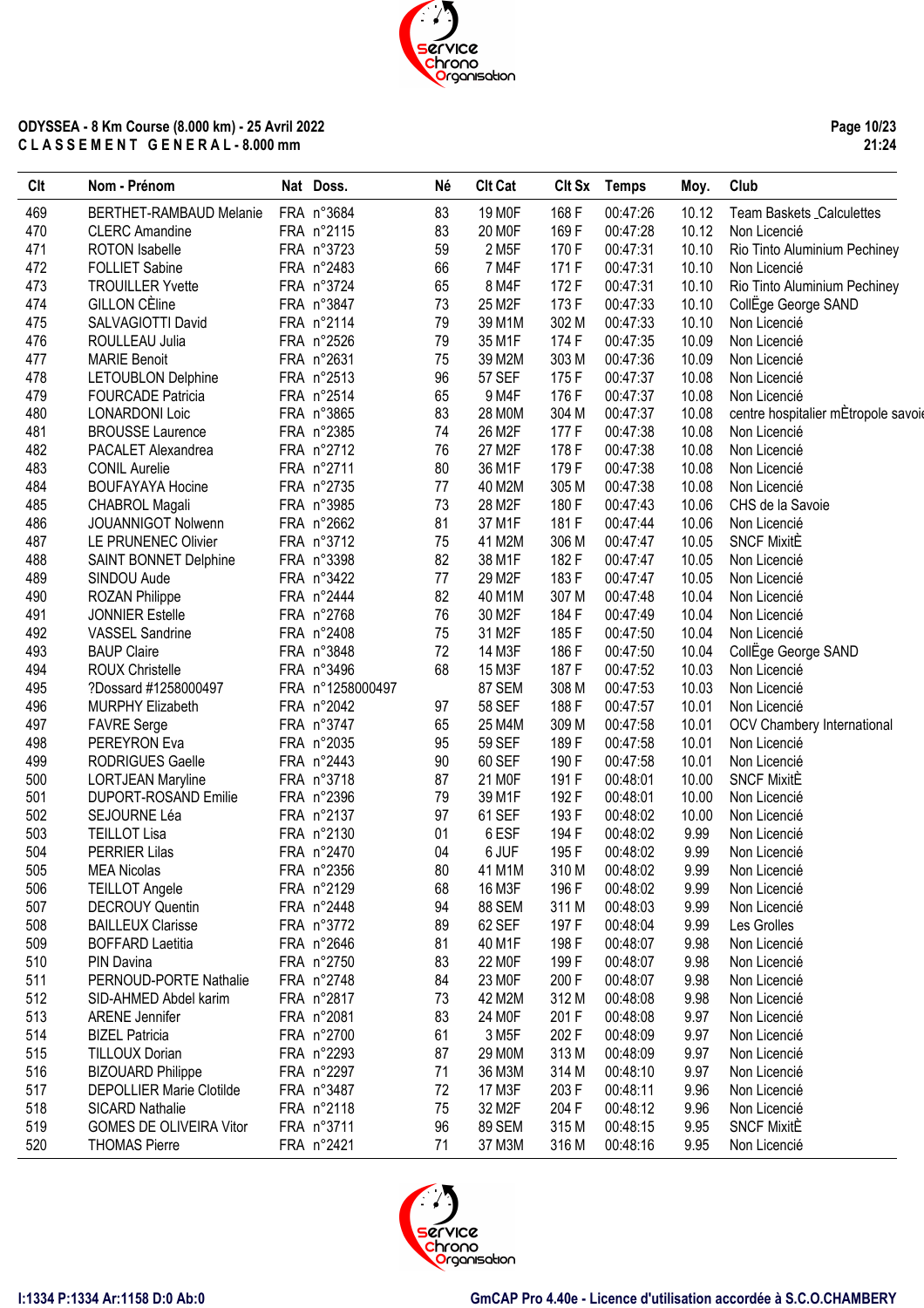ODYSSEA - 8 Km Course (8.000 km) - 25 Avril 2022
C L A S S E M E N T G E N E R A L - 8.000 mm

| Clt | Nom - Prénom | Nat | Doss. | Né | Clt Cat | Clt Sx | Temps | Moy. | Club |
|---|---|---|---|---|---|---|---|---|---|
| 469 | BERTHET-RAMBAUD Melanie | FRA | n°3684 | 83 | 19 M0F | 168 F | 00:47:26 | 10.12 | Team Baskets _Calculettes |
| 470 | CLERC Amandine | FRA | n°2115 | 83 | 20 M0F | 169 F | 00:47:28 | 10.12 | Non Licencié |
| 471 | ROTON Isabelle | FRA | n°3723 | 59 | 2 M5F | 170 F | 00:47:31 | 10.10 | Rio Tinto Aluminium Pechiney |
| 472 | FOLLIET Sabine | FRA | n°2483 | 66 | 7 M4F | 171 F | 00:47:31 | 10.10 | Non Licencié |
| 473 | TROUILLER Yvette | FRA | n°3724 | 65 | 8 M4F | 172 F | 00:47:31 | 10.10 | Rio Tinto Aluminium Pechiney |
| 474 | GILLON CÈline | FRA | n°3847 | 73 | 25 M2F | 173 F | 00:47:33 | 10.10 | CollËge George SAND |
| 475 | SALVAGIOTTI David | FRA | n°2114 | 79 | 39 M1M | 302 M | 00:47:33 | 10.10 | Non Licencié |
| 476 | ROULLEAU Julia | FRA | n°2526 | 79 | 35 M1F | 174 F | 00:47:35 | 10.09 | Non Licencié |
| 477 | MARIE Benoit | FRA | n°2631 | 75 | 39 M2M | 303 M | 00:47:36 | 10.09 | Non Licencié |
| 478 | LETOUBLON Delphine | FRA | n°2513 | 96 | 57 SEF | 175 F | 00:47:37 | 10.08 | Non Licencié |
| 479 | FOURCADE Patricia | FRA | n°2514 | 65 | 9 M4F | 176 F | 00:47:37 | 10.08 | Non Licencié |
| 480 | LONARDONI Loic | FRA | n°3865 | 83 | 28 M0M | 304 M | 00:47:37 | 10.08 | centre hospitalier mÈtropole savoie |
| 481 | BROUSSE Laurence | FRA | n°2385 | 74 | 26 M2F | 177 F | 00:47:38 | 10.08 | Non Licencié |
| 482 | PACALET Alexandrea | FRA | n°2712 | 76 | 27 M2F | 178 F | 00:47:38 | 10.08 | Non Licencié |
| 483 | CONIL Aurelie | FRA | n°2711 | 80 | 36 M1F | 179 F | 00:47:38 | 10.08 | Non Licencié |
| 484 | BOUFAYAYA Hocine | FRA | n°2735 | 77 | 40 M2M | 305 M | 00:47:38 | 10.08 | Non Licencié |
| 485 | CHABROL Magali | FRA | n°3985 | 73 | 28 M2F | 180 F | 00:47:43 | 10.06 | CHS de la Savoie |
| 486 | JOUANNIGOT Nolwenn | FRA | n°2662 | 81 | 37 M1F | 181 F | 00:47:44 | 10.06 | Non Licencié |
| 487 | LE PRUNENEC Olivier | FRA | n°3712 | 75 | 41 M2M | 306 M | 00:47:47 | 10.05 | SNCF MixitÈ |
| 488 | SAINT BONNET Delphine | FRA | n°3398 | 82 | 38 M1F | 182 F | 00:47:47 | 10.05 | Non Licencié |
| 489 | SINDOU Aude | FRA | n°3422 | 77 | 29 M2F | 183 F | 00:47:47 | 10.05 | Non Licencié |
| 490 | ROZAN Philippe | FRA | n°2444 | 82 | 40 M1M | 307 M | 00:47:48 | 10.04 | Non Licencié |
| 491 | JONNIER Estelle | FRA | n°2768 | 76 | 30 M2F | 184 F | 00:47:49 | 10.04 | Non Licencié |
| 492 | VASSEL Sandrine | FRA | n°2408 | 75 | 31 M2F | 185 F | 00:47:50 | 10.04 | Non Licencié |
| 493 | BAUP Claire | FRA | n°3848 | 72 | 14 M3F | 186 F | 00:47:50 | 10.04 | CollËge George SAND |
| 494 | ROUX Christelle | FRA | n°3496 | 68 | 15 M3F | 187 F | 00:47:52 | 10.03 | Non Licencié |
| 495 | ?Dossard #1258000497 | FRA | n°1258000497 | | 87 SEM | 308 M | 00:47:53 | 10.03 | Non Licencié |
| 496 | MURPHY Elizabeth | FRA | n°2042 | 97 | 58 SEF | 188 F | 00:47:57 | 10.01 | Non Licencié |
| 497 | FAVRE Serge | FRA | n°3747 | 65 | 25 M4M | 309 M | 00:47:58 | 10.01 | OCV Chambery International |
| 498 | PEREYRON Eva | FRA | n°2035 | 95 | 59 SEF | 189 F | 00:47:58 | 10.01 | Non Licencié |
| 499 | RODRIGUES Gaelle | FRA | n°2443 | 90 | 60 SEF | 190 F | 00:47:58 | 10.01 | Non Licencié |
| 500 | LORTJEAN Maryline | FRA | n°3718 | 87 | 21 M0F | 191 F | 00:48:01 | 10.00 | SNCF MixitÈ |
| 501 | DUPORT-ROSAND Emilie | FRA | n°2396 | 79 | 39 M1F | 192 F | 00:48:01 | 10.00 | Non Licencié |
| 502 | SEJOURNE Léa | FRA | n°2137 | 97 | 61 SEF | 193 F | 00:48:02 | 10.00 | Non Licencié |
| 503 | TEILLOT Lisa | FRA | n°2130 | 01 | 6 ESF | 194 F | 00:48:02 | 9.99 | Non Licencié |
| 504 | PERRIER Lilas | FRA | n°2470 | 04 | 6 JUF | 195 F | 00:48:02 | 9.99 | Non Licencié |
| 505 | MEA Nicolas | FRA | n°2356 | 80 | 41 M1M | 310 M | 00:48:02 | 9.99 | Non Licencié |
| 506 | TEILLOT Angele | FRA | n°2129 | 68 | 16 M3F | 196 F | 00:48:02 | 9.99 | Non Licencié |
| 507 | DECROUY Quentin | FRA | n°2448 | 94 | 88 SEM | 311 M | 00:48:03 | 9.99 | Non Licencié |
| 508 | BAILLEUX Clarisse | FRA | n°3772 | 89 | 62 SEF | 197 F | 00:48:04 | 9.99 | Les Grolles |
| 509 | BOFFARD Laetitia | FRA | n°2646 | 81 | 40 M1F | 198 F | 00:48:07 | 9.98 | Non Licencié |
| 510 | PIN Davina | FRA | n°2750 | 83 | 22 M0F | 199 F | 00:48:07 | 9.98 | Non Licencié |
| 511 | PERNOUD-PORTE Nathalie | FRA | n°2748 | 84 | 23 M0F | 200 F | 00:48:07 | 9.98 | Non Licencié |
| 512 | SID-AHMED Abdel karim | FRA | n°2817 | 73 | 42 M2M | 312 M | 00:48:08 | 9.98 | Non Licencié |
| 513 | ARENE Jennifer | FRA | n°2081 | 83 | 24 M0F | 201 F | 00:48:08 | 9.97 | Non Licencié |
| 514 | BIZEL Patricia | FRA | n°2700 | 61 | 3 M5F | 202 F | 00:48:09 | 9.97 | Non Licencié |
| 515 | TILLOUX Dorian | FRA | n°2293 | 87 | 29 M0M | 313 M | 00:48:09 | 9.97 | Non Licencié |
| 516 | BIZOUARD Philippe | FRA | n°2297 | 71 | 36 M3M | 314 M | 00:48:10 | 9.97 | Non Licencié |
| 517 | DEPOLLIER Marie Clotilde | FRA | n°3487 | 72 | 17 M3F | 203 F | 00:48:11 | 9.96 | Non Licencié |
| 518 | SICARD Nathalie | FRA | n°2118 | 75 | 32 M2F | 204 F | 00:48:12 | 9.96 | Non Licencié |
| 519 | GOMES DE OLIVEIRA Vitor | FRA | n°3711 | 96 | 89 SEM | 315 M | 00:48:15 | 9.95 | SNCF MixitÈ |
| 520 | THOMAS Pierre | FRA | n°2421 | 71 | 37 M3M | 316 M | 00:48:16 | 9.95 | Non Licencié |

I:1334 P:1334 Ar:1158 D:0 Ab:0

GmCAP Pro 4.40e - Licence d'utilisation accordée à S.C.O.CHAMBERY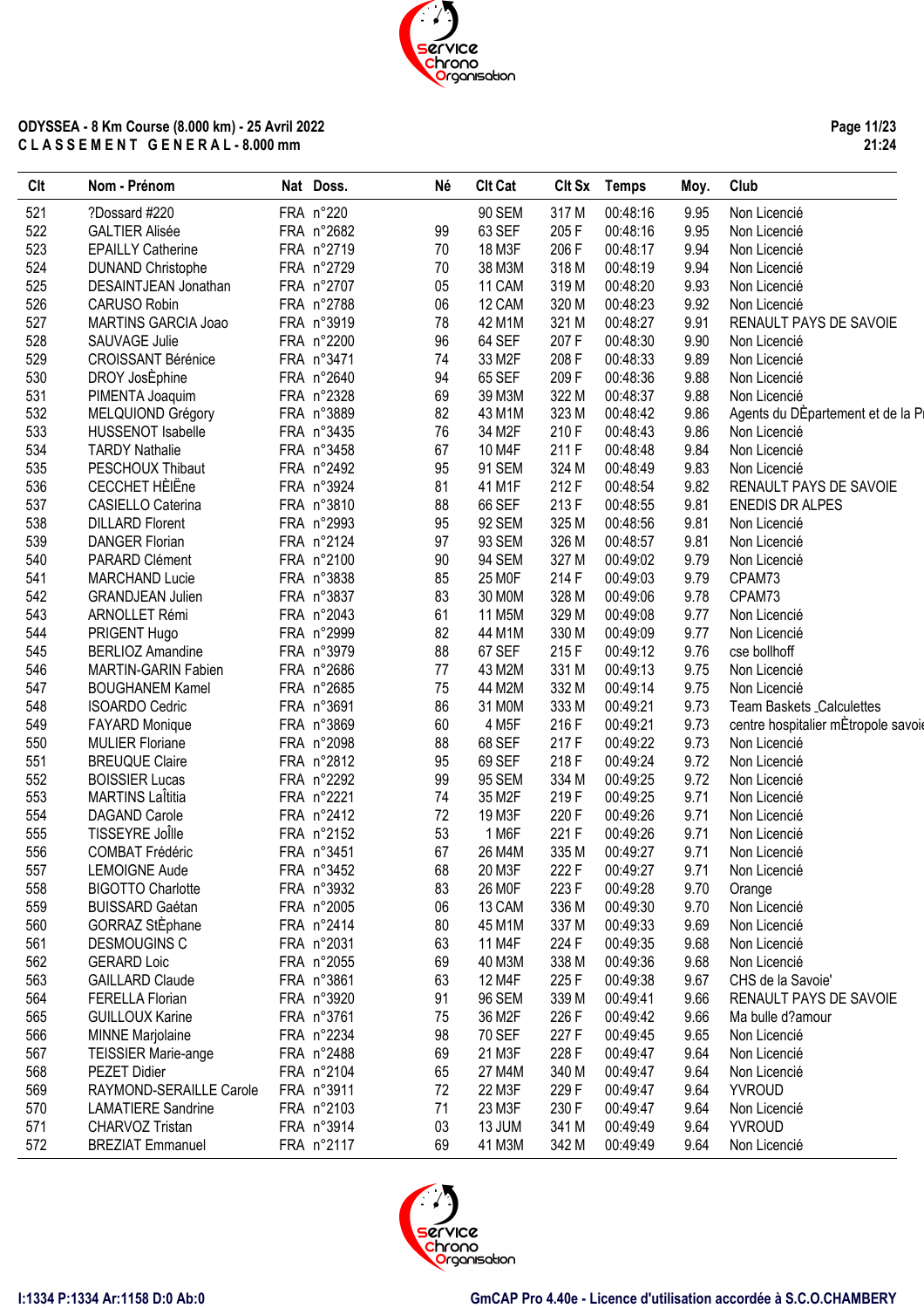**ODYSSEA - 8 Km Course (8.000 km) - 25 Avril 2022**
**C L A S S E M E N T  G E N E R A L - 8.000 mm**

| Clt | Nom - Prénom | Nat | Doss. | Né | Clt Cat | Clt Sx | Temps | Moy. | Club |
|---|---|---|---|---|---|---|---|---|---|
| 521 | ?Dossard #220 | FRA | n°220 | | 90 SEM | 317 M | 00:48:16 | 9.95 | Non Licencié |
| 522 | GALTIER Alisée | FRA | n°2682 | 99 | 63 SEF | 205 F | 00:48:16 | 9.95 | Non Licencié |
| 523 | EPAILLY Catherine | FRA | n°2719 | 70 | 18 M3F | 206 F | 00:48:17 | 9.94 | Non Licencié |
| 524 | DUNAND Christophe | FRA | n°2729 | 70 | 38 M3M | 318 M | 00:48:19 | 9.94 | Non Licencié |
| 525 | DESAINTJEAN Jonathan | FRA | n°2707 | 05 | 11 CAM | 319 M | 00:48:20 | 9.93 | Non Licencié |
| 526 | CARUSO Robin | FRA | n°2788 | 06 | 12 CAM | 320 M | 00:48:23 | 9.92 | Non Licencié |
| 527 | MARTINS GARCIA Joao | FRA | n°3919 | 78 | 42 M1M | 321 M | 00:48:27 | 9.91 | RENAULT PAYS DE SAVOIE |
| 528 | SAUVAGE Julie | FRA | n°2200 | 96 | 64 SEF | 207 F | 00:48:30 | 9.90 | Non Licencié |
| 529 | CROISSANT Bérénice | FRA | n°3471 | 74 | 33 M2F | 208 F | 00:48:33 | 9.89 | Non Licencié |
| 530 | DROY JosÈphine | FRA | n°2640 | 94 | 65 SEF | 209 F | 00:48:36 | 9.88 | Non Licencié |
| 531 | PIMENTA Joaquim | FRA | n°2328 | 69 | 39 M3M | 322 M | 00:48:37 | 9.88 | Non Licencié |
| 532 | MELQUIOND Grégory | FRA | n°3889 | 82 | 43 M1M | 323 M | 00:48:42 | 9.86 | Agents du DÈpartement et de la Pr |
| 533 | HUSSENOT Isabelle | FRA | n°3435 | 76 | 34 M2F | 210 F | 00:48:43 | 9.86 | Non Licencié |
| 534 | TARDY Nathalie | FRA | n°3458 | 67 | 10 M4F | 211 F | 00:48:48 | 9.84 | Non Licencié |
| 535 | PESCHOUX Thibaut | FRA | n°2492 | 95 | 91 SEM | 324 M | 00:48:49 | 9.83 | Non Licencié |
| 536 | CECCHET HÈlËne | FRA | n°3924 | 81 | 41 M1F | 212 F | 00:48:54 | 9.82 | RENAULT PAYS DE SAVOIE |
| 537 | CASIELLO Caterina | FRA | n°3810 | 88 | 66 SEF | 213 F | 00:48:55 | 9.81 | ENEDIS DR ALPES |
| 538 | DILLARD Florent | FRA | n°2993 | 95 | 92 SEM | 325 M | 00:48:56 | 9.81 | Non Licencié |
| 539 | DANGER Florian | FRA | n°2124 | 97 | 93 SEM | 326 M | 00:48:57 | 9.81 | Non Licencié |
| 540 | PARARD Clément | FRA | n°2100 | 90 | 94 SEM | 327 M | 00:49:02 | 9.79 | Non Licencié |
| 541 | MARCHAND Lucie | FRA | n°3838 | 85 | 25 M0F | 214 F | 00:49:03 | 9.79 | CPAM73 |
| 542 | GRANDJEAN Julien | FRA | n°3837 | 83 | 30 M0M | 328 M | 00:49:06 | 9.78 | CPAM73 |
| 543 | ARNOLLET Rémi | FRA | n°2043 | 61 | 11 M5M | 329 M | 00:49:08 | 9.77 | Non Licencié |
| 544 | PRIGENT Hugo | FRA | n°2999 | 82 | 44 M1M | 330 M | 00:49:09 | 9.77 | Non Licencié |
| 545 | BERLIOZ Amandine | FRA | n°3979 | 88 | 67 SEF | 215 F | 00:49:12 | 9.76 | cse bollhoff |
| 546 | MARTIN-GARIN Fabien | FRA | n°2686 | 77 | 43 M2M | 331 M | 00:49:13 | 9.75 | Non Licencié |
| 547 | BOUGHANEM Kamel | FRA | n°2685 | 75 | 44 M2M | 332 M | 00:49:14 | 9.75 | Non Licencié |
| 548 | ISOARDO Cedric | FRA | n°3691 | 86 | 31 M0M | 333 M | 00:49:21 | 9.73 | Team Baskets _Calculettes |
| 549 | FAYARD Monique | FRA | n°3869 | 60 | 4 M5F | 216 F | 00:49:21 | 9.73 | centre hospitalier mÈtropole savoie |
| 550 | MULIER Floriane | FRA | n°2098 | 88 | 68 SEF | 217 F | 00:49:22 | 9.73 | Non Licencié |
| 551 | BREUQUE Claire | FRA | n°2812 | 95 | 69 SEF | 218 F | 00:49:24 | 9.72 | Non Licencié |
| 552 | BOISSIER Lucas | FRA | n°2292 | 99 | 95 SEM | 334 M | 00:49:25 | 9.72 | Non Licencié |
| 553 | MARTINS LaÎtitia | FRA | n°2221 | 74 | 35 M2F | 219 F | 00:49:25 | 9.71 | Non Licencié |
| 554 | DAGAND Carole | FRA | n°2412 | 72 | 19 M3F | 220 F | 00:49:26 | 9.71 | Non Licencié |
| 555 | TISSEYRE JoÎlle | FRA | n°2152 | 53 | 1 M6F | 221 F | 00:49:26 | 9.71 | Non Licencié |
| 556 | COMBAT Frédéric | FRA | n°3451 | 67 | 26 M4M | 335 M | 00:49:27 | 9.71 | Non Licencié |
| 557 | LEMOIGNE Aude | FRA | n°3452 | 68 | 20 M3F | 222 F | 00:49:27 | 9.71 | Non Licencié |
| 558 | BIGOTTO Charlotte | FRA | n°3932 | 83 | 26 M0F | 223 F | 00:49:28 | 9.70 | Orange |
| 559 | BUISSARD Gaétan | FRA | n°2005 | 06 | 13 CAM | 336 M | 00:49:30 | 9.70 | Non Licencié |
| 560 | GORRAZ StÈphane | FRA | n°2414 | 80 | 45 M1M | 337 M | 00:49:33 | 9.69 | Non Licencié |
| 561 | DESMOUGINS C | FRA | n°2031 | 63 | 11 M4F | 224 F | 00:49:35 | 9.68 | Non Licencié |
| 562 | GERARD Loic | FRA | n°2055 | 69 | 40 M3M | 338 M | 00:49:36 | 9.68 | Non Licencié |
| 563 | GAILLARD Claude | FRA | n°3861 | 63 | 12 M4F | 225 F | 00:49:38 | 9.67 | CHS de la Savoie' |
| 564 | FERELLA Florian | FRA | n°3920 | 91 | 96 SEM | 339 M | 00:49:41 | 9.66 | RENAULT PAYS DE SAVOIE |
| 565 | GUILLOUX Karine | FRA | n°3761 | 75 | 36 M2F | 226 F | 00:49:42 | 9.66 | Ma bulle d?amour |
| 566 | MINNE Marjolaine | FRA | n°2234 | 98 | 70 SEF | 227 F | 00:49:45 | 9.65 | Non Licencié |
| 567 | TEISSIER Marie-ange | FRA | n°2488 | 69 | 21 M3F | 228 F | 00:49:47 | 9.64 | Non Licencié |
| 568 | PEZET Didier | FRA | n°2104 | 65 | 27 M4M | 340 M | 00:49:47 | 9.64 | Non Licencié |
| 569 | RAYMOND-SERAILLE Carole | FRA | n°3911 | 72 | 22 M3F | 229 F | 00:49:47 | 9.64 | YVROUD |
| 570 | LAMATIERE Sandrine | FRA | n°2103 | 71 | 23 M3F | 230 F | 00:49:47 | 9.64 | Non Licencié |
| 571 | CHARVOZ Tristan | FRA | n°3914 | 03 | 13 JUM | 341 M | 00:49:49 | 9.64 | YVROUD |
| 572 | BREZIAT Emmanuel | FRA | n°2117 | 69 | 41 M3M | 342 M | 00:49:49 | 9.64 | Non Licencié |

I:1334 P:1334 Ar:1158 D:0 Ab:0 — GmCAP Pro 4.40e - Licence d'utilisation accordée à S.C.O.CHAMBERY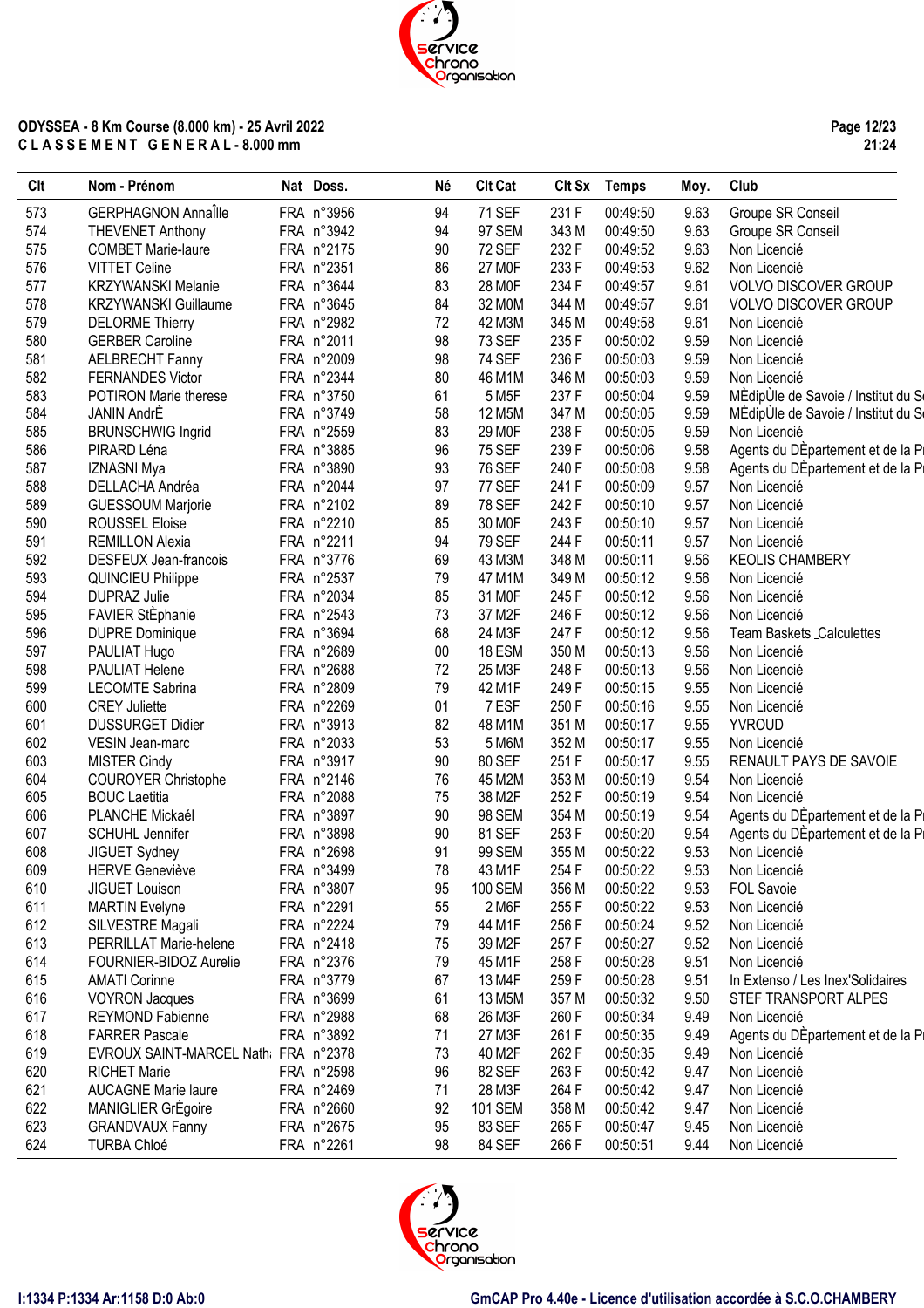**ODYSSEA - 8 Km Course (8.000 km) - 25 Avril 2022**
**C L A S S E M E N T   G E N E R A L - 8.000 mm**

| Clt | Nom - Prénom | Nat | Doss. | Né | Clt Cat | Clt Sx | Temps | Moy. | Club |
|---|---|---|---|---|---|---|---|---|---|
| 573 | GERPHAGNON AnnaÎlle | FRA | n°3956 | 94 | 71 SEF | 231 F | 00:49:50 | 9.63 | Groupe SR Conseil |
| 574 | THEVENET Anthony | FRA | n°3942 | 94 | 97 SEM | 343 M | 00:49:50 | 9.63 | Groupe SR Conseil |
| 575 | COMBET Marie-laure | FRA | n°2175 | 90 | 72 SEF | 232 F | 00:49:52 | 9.63 | Non Licencié |
| 576 | VITTET Celine | FRA | n°2351 | 86 | 27 M0F | 233 F | 00:49:53 | 9.62 | Non Licencié |
| 577 | KRZYWANSKI Melanie | FRA | n°3644 | 83 | 28 M0F | 234 F | 00:49:57 | 9.61 | VOLVO DISCOVER GROUP |
| 578 | KRZYWANSKI Guillaume | FRA | n°3645 | 84 | 32 M0M | 344 M | 00:49:57 | 9.61 | VOLVO DISCOVER GROUP |
| 579 | DELORME Thierry | FRA | n°2982 | 72 | 42 M3M | 345 M | 00:49:58 | 9.61 | Non Licencié |
| 580 | GERBER Caroline | FRA | n°2011 | 98 | 73 SEF | 235 F | 00:50:02 | 9.59 | Non Licencié |
| 581 | AELBRECHT Fanny | FRA | n°2009 | 98 | 74 SEF | 236 F | 00:50:03 | 9.59 | Non Licencié |
| 582 | FERNANDES Victor | FRA | n°2344 | 80 | 46 M1M | 346 M | 00:50:03 | 9.59 | Non Licencié |
| 583 | POTIRON Marie therese | FRA | n°3750 | 61 | 5 M5F | 237 F | 00:50:04 | 9.59 | MÈdipÙle de Savoie / Institut du Se |
| 584 | JANIN AndrÈ | FRA | n°3749 | 58 | 12 M5M | 347 M | 00:50:05 | 9.59 | MÈdipÙle de Savoie / Institut du Se |
| 585 | BRUNSCHWIG Ingrid | FRA | n°2559 | 83 | 29 M0F | 238 F | 00:50:05 | 9.59 | Non Licencié |
| 586 | PIRARD Léna | FRA | n°3885 | 96 | 75 SEF | 239 F | 00:50:06 | 9.58 | Agents du DÈpartement et de la Pr |
| 587 | IZNASNI Mya | FRA | n°3890 | 93 | 76 SEF | 240 F | 00:50:08 | 9.58 | Agents du DÈpartement et de la Pr |
| 588 | DELLACHA Andréa | FRA | n°2044 | 97 | 77 SEF | 241 F | 00:50:09 | 9.57 | Non Licencié |
| 589 | GUESSOUM Marjorie | FRA | n°2102 | 89 | 78 SEF | 242 F | 00:50:10 | 9.57 | Non Licencié |
| 590 | ROUSSEL Eloise | FRA | n°2210 | 85 | 30 M0F | 243 F | 00:50:10 | 9.57 | Non Licencié |
| 591 | REMILLON Alexia | FRA | n°2211 | 94 | 79 SEF | 244 F | 00:50:11 | 9.57 | Non Licencié |
| 592 | DESFEUX Jean-francois | FRA | n°3776 | 69 | 43 M3M | 348 M | 00:50:11 | 9.56 | KEOLIS CHAMBERY |
| 593 | QUINCIEU Philippe | FRA | n°2537 | 79 | 47 M1M | 349 M | 00:50:12 | 9.56 | Non Licencié |
| 594 | DUPRAZ Julie | FRA | n°2034 | 85 | 31 M0F | 245 F | 00:50:12 | 9.56 | Non Licencié |
| 595 | FAVIER StÈphanie | FRA | n°2543 | 73 | 37 M2F | 246 F | 00:50:12 | 9.56 | Non Licencié |
| 596 | DUPRE Dominique | FRA | n°3694 | 68 | 24 M3F | 247 F | 00:50:12 | 9.56 | Team Baskets _Calculettes |
| 597 | PAULIAT Hugo | FRA | n°2689 | 00 | 18 ESM | 350 M | 00:50:13 | 9.56 | Non Licencié |
| 598 | PAULIAT Helene | FRA | n°2688 | 72 | 25 M3F | 248 F | 00:50:13 | 9.56 | Non Licencié |
| 599 | LECOMTE Sabrina | FRA | n°2809 | 79 | 42 M1F | 249 F | 00:50:15 | 9.55 | Non Licencié |
| 600 | CREY Juliette | FRA | n°2269 | 01 | 7 ESF | 250 F | 00:50:16 | 9.55 | Non Licencié |
| 601 | DUSSURGET Didier | FRA | n°3913 | 82 | 48 M1M | 351 M | 00:50:17 | 9.55 | YVROUD |
| 602 | VESIN Jean-marc | FRA | n°2033 | 53 | 5 M6M | 352 M | 00:50:17 | 9.55 | Non Licencié |
| 603 | MISTER Cindy | FRA | n°3917 | 90 | 80 SEF | 251 F | 00:50:17 | 9.55 | RENAULT PAYS DE SAVOIE |
| 604 | COUROYER Christophe | FRA | n°2146 | 76 | 45 M2M | 353 M | 00:50:19 | 9.54 | Non Licencié |
| 605 | BOUC Laetitia | FRA | n°2088 | 75 | 38 M2F | 252 F | 00:50:19 | 9.54 | Non Licencié |
| 606 | PLANCHE Mickaél | FRA | n°3897 | 90 | 98 SEM | 354 M | 00:50:19 | 9.54 | Agents du DÈpartement et de la Pr |
| 607 | SCHUHL Jennifer | FRA | n°3898 | 90 | 81 SEF | 253 F | 00:50:20 | 9.54 | Agents du DÈpartement et de la Pr |
| 608 | JIGUET Sydney | FRA | n°2698 | 91 | 99 SEM | 355 M | 00:50:22 | 9.53 | Non Licencié |
| 609 | HERVE Geneviève | FRA | n°3499 | 78 | 43 M1F | 254 F | 00:50:22 | 9.53 | Non Licencié |
| 610 | JIGUET Louison | FRA | n°3807 | 95 | 100 SEM | 356 M | 00:50:22 | 9.53 | FOL Savoie |
| 611 | MARTIN Evelyne | FRA | n°2291 | 55 | 2 M6F | 255 F | 00:50:22 | 9.53 | Non Licencié |
| 612 | SILVESTRE Magali | FRA | n°2224 | 79 | 44 M1F | 256 F | 00:50:24 | 9.52 | Non Licencié |
| 613 | PERRILLAT Marie-helene | FRA | n°2418 | 75 | 39 M2F | 257 F | 00:50:27 | 9.52 | Non Licencié |
| 614 | FOURNIER-BIDOZ Aurelie | FRA | n°2376 | 79 | 45 M1F | 258 F | 00:50:28 | 9.51 | Non Licencié |
| 615 | AMATI Corinne | FRA | n°3779 | 67 | 13 M4F | 259 F | 00:50:28 | 9.51 | In Extenso / Les Inex'Solidaires |
| 616 | VOYRON Jacques | FRA | n°3699 | 61 | 13 M5M | 357 M | 00:50:32 | 9.50 | STEF TRANSPORT ALPES |
| 617 | REYMOND Fabienne | FRA | n°2988 | 68 | 26 M3F | 260 F | 00:50:34 | 9.49 | Non Licencié |
| 618 | FARRER Pascale | FRA | n°3892 | 71 | 27 M3F | 261 F | 00:50:35 | 9.49 | Agents du DÈpartement et de la Pr |
| 619 | EVROUX SAINT-MARCEL Nathi | FRA | n°2378 | 73 | 40 M2F | 262 F | 00:50:35 | 9.49 | Non Licencié |
| 620 | RICHET Marie | FRA | n°2598 | 96 | 82 SEF | 263 F | 00:50:42 | 9.47 | Non Licencié |
| 621 | AUCAGNE Marie laure | FRA | n°2469 | 71 | 28 M3F | 264 F | 00:50:42 | 9.47 | Non Licencié |
| 622 | MANIGLIER GrÈgoire | FRA | n°2660 | 92 | 101 SEM | 358 M | 00:50:42 | 9.47 | Non Licencié |
| 623 | GRANDVAUX Fanny | FRA | n°2675 | 95 | 83 SEF | 265 F | 00:50:47 | 9.45 | Non Licencié |
| 624 | TURBA Chloé | FRA | n°2261 | 98 | 84 SEF | 266 F | 00:50:51 | 9.44 | Non Licencié |

I:1334 P:1334 Ar:1158 D:0 Ab:0    GmCAP Pro 4.40e - Licence d'utilisation accordée à S.C.O.CHAMBERY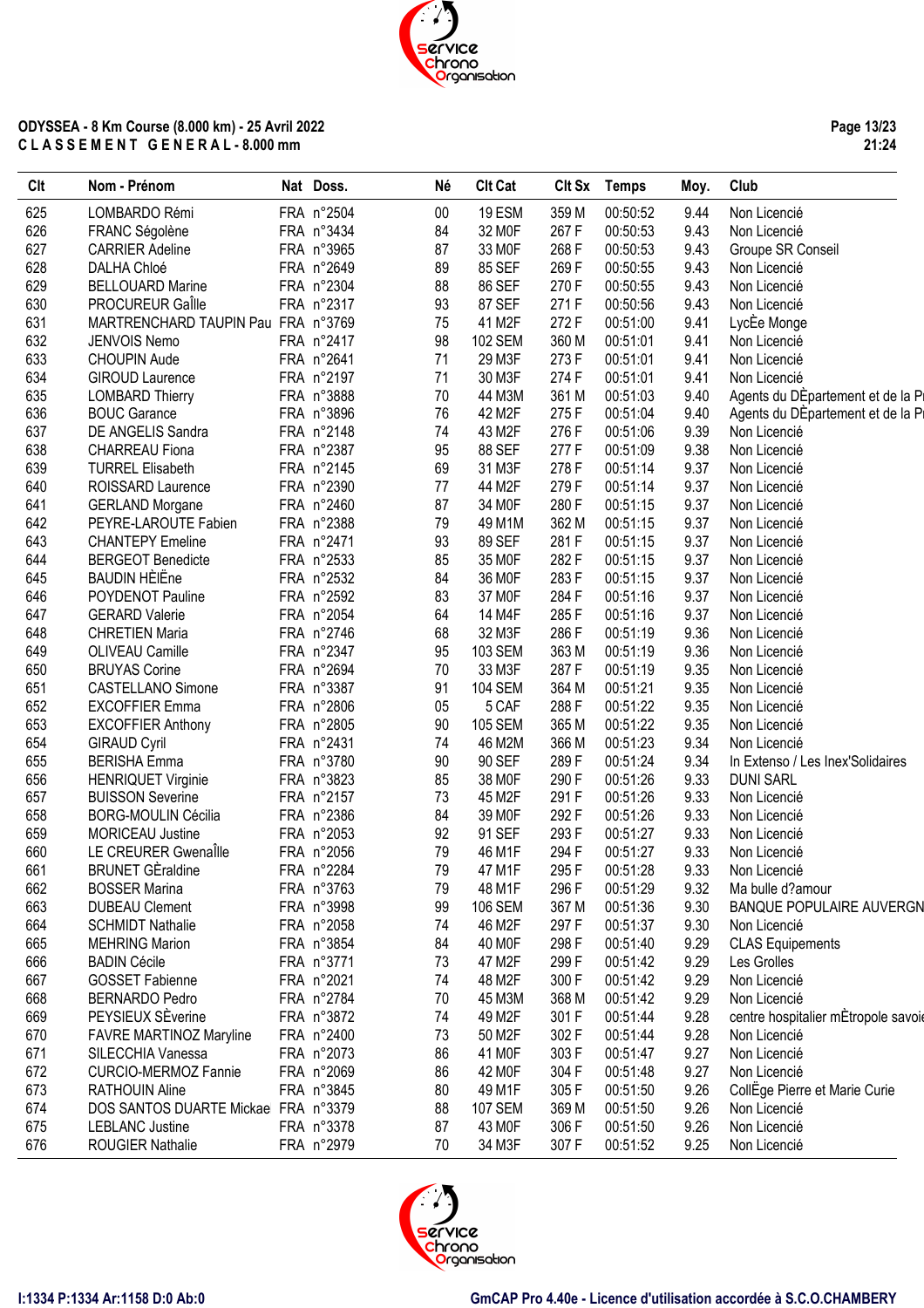**ODYSSEA - 8 Km Course (8.000 km) - 25 Avril 2022**
**C L A S S E M E N T   G E N E R A L - 8.000 mm**

| Clt | Nom - Prénom | Nat | Doss. | Né | Clt Cat | Clt Sx | Temps | Moy. | Club |
|---|---|---|---|---|---|---|---|---|---|
| 625 | LOMBARDO Rémi | FRA | n°2504 | 00 | 19 ESM | 359 M | 00:50:52 | 9.44 | Non Licencié |
| 626 | FRANC Ségolène | FRA | n°3434 | 84 | 32 M0F | 267 F | 00:50:53 | 9.43 | Non Licencié |
| 627 | CARRIER Adeline | FRA | n°3965 | 87 | 33 M0F | 268 F | 00:50:53 | 9.43 | Groupe SR Conseil |
| 628 | DALHA Chloé | FRA | n°2649 | 89 | 85 SEF | 269 F | 00:50:55 | 9.43 | Non Licencié |
| 629 | BELLOUARD Marine | FRA | n°2304 | 88 | 86 SEF | 270 F | 00:50:55 | 9.43 | Non Licencié |
| 630 | PROCUREUR GaÎlle | FRA | n°2317 | 93 | 87 SEF | 271 F | 00:50:56 | 9.43 | Non Licencié |
| 631 | MARTRENCHARD TAUPIN Pau | FRA | n°3769 | 75 | 41 M2F | 272 F | 00:51:00 | 9.41 | LycÈe Monge |
| 632 | JENVOIS Nemo | FRA | n°2417 | 98 | 102 SEM | 360 M | 00:51:01 | 9.41 | Non Licencié |
| 633 | CHOUPIN Aude | FRA | n°2641 | 71 | 29 M3F | 273 F | 00:51:01 | 9.41 | Non Licencié |
| 634 | GIROUD Laurence | FRA | n°2197 | 71 | 30 M3F | 274 F | 00:51:01 | 9.41 | Non Licencié |
| 635 | LOMBARD Thierry | FRA | n°3888 | 70 | 44 M3M | 361 M | 00:51:03 | 9.40 | Agents du DÈpartement et de la P |
| 636 | BOUC Garance | FRA | n°3896 | 76 | 42 M2F | 275 F | 00:51:04 | 9.40 | Agents du DÈpartement et de la P |
| 637 | DE ANGELIS Sandra | FRA | n°2148 | 74 | 43 M2F | 276 F | 00:51:06 | 9.39 | Non Licencié |
| 638 | CHARREAU Fiona | FRA | n°2387 | 95 | 88 SEF | 277 F | 00:51:09 | 9.38 | Non Licencié |
| 639 | TURREL Elisabeth | FRA | n°2145 | 69 | 31 M3F | 278 F | 00:51:14 | 9.37 | Non Licencié |
| 640 | ROISSARD Laurence | FRA | n°2390 | 77 | 44 M2F | 279 F | 00:51:14 | 9.37 | Non Licencié |
| 641 | GERLAND Morgane | FRA | n°2460 | 87 | 34 M0F | 280 F | 00:51:15 | 9.37 | Non Licencié |
| 642 | PEYRE-LAROUTE Fabien | FRA | n°2388 | 79 | 49 M1M | 362 M | 00:51:15 | 9.37 | Non Licencié |
| 643 | CHANTEPY Emeline | FRA | n°2471 | 93 | 89 SEF | 281 F | 00:51:15 | 9.37 | Non Licencié |
| 644 | BERGEOT Benedicte | FRA | n°2533 | 85 | 35 M0F | 282 F | 00:51:15 | 9.37 | Non Licencié |
| 645 | BAUDIN HÈlËne | FRA | n°2532 | 84 | 36 M0F | 283 F | 00:51:15 | 9.37 | Non Licencié |
| 646 | POYDENOT Pauline | FRA | n°2592 | 83 | 37 M0F | 284 F | 00:51:16 | 9.37 | Non Licencié |
| 647 | GERARD Valerie | FRA | n°2054 | 64 | 14 M4F | 285 F | 00:51:16 | 9.37 | Non Licencié |
| 648 | CHRETIEN Maria | FRA | n°2746 | 68 | 32 M3F | 286 F | 00:51:19 | 9.36 | Non Licencié |
| 649 | OLIVEAU Camille | FRA | n°2347 | 95 | 103 SEM | 363 M | 00:51:19 | 9.36 | Non Licencié |
| 650 | BRUYAS Corine | FRA | n°2694 | 70 | 33 M3F | 287 F | 00:51:19 | 9.35 | Non Licencié |
| 651 | CASTELLANO Simone | FRA | n°3387 | 91 | 104 SEM | 364 M | 00:51:21 | 9.35 | Non Licencié |
| 652 | EXCOFFIER Emma | FRA | n°2806 | 05 | 5 CAF | 288 F | 00:51:22 | 9.35 | Non Licencié |
| 653 | EXCOFFIER Anthony | FRA | n°2805 | 90 | 105 SEM | 365 M | 00:51:22 | 9.35 | Non Licencié |
| 654 | GIRAUD Cyril | FRA | n°2431 | 74 | 46 M2M | 366 M | 00:51:23 | 9.34 | Non Licencié |
| 655 | BERISHA Emma | FRA | n°3780 | 90 | 90 SEF | 289 F | 00:51:24 | 9.34 | In Extenso / Les Inex'Solidaires |
| 656 | HENRIQUET Virginie | FRA | n°3823 | 85 | 38 M0F | 290 F | 00:51:26 | 9.33 | DUNI SARL |
| 657 | BUISSON Severine | FRA | n°2157 | 73 | 45 M2F | 291 F | 00:51:26 | 9.33 | Non Licencié |
| 658 | BORG-MOULIN Cécilia | FRA | n°2386 | 84 | 39 M0F | 292 F | 00:51:26 | 9.33 | Non Licencié |
| 659 | MORICEAU Justine | FRA | n°2053 | 92 | 91 SEF | 293 F | 00:51:27 | 9.33 | Non Licencié |
| 660 | LE CREURER GwenaÎlle | FRA | n°2056 | 79 | 46 M1F | 294 F | 00:51:27 | 9.33 | Non Licencié |
| 661 | BRUNET GÈraldine | FRA | n°2284 | 79 | 47 M1F | 295 F | 00:51:28 | 9.33 | Non Licencié |
| 662 | BOSSER Marina | FRA | n°3763 | 79 | 48 M1F | 296 F | 00:51:29 | 9.32 | Ma bulle d?amour |
| 663 | DUBEAU Clement | FRA | n°3998 | 99 | 106 SEM | 367 M | 00:51:36 | 9.30 | BANQUE POPULAIRE AUVERGN |
| 664 | SCHMIDT Nathalie | FRA | n°2058 | 74 | 46 M2F | 297 F | 00:51:37 | 9.30 | Non Licencié |
| 665 | MEHRING Marion | FRA | n°3854 | 84 | 40 M0F | 298 F | 00:51:40 | 9.29 | CLAS Equipements |
| 666 | BADIN Cécile | FRA | n°3771 | 73 | 47 M2F | 299 F | 00:51:42 | 9.29 | Les Grolles |
| 667 | GOSSET Fabienne | FRA | n°2021 | 74 | 48 M2F | 300 F | 00:51:42 | 9.29 | Non Licencié |
| 668 | BERNARDO Pedro | FRA | n°2784 | 70 | 45 M3M | 368 M | 00:51:42 | 9.29 | Non Licencié |
| 669 | PEYSIEUX SÈverine | FRA | n°3872 | 74 | 49 M2F | 301 F | 00:51:44 | 9.28 | centre hospitalier mÈtropole savoi |
| 670 | FAVRE MARTINOZ Maryline | FRA | n°2400 | 73 | 50 M2F | 302 F | 00:51:44 | 9.28 | Non Licencié |
| 671 | SILECCHIA Vanessa | FRA | n°2073 | 86 | 41 M0F | 303 F | 00:51:47 | 9.27 | Non Licencié |
| 672 | CURCIO-MERMOZ Fannie | FRA | n°2069 | 86 | 42 M0F | 304 F | 00:51:48 | 9.27 | Non Licencié |
| 673 | RATHOUIN Aline | FRA | n°3845 | 80 | 49 M1F | 305 F | 00:51:50 | 9.26 | CollËge Pierre et Marie Curie |
| 674 | DOS SANTOS DUARTE Mickae | FRA | n°3379 | 88 | 107 SEM | 369 M | 00:51:50 | 9.26 | Non Licencié |
| 675 | LEBLANC Justine | FRA | n°3378 | 87 | 43 M0F | 306 F | 00:51:50 | 9.26 | Non Licencié |
| 676 | ROUGIER Nathalie | FRA | n°2979 | 70 | 34 M3F | 307 F | 00:51:52 | 9.25 | Non Licencié |

I:1334 P:1334 Ar:1158 D:0 Ab:0

GmCAP Pro 4.40e - Licence d'utilisation accordée à S.C.O.CHAMBERY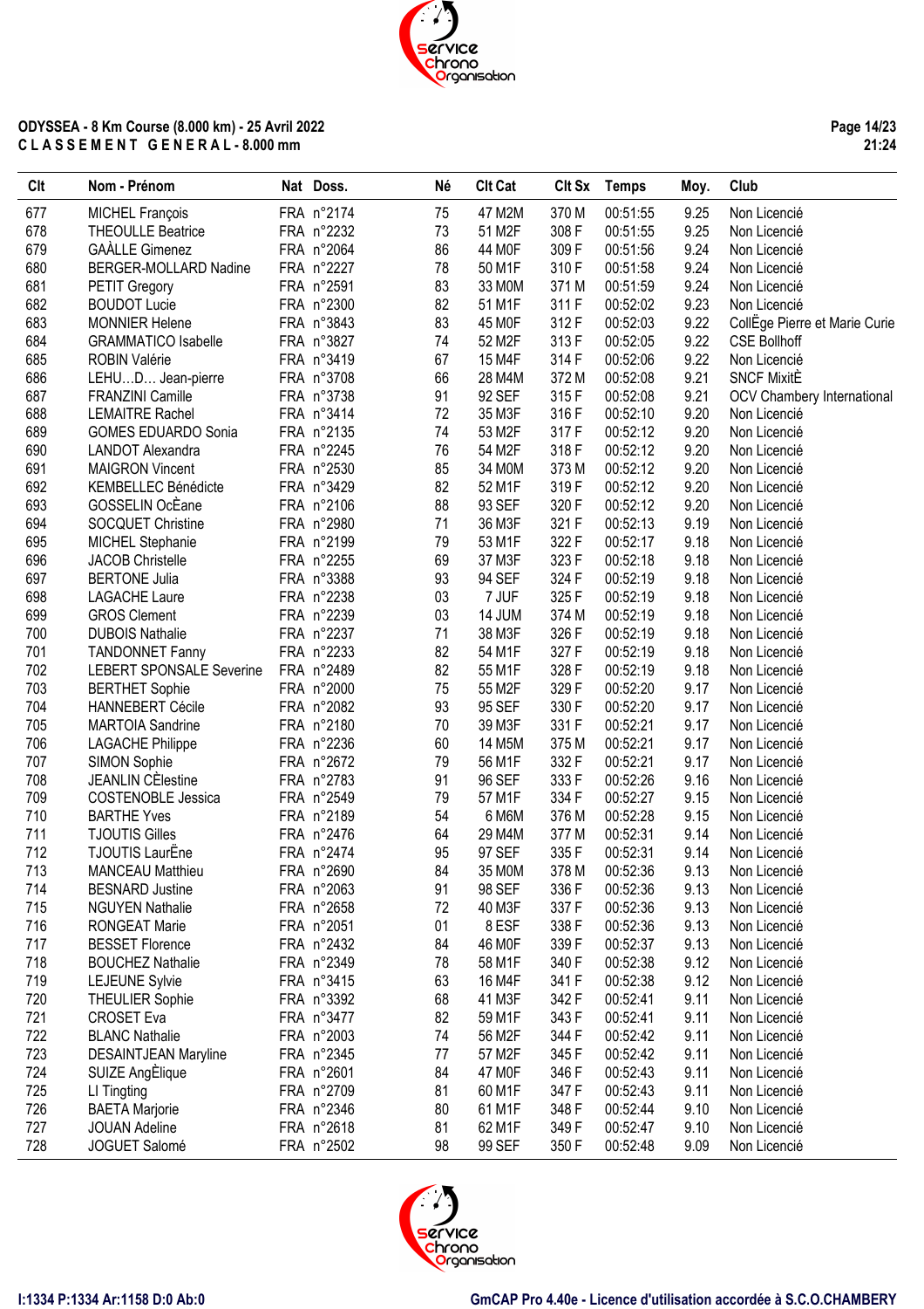**ODYSSEA - 8 Km Course (8.000 km) - 25 Avril 2022**
**C L A S S E M E N T   G E N E R A L - 8.000 mm**

| Clt | Nom - Prénom | Nat | Doss. | Né | Clt Cat | Clt Sx | Temps | Moy. | Club |
|---|---|---|---|---|---|---|---|---|---|
| 677 | MICHEL François | FRA | n°2174 | 75 | 47 M2M | 370 M | 00:51:55 | 9.25 | Non Licencié |
| 678 | THEOULLE Beatrice | FRA | n°2232 | 73 | 51 M2F | 308 F | 00:51:55 | 9.25 | Non Licencié |
| 679 | GAÀLLE Gimenez | FRA | n°2064 | 86 | 44 M0F | 309 F | 00:51:56 | 9.24 | Non Licencié |
| 680 | BERGER-MOLLARD Nadine | FRA | n°2227 | 78 | 50 M1F | 310 F | 00:51:58 | 9.24 | Non Licencié |
| 681 | PETIT Gregory | FRA | n°2591 | 83 | 33 M0M | 371 M | 00:51:59 | 9.24 | Non Licencié |
| 682 | BOUDOT Lucie | FRA | n°2300 | 82 | 51 M1F | 311 F | 00:52:02 | 9.23 | Non Licencié |
| 683 | MONNIER Helene | FRA | n°3843 | 83 | 45 M0F | 312 F | 00:52:03 | 9.22 | CollËge Pierre et Marie Curie |
| 684 | GRAMMATICO Isabelle | FRA | n°3827 | 74 | 52 M2F | 313 F | 00:52:05 | 9.22 | CSE Bollhoff |
| 685 | ROBIN Valérie | FRA | n°3419 | 67 | 15 M4F | 314 F | 00:52:06 | 9.22 | Non Licencié |
| 686 | LEHU…D… Jean-pierre | FRA | n°3708 | 66 | 28 M4M | 372 M | 00:52:08 | 9.21 | SNCF MixitÈ |
| 687 | FRANZINI Camille | FRA | n°3738 | 91 | 92 SEF | 315 F | 00:52:08 | 9.21 | OCV Chambery International |
| 688 | LEMAITRE Rachel | FRA | n°3414 | 72 | 35 M3F | 316 F | 00:52:10 | 9.20 | Non Licencié |
| 689 | GOMES EDUARDO Sonia | FRA | n°2135 | 74 | 53 M2F | 317 F | 00:52:12 | 9.20 | Non Licencié |
| 690 | LANDOT Alexandra | FRA | n°2245 | 76 | 54 M2F | 318 F | 00:52:12 | 9.20 | Non Licencié |
| 691 | MAIGRON Vincent | FRA | n°2530 | 85 | 34 M0M | 373 M | 00:52:12 | 9.20 | Non Licencié |
| 692 | KEMBELLEC Bénédicte | FRA | n°3429 | 82 | 52 M1F | 319 F | 00:52:12 | 9.20 | Non Licencié |
| 693 | GOSSELIN OcÈane | FRA | n°2106 | 88 | 93 SEF | 320 F | 00:52:12 | 9.20 | Non Licencié |
| 694 | SOCQUET Christine | FRA | n°2980 | 71 | 36 M3F | 321 F | 00:52:13 | 9.19 | Non Licencié |
| 695 | MICHEL Stephanie | FRA | n°2199 | 79 | 53 M1F | 322 F | 00:52:17 | 9.18 | Non Licencié |
| 696 | JACOB Christelle | FRA | n°2255 | 69 | 37 M3F | 323 F | 00:52:18 | 9.18 | Non Licencié |
| 697 | BERTONE Julia | FRA | n°3388 | 93 | 94 SEF | 324 F | 00:52:19 | 9.18 | Non Licencié |
| 698 | LAGACHE Laure | FRA | n°2238 | 03 | 7 JUF | 325 F | 00:52:19 | 9.18 | Non Licencié |
| 699 | GROS Clement | FRA | n°2239 | 03 | 14 JUM | 374 M | 00:52:19 | 9.18 | Non Licencié |
| 700 | DUBOIS Nathalie | FRA | n°2237 | 71 | 38 M3F | 326 F | 00:52:19 | 9.18 | Non Licencié |
| 701 | TANDONNET Fanny | FRA | n°2233 | 82 | 54 M1F | 327 F | 00:52:19 | 9.18 | Non Licencié |
| 702 | LEBERT SPONSALE Severine | FRA | n°2489 | 82 | 55 M1F | 328 F | 00:52:19 | 9.18 | Non Licencié |
| 703 | BERTHET Sophie | FRA | n°2000 | 75 | 55 M2F | 329 F | 00:52:20 | 9.17 | Non Licencié |
| 704 | HANNEBERT Cécile | FRA | n°2082 | 93 | 95 SEF | 330 F | 00:52:20 | 9.17 | Non Licencié |
| 705 | MARTOIA Sandrine | FRA | n°2180 | 70 | 39 M3F | 331 F | 00:52:21 | 9.17 | Non Licencié |
| 706 | LAGACHE Philippe | FRA | n°2236 | 60 | 14 M5M | 375 M | 00:52:21 | 9.17 | Non Licencié |
| 707 | SIMON Sophie | FRA | n°2672 | 79 | 56 M1F | 332 F | 00:52:21 | 9.17 | Non Licencié |
| 708 | JEANLIN CÈlestine | FRA | n°2783 | 91 | 96 SEF | 333 F | 00:52:26 | 9.16 | Non Licencié |
| 709 | COSTENOBLE Jessica | FRA | n°2549 | 79 | 57 M1F | 334 F | 00:52:27 | 9.15 | Non Licencié |
| 710 | BARTHE Yves | FRA | n°2189 | 54 | 6 M6M | 376 M | 00:52:28 | 9.15 | Non Licencié |
| 711 | TJOUTIS Gilles | FRA | n°2476 | 64 | 29 M4M | 377 M | 00:52:31 | 9.14 | Non Licencié |
| 712 | TJOUTIS LaurËne | FRA | n°2474 | 95 | 97 SEF | 335 F | 00:52:31 | 9.14 | Non Licencié |
| 713 | MANCEAU Matthieu | FRA | n°2690 | 84 | 35 M0M | 378 M | 00:52:36 | 9.13 | Non Licencié |
| 714 | BESNARD Justine | FRA | n°2063 | 91 | 98 SEF | 336 F | 00:52:36 | 9.13 | Non Licencié |
| 715 | NGUYEN Nathalie | FRA | n°2658 | 72 | 40 M3F | 337 F | 00:52:36 | 9.13 | Non Licencié |
| 716 | RONGEAT Marie | FRA | n°2051 | 01 | 8 ESF | 338 F | 00:52:36 | 9.13 | Non Licencié |
| 717 | BESSET Florence | FRA | n°2432 | 84 | 46 M0F | 339 F | 00:52:37 | 9.13 | Non Licencié |
| 718 | BOUCHEZ Nathalie | FRA | n°2349 | 78 | 58 M1F | 340 F | 00:52:38 | 9.12 | Non Licencié |
| 719 | LEJEUNE Sylvie | FRA | n°3415 | 63 | 16 M4F | 341 F | 00:52:38 | 9.12 | Non Licencié |
| 720 | THEULIER Sophie | FRA | n°3392 | 68 | 41 M3F | 342 F | 00:52:41 | 9.11 | Non Licencié |
| 721 | CROSET Eva | FRA | n°3477 | 82 | 59 M1F | 343 F | 00:52:41 | 9.11 | Non Licencié |
| 722 | BLANC Nathalie | FRA | n°2003 | 74 | 56 M2F | 344 F | 00:52:42 | 9.11 | Non Licencié |
| 723 | DESAINTJEAN Maryline | FRA | n°2345 | 77 | 57 M2F | 345 F | 00:52:42 | 9.11 | Non Licencié |
| 724 | SUIZE AngÈlique | FRA | n°2601 | 84 | 47 M0F | 346 F | 00:52:43 | 9.11 | Non Licencié |
| 725 | LI Tingting | FRA | n°2709 | 81 | 60 M1F | 347 F | 00:52:43 | 9.11 | Non Licencié |
| 726 | BAETA Marjorie | FRA | n°2346 | 80 | 61 M1F | 348 F | 00:52:44 | 9.10 | Non Licencié |
| 727 | JOUAN Adeline | FRA | n°2618 | 81 | 62 M1F | 349 F | 00:52:47 | 9.10 | Non Licencié |
| 728 | JOGUET Salomé | FRA | n°2502 | 98 | 99 SEF | 350 F | 00:52:48 | 9.09 | Non Licencié |

I:1334 P:1334 Ar:1158 D:0 Ab:0

GmCAP Pro 4.40e - Licence d'utilisation accordée à S.C.O.CHAMBERY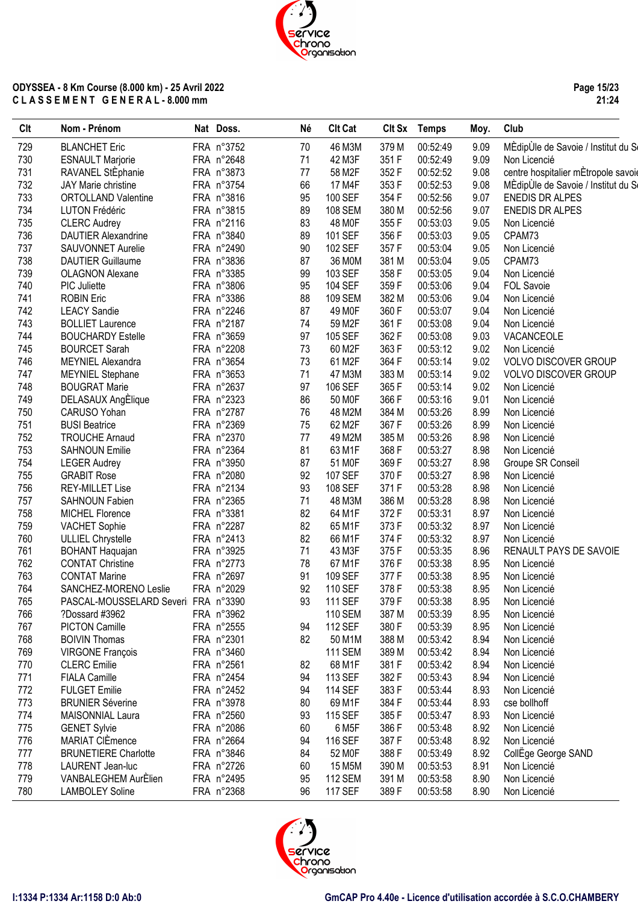**ODYSSEA - 8 Km Course (8.000 km) - 25 Avril 2022**
**C L A S S E M E N T   G E N E R A L - 8.000 mm**

| Clt | Nom - Prénom | Nat | Doss. | Né | Clt Cat | Clt Sx | Temps | Moy. | Club |
|---|---|---|---|---|---|---|---|---|---|
| 729 | BLANCHET Eric | FRA | n°3752 | 70 | 46 M3M | 379 M | 00:52:49 | 9.09 | MÈdipÙle de Savoie / Institut du Se |
| 730 | ESNAULT Marjorie | FRA | n°2648 | 71 | 42 M3F | 351 F | 00:52:49 | 9.09 | Non Licencié |
| 731 | RAVANEL StÈphanie | FRA | n°3873 | 77 | 58 M2F | 352 F | 00:52:52 | 9.08 | centre hospitalier mÈtropole savoie |
| 732 | JAY Marie christine | FRA | n°3754 | 66 | 17 M4F | 353 F | 00:52:53 | 9.08 | MÈdipÙle de Savoie / Institut du Se |
| 733 | ORTOLLAND Valentine | FRA | n°3816 | 95 | 100 SEF | 354 F | 00:52:56 | 9.07 | ENEDIS DR ALPES |
| 734 | LUTON Frédéric | FRA | n°3815 | 89 | 108 SEM | 380 M | 00:52:56 | 9.07 | ENEDIS DR ALPES |
| 735 | CLERC Audrey | FRA | n°2116 | 83 | 48 M0F | 355 F | 00:53:03 | 9.05 | Non Licencié |
| 736 | DAUTIER Alexandrine | FRA | n°3840 | 89 | 101 SEF | 356 F | 00:53:03 | 9.05 | CPAM73 |
| 737 | SAUVONNET Aurelie | FRA | n°2490 | 90 | 102 SEF | 357 F | 00:53:04 | 9.05 | Non Licencié |
| 738 | DAUTIER Guillaume | FRA | n°3836 | 87 | 36 M0M | 381 M | 00:53:04 | 9.05 | CPAM73 |
| 739 | OLAGNON Alexane | FRA | n°3385 | 99 | 103 SEF | 358 F | 00:53:05 | 9.04 | Non Licencié |
| 740 | PIC Juliette | FRA | n°3806 | 95 | 104 SEF | 359 F | 00:53:06 | 9.04 | FOL Savoie |
| 741 | ROBIN Eric | FRA | n°3386 | 88 | 109 SEM | 382 M | 00:53:06 | 9.04 | Non Licencié |
| 742 | LEACY Sandie | FRA | n°2246 | 87 | 49 M0F | 360 F | 00:53:07 | 9.04 | Non Licencié |
| 743 | BOLLIET Laurence | FRA | n°2187 | 74 | 59 M2F | 361 F | 00:53:08 | 9.04 | Non Licencié |
| 744 | BOUCHARDY Estelle | FRA | n°3659 | 97 | 105 SEF | 362 F | 00:53:08 | 9.03 | VACANCEOLE |
| 745 | BOURCET Sarah | FRA | n°2208 | 73 | 60 M2F | 363 F | 00:53:12 | 9.02 | Non Licencié |
| 746 | MEYNIEL Alexandra | FRA | n°3654 | 73 | 61 M2F | 364 F | 00:53:14 | 9.02 | VOLVO DISCOVER GROUP |
| 747 | MEYNIEL Stephane | FRA | n°3653 | 71 | 47 M3M | 383 M | 00:53:14 | 9.02 | VOLVO DISCOVER GROUP |
| 748 | BOUGRAT Marie | FRA | n°2637 | 97 | 106 SEF | 365 F | 00:53:14 | 9.02 | Non Licencié |
| 749 | DELASAUX AngÈlique | FRA | n°2323 | 86 | 50 M0F | 366 F | 00:53:16 | 9.01 | Non Licencié |
| 750 | CARUSO Yohan | FRA | n°2787 | 76 | 48 M2M | 384 M | 00:53:26 | 8.99 | Non Licencié |
| 751 | BUSI Beatrice | FRA | n°2369 | 75 | 62 M2F | 367 F | 00:53:26 | 8.99 | Non Licencié |
| 752 | TROUCHE Arnaud | FRA | n°2370 | 77 | 49 M2M | 385 M | 00:53:26 | 8.98 | Non Licencié |
| 753 | SAHNOUN Emilie | FRA | n°2364 | 81 | 63 M1F | 368 F | 00:53:27 | 8.98 | Non Licencié |
| 754 | LEGER Audrey | FRA | n°3950 | 87 | 51 M0F | 369 F | 00:53:27 | 8.98 | Groupe SR Conseil |
| 755 | GRABIT Rose | FRA | n°2080 | 92 | 107 SEF | 370 F | 00:53:27 | 8.98 | Non Licencié |
| 756 | REY-MILLET Lise | FRA | n°2134 | 93 | 108 SEF | 371 F | 00:53:28 | 8.98 | Non Licencié |
| 757 | SAHNOUN Fabien | FRA | n°2365 | 71 | 48 M3M | 386 M | 00:53:28 | 8.98 | Non Licencié |
| 758 | MICHEL Florence | FRA | n°3381 | 82 | 64 M1F | 372 F | 00:53:31 | 8.97 | Non Licencié |
| 759 | VACHET Sophie | FRA | n°2287 | 82 | 65 M1F | 373 F | 00:53:32 | 8.97 | Non Licencié |
| 760 | ULLIEL Chrystelle | FRA | n°2413 | 82 | 66 M1F | 374 F | 00:53:32 | 8.97 | Non Licencié |
| 761 | BOHANT Haquajan | FRA | n°3925 | 71 | 43 M3F | 375 F | 00:53:35 | 8.96 | RENAULT PAYS DE SAVOIE |
| 762 | CONTAT Christine | FRA | n°2773 | 78 | 67 M1F | 376 F | 00:53:38 | 8.95 | Non Licencié |
| 763 | CONTAT Marine | FRA | n°2697 | 91 | 109 SEF | 377 F | 00:53:38 | 8.95 | Non Licencié |
| 764 | SANCHEZ-MORENO Leslie | FRA | n°2029 | 92 | 110 SEF | 378 F | 00:53:38 | 8.95 | Non Licencié |
| 765 | PASCAL-MOUSSELARD Severi | FRA | n°3390 | 93 | 111 SEF | 379 F | 00:53:38 | 8.95 | Non Licencié |
| 766 | ?Dossard #3962 | FRA | n°3962 | | 110 SEM | 387 M | 00:53:39 | 8.95 | Non Licencié |
| 767 | PICTON Camille | FRA | n°2555 | 94 | 112 SEF | 380 F | 00:53:39 | 8.95 | Non Licencié |
| 768 | BOIVIN Thomas | FRA | n°2301 | 82 | 50 M1M | 388 M | 00:53:42 | 8.94 | Non Licencié |
| 769 | VIRGONE François | FRA | n°3460 | | 111 SEM | 389 M | 00:53:42 | 8.94 | Non Licencié |
| 770 | CLERC Emilie | FRA | n°2561 | 82 | 68 M1F | 381 F | 00:53:42 | 8.94 | Non Licencié |
| 771 | FIALA Camille | FRA | n°2454 | 94 | 113 SEF | 382 F | 00:53:43 | 8.94 | Non Licencié |
| 772 | FULGET Emilie | FRA | n°2452 | 94 | 114 SEF | 383 F | 00:53:44 | 8.93 | Non Licencié |
| 773 | BRUNIER Séverine | FRA | n°3978 | 80 | 69 M1F | 384 F | 00:53:44 | 8.93 | cse bollhoff |
| 774 | MAISONNIAL Laura | FRA | n°2560 | 93 | 115 SEF | 385 F | 00:53:47 | 8.93 | Non Licencié |
| 775 | GENET Sylvie | FRA | n°2086 | 60 | 6 M5F | 386 F | 00:53:48 | 8.92 | Non Licencié |
| 776 | MARIAT ClÈmence | FRA | n°2664 | 94 | 116 SEF | 387 F | 00:53:48 | 8.92 | Non Licencié |
| 777 | BRUNETIERE Charlotte | FRA | n°3846 | 84 | 52 M0F | 388 F | 00:53:49 | 8.92 | CollÈge George SAND |
| 778 | LAURENT Jean-luc | FRA | n°2726 | 60 | 15 M5M | 390 M | 00:53:53 | 8.91 | Non Licencié |
| 779 | VANBALEGHEM AurÈlien | FRA | n°2495 | 95 | 112 SEM | 391 M | 00:53:58 | 8.90 | Non Licencié |
| 780 | LAMBOLEY Soline | FRA | n°2368 | 96 | 117 SEF | 389 F | 00:53:58 | 8.90 | Non Licencié |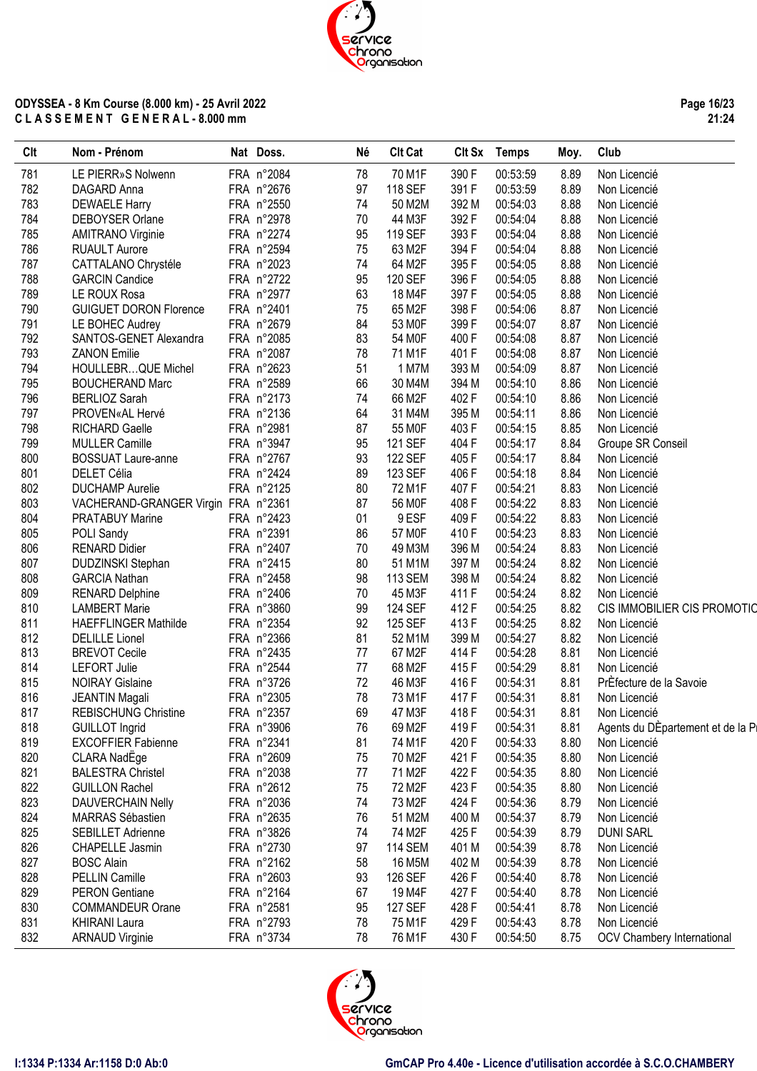**ODYSSEA - 8 Km Course (8.000 km) - 25 Avril 2022**
**C L A S S E M E N T   G E N E R A L - 8.000 mm**

| Clt | Nom - Prénom | Nat | Doss. | Né | Clt Cat | Clt Sx | Temps | Moy. | Club |
|---|---|---|---|---|---|---|---|---|---|
| 781 | LE PIERR»S Nolwenn | FRA | n°2084 | 78 | 70 M1F | 390 F | 00:53:59 | 8.89 | Non Licencié |
| 782 | DAGARD Anna | FRA | n°2676 | 97 | 118 SEF | 391 F | 00:53:59 | 8.89 | Non Licencié |
| 783 | DEWAELE Harry | FRA | n°2550 | 74 | 50 M2M | 392 M | 00:54:03 | 8.88 | Non Licencié |
| 784 | DEBOYSER Orlane | FRA | n°2978 | 70 | 44 M3F | 392 F | 00:54:04 | 8.88 | Non Licencié |
| 785 | AMITRANO Virginie | FRA | n°2274 | 95 | 119 SEF | 393 F | 00:54:04 | 8.88 | Non Licencié |
| 786 | RUAULT Aurore | FRA | n°2594 | 75 | 63 M2F | 394 F | 00:54:04 | 8.88 | Non Licencié |
| 787 | CATTALANO Chrystéle | FRA | n°2023 | 74 | 64 M2F | 395 F | 00:54:05 | 8.88 | Non Licencié |
| 788 | GARCIN Candice | FRA | n°2722 | 95 | 120 SEF | 396 F | 00:54:05 | 8.88 | Non Licencié |
| 789 | LE ROUX Rosa | FRA | n°2977 | 63 | 18 M4F | 397 F | 00:54:05 | 8.88 | Non Licencié |
| 790 | GUIGUET DORON Florence | FRA | n°2401 | 75 | 65 M2F | 398 F | 00:54:06 | 8.87 | Non Licencié |
| 791 | LE BOHEC Audrey | FRA | n°2679 | 84 | 53 M0F | 399 F | 00:54:07 | 8.87 | Non Licencié |
| 792 | SANTOS-GENET Alexandra | FRA | n°2085 | 83 | 54 M0F | 400 F | 00:54:08 | 8.87 | Non Licencié |
| 793 | ZANON Emilie | FRA | n°2087 | 78 | 71 M1F | 401 F | 00:54:08 | 8.87 | Non Licencié |
| 794 | HOULLEBR…QUE Michel | FRA | n°2623 | 51 | 1 M7M | 393 M | 00:54:09 | 8.87 | Non Licencié |
| 795 | BOUCHERAND Marc | FRA | n°2589 | 66 | 30 M4M | 394 M | 00:54:10 | 8.86 | Non Licencié |
| 796 | BERLIOZ Sarah | FRA | n°2173 | 74 | 66 M2F | 402 F | 00:54:10 | 8.86 | Non Licencié |
| 797 | PROVEN«AL Hervé | FRA | n°2136 | 64 | 31 M4M | 395 M | 00:54:11 | 8.86 | Non Licencié |
| 798 | RICHARD Gaelle | FRA | n°2981 | 87 | 55 M0F | 403 F | 00:54:15 | 8.85 | Non Licencié |
| 799 | MULLER Camille | FRA | n°3947 | 95 | 121 SEF | 404 F | 00:54:17 | 8.84 | Groupe SR Conseil |
| 800 | BOSSUAT Laure-anne | FRA | n°2767 | 93 | 122 SEF | 405 F | 00:54:17 | 8.84 | Non Licencié |
| 801 | DELET Célia | FRA | n°2424 | 89 | 123 SEF | 406 F | 00:54:18 | 8.84 | Non Licencié |
| 802 | DUCHAMP Aurelie | FRA | n°2125 | 80 | 72 M1F | 407 F | 00:54:21 | 8.83 | Non Licencié |
| 803 | VACHERAND-GRANGER Virgin | FRA | n°2361 | 87 | 56 M0F | 408 F | 00:54:22 | 8.83 | Non Licencié |
| 804 | PRATABUY Marine | FRA | n°2423 | 01 | 9 ESF | 409 F | 00:54:22 | 8.83 | Non Licencié |
| 805 | POLI Sandy | FRA | n°2391 | 86 | 57 M0F | 410 F | 00:54:23 | 8.83 | Non Licencié |
| 806 | RENARD Didier | FRA | n°2407 | 70 | 49 M3M | 396 M | 00:54:24 | 8.83 | Non Licencié |
| 807 | DUDZINSKI Stephan | FRA | n°2415 | 80 | 51 M1M | 397 M | 00:54:24 | 8.82 | Non Licencié |
| 808 | GARCIA Nathan | FRA | n°2458 | 98 | 113 SEM | 398 M | 00:54:24 | 8.82 | Non Licencié |
| 809 | RENARD Delphine | FRA | n°2406 | 70 | 45 M3F | 411 F | 00:54:24 | 8.82 | Non Licencié |
| 810 | LAMBERT Marie | FRA | n°3860 | 99 | 124 SEF | 412 F | 00:54:25 | 8.82 | CIS IMMOBILIER CIS PROMOTIC |
| 811 | HAEFFLINGER Mathilde | FRA | n°2354 | 92 | 125 SEF | 413 F | 00:54:25 | 8.82 | Non Licencié |
| 812 | DELILLE Lionel | FRA | n°2366 | 81 | 52 M1M | 399 M | 00:54:27 | 8.82 | Non Licencié |
| 813 | BREVOT Cecile | FRA | n°2435 | 77 | 67 M2F | 414 F | 00:54:28 | 8.81 | Non Licencié |
| 814 | LEFORT Julie | FRA | n°2544 | 77 | 68 M2F | 415 F | 00:54:29 | 8.81 | Non Licencié |
| 815 | NOIRAY Gislaine | FRA | n°3726 | 72 | 46 M3F | 416 F | 00:54:31 | 8.81 | PrÈfecture de la Savoie |
| 816 | JEANTIN Magali | FRA | n°2305 | 78 | 73 M1F | 417 F | 00:54:31 | 8.81 | Non Licencié |
| 817 | REBISCHUNG Christine | FRA | n°2357 | 69 | 47 M3F | 418 F | 00:54:31 | 8.81 | Non Licencié |
| 818 | GUILLOT Ingrid | FRA | n°3906 | 76 | 69 M2F | 419 F | 00:54:31 | 8.81 | Agents du DÈpartement et de la Pr |
| 819 | EXCOFFIER Fabienne | FRA | n°2341 | 81 | 74 M1F | 420 F | 00:54:33 | 8.80 | Non Licencié |
| 820 | CLARA NadËge | FRA | n°2609 | 75 | 70 M2F | 421 F | 00:54:35 | 8.80 | Non Licencié |
| 821 | BALESTRA Christel | FRA | n°2038 | 77 | 71 M2F | 422 F | 00:54:35 | 8.80 | Non Licencié |
| 822 | GUILLON Rachel | FRA | n°2612 | 75 | 72 M2F | 423 F | 00:54:35 | 8.80 | Non Licencié |
| 823 | DAUVERCHAIN Nelly | FRA | n°2036 | 74 | 73 M2F | 424 F | 00:54:36 | 8.79 | Non Licencié |
| 824 | MARRAS Sébastien | FRA | n°2635 | 76 | 51 M2M | 400 M | 00:54:37 | 8.79 | Non Licencié |
| 825 | SEBILLET Adrienne | FRA | n°3826 | 74 | 74 M2F | 425 F | 00:54:39 | 8.79 | DUNI SARL |
| 826 | CHAPELLE Jasmin | FRA | n°2730 | 97 | 114 SEM | 401 M | 00:54:39 | 8.78 | Non Licencié |
| 827 | BOSC Alain | FRA | n°2162 | 58 | 16 M5M | 402 M | 00:54:39 | 8.78 | Non Licencié |
| 828 | PELLIN Camille | FRA | n°2603 | 93 | 126 SEF | 426 F | 00:54:40 | 8.78 | Non Licencié |
| 829 | PERON Gentiane | FRA | n°2164 | 67 | 19 M4F | 427 F | 00:54:40 | 8.78 | Non Licencié |
| 830 | COMMANDEUR Orane | FRA | n°2581 | 95 | 127 SEF | 428 F | 00:54:41 | 8.78 | Non Licencié |
| 831 | KHIRANI Laura | FRA | n°2793 | 78 | 75 M1F | 429 F | 00:54:43 | 8.78 | Non Licencié |
| 832 | ARNAUD Virginie | FRA | n°3734 | 78 | 76 M1F | 430 F | 00:54:50 | 8.75 | OCV Chambery International |

I:1334 P:1334 Ar:1158 D:0 Ab:0 — GmCAP Pro 4.40e - Licence d'utilisation accordée à S.C.O.CHAMBERY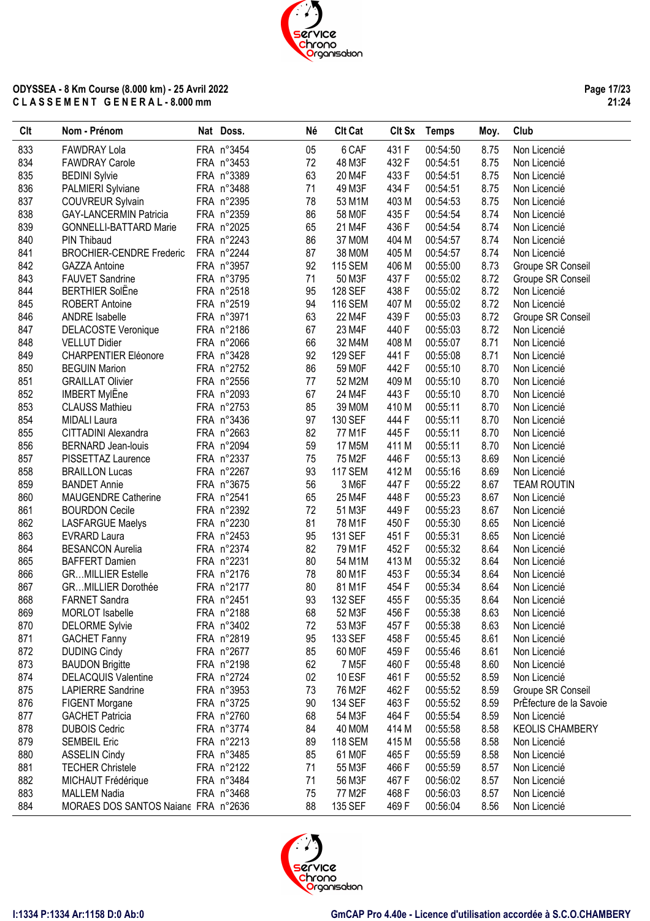**ODYSSEA - 8 Km Course (8.000 km) - 25 Avril 2022**
**C L A S S E M E N T G E N E R A L - 8.000 mm**

| Clt | Nom - Prénom | Nat | Doss. | Né | Clt Cat | Clt Sx | Temps | Moy. | Club |
|---|---|---|---|---|---|---|---|---|---|
| 833 | FAWDRAY Lola | FRA | n°3454 | 05 | 6 CAF | 431 F | 00:54:50 | 8.75 | Non Licencié |
| 834 | FAWDRAY Carole | FRA | n°3453 | 72 | 48 M3F | 432 F | 00:54:51 | 8.75 | Non Licencié |
| 835 | BEDINI Sylvie | FRA | n°3389 | 63 | 20 M4F | 433 F | 00:54:51 | 8.75 | Non Licencié |
| 836 | PALMIERI Sylviane | FRA | n°3488 | 71 | 49 M3F | 434 F | 00:54:51 | 8.75 | Non Licencié |
| 837 | COUVREUR Sylvain | FRA | n°2395 | 78 | 53 M1M | 403 M | 00:54:53 | 8.75 | Non Licencié |
| 838 | GAY-LANCERMIN Patricia | FRA | n°2359 | 86 | 58 M0F | 435 F | 00:54:54 | 8.74 | Non Licencié |
| 839 | GONNELLI-BATTARD Marie | FRA | n°2025 | 65 | 21 M4F | 436 F | 00:54:54 | 8.74 | Non Licencié |
| 840 | PIN Thibaud | FRA | n°2243 | 86 | 37 M0M | 404 M | 00:54:57 | 8.74 | Non Licencié |
| 841 | BROCHIER-CENDRE Frederic | FRA | n°2244 | 87 | 38 M0M | 405 M | 00:54:57 | 8.74 | Non Licencié |
| 842 | GAZZA Antoine | FRA | n°3957 | 92 | 115 SEM | 406 M | 00:55:00 | 8.73 | Groupe SR Conseil |
| 843 | FAUVET Sandrine | FRA | n°3795 | 71 | 50 M3F | 437 F | 00:55:02 | 8.72 | Groupe SR Conseil |
| 844 | BERTHIER SolËne | FRA | n°2518 | 95 | 128 SEF | 438 F | 00:55:02 | 8.72 | Non Licencié |
| 845 | ROBERT Antoine | FRA | n°2519 | 94 | 116 SEM | 407 M | 00:55:02 | 8.72 | Non Licencié |
| 846 | ANDRE Isabelle | FRA | n°3971 | 63 | 22 M4F | 439 F | 00:55:03 | 8.72 | Groupe SR Conseil |
| 847 | DELACOSTE Veronique | FRA | n°2186 | 67 | 23 M4F | 440 F | 00:55:03 | 8.72 | Non Licencié |
| 848 | VELLUT Didier | FRA | n°2066 | 66 | 32 M4M | 408 M | 00:55:07 | 8.71 | Non Licencié |
| 849 | CHARPENTIER Eléonore | FRA | n°3428 | 92 | 129 SEF | 441 F | 00:55:08 | 8.71 | Non Licencié |
| 850 | BEGUIN Marion | FRA | n°2752 | 86 | 59 M0F | 442 F | 00:55:10 | 8.70 | Non Licencié |
| 851 | GRAILLAT Olivier | FRA | n°2556 | 77 | 52 M2M | 409 M | 00:55:10 | 8.70 | Non Licencié |
| 852 | IMBERT MylËne | FRA | n°2093 | 67 | 24 M4F | 443 F | 00:55:10 | 8.70 | Non Licencié |
| 853 | CLAUSS Mathieu | FRA | n°2753 | 85 | 39 M0M | 410 M | 00:55:11 | 8.70 | Non Licencié |
| 854 | MIDALI Laura | FRA | n°3436 | 97 | 130 SEF | 444 F | 00:55:11 | 8.70 | Non Licencié |
| 855 | CITTADINI Alexandra | FRA | n°2663 | 82 | 77 M1F | 445 F | 00:55:11 | 8.70 | Non Licencié |
| 856 | BERNARD Jean-louis | FRA | n°2094 | 59 | 17 M5M | 411 M | 00:55:11 | 8.70 | Non Licencié |
| 857 | PISSETTAZ Laurence | FRA | n°2337 | 75 | 75 M2F | 446 F | 00:55:13 | 8.69 | Non Licencié |
| 858 | BRAILLON Lucas | FRA | n°2267 | 93 | 117 SEM | 412 M | 00:55:16 | 8.69 | Non Licencié |
| 859 | BANDET Annie | FRA | n°3675 | 56 | 3 M6F | 447 F | 00:55:22 | 8.67 | TEAM ROUTIN |
| 860 | MAUGENDRE Catherine | FRA | n°2541 | 65 | 25 M4F | 448 F | 00:55:23 | 8.67 | Non Licencié |
| 861 | BOURDON Cecile | FRA | n°2392 | 72 | 51 M3F | 449 F | 00:55:23 | 8.67 | Non Licencié |
| 862 | LASFARGUE Maelys | FRA | n°2230 | 81 | 78 M1F | 450 F | 00:55:30 | 8.65 | Non Licencié |
| 863 | EVRARD Laura | FRA | n°2453 | 95 | 131 SEF | 451 F | 00:55:31 | 8.65 | Non Licencié |
| 864 | BESANCON Aurelia | FRA | n°2374 | 82 | 79 M1F | 452 F | 00:55:32 | 8.64 | Non Licencié |
| 865 | BAFFERT Damien | FRA | n°2231 | 80 | 54 M1M | 413 M | 00:55:32 | 8.64 | Non Licencié |
| 866 | GR…MILLIER Estelle | FRA | n°2176 | 78 | 80 M1F | 453 F | 00:55:34 | 8.64 | Non Licencié |
| 867 | GR…MILLIER Dorothée | FRA | n°2177 | 80 | 81 M1F | 454 F | 00:55:34 | 8.64 | Non Licencié |
| 868 | FARNET Sandra | FRA | n°2451 | 93 | 132 SEF | 455 F | 00:55:35 | 8.64 | Non Licencié |
| 869 | MORLOT Isabelle | FRA | n°2188 | 68 | 52 M3F | 456 F | 00:55:38 | 8.63 | Non Licencié |
| 870 | DELORME Sylvie | FRA | n°3402 | 72 | 53 M3F | 457 F | 00:55:38 | 8.63 | Non Licencié |
| 871 | GACHET Fanny | FRA | n°2819 | 95 | 133 SEF | 458 F | 00:55:45 | 8.61 | Non Licencié |
| 872 | DUDING Cindy | FRA | n°2677 | 85 | 60 M0F | 459 F | 00:55:46 | 8.61 | Non Licencié |
| 873 | BAUDON Brigitte | FRA | n°2198 | 62 | 7 M5F | 460 F | 00:55:48 | 8.60 | Non Licencié |
| 874 | DELACQUIS Valentine | FRA | n°2724 | 02 | 10 ESF | 461 F | 00:55:52 | 8.59 | Non Licencié |
| 875 | LAPIERRE Sandrine | FRA | n°3953 | 73 | 76 M2F | 462 F | 00:55:52 | 8.59 | Groupe SR Conseil |
| 876 | FIGENT Morgane | FRA | n°3725 | 90 | 134 SEF | 463 F | 00:55:52 | 8.59 | PrÈfecture de la Savoie |
| 877 | GACHET Patricia | FRA | n°2760 | 68 | 54 M3F | 464 F | 00:55:54 | 8.59 | Non Licencié |
| 878 | DUBOIS Cedric | FRA | n°3774 | 84 | 40 M0M | 414 M | 00:55:58 | 8.58 | KEOLIS CHAMBERY |
| 879 | SEMBEIL Eric | FRA | n°2213 | 89 | 118 SEM | 415 M | 00:55:58 | 8.58 | Non Licencié |
| 880 | ASSELIN Cindy | FRA | n°3485 | 85 | 61 M0F | 465 F | 00:55:59 | 8.58 | Non Licencié |
| 881 | TECHER Christele | FRA | n°2122 | 71 | 55 M3F | 466 F | 00:55:59 | 8.57 | Non Licencié |
| 882 | MICHAUT Frédérique | FRA | n°3484 | 71 | 56 M3F | 467 F | 00:56:02 | 8.57 | Non Licencié |
| 883 | MALLEM Nadia | FRA | n°3468 | 75 | 77 M2F | 468 F | 00:56:03 | 8.57 | Non Licencié |
| 884 | MORAES DOS SANTOS Naiane | FRA | n°2636 | 88 | 135 SEF | 469 F | 00:56:04 | 8.56 | Non Licencié |

I:1334 P:1334 Ar:1158 D:0 Ab:0

GmCAP Pro 4.40e - Licence d'utilisation accordée à S.C.O.CHAMBERY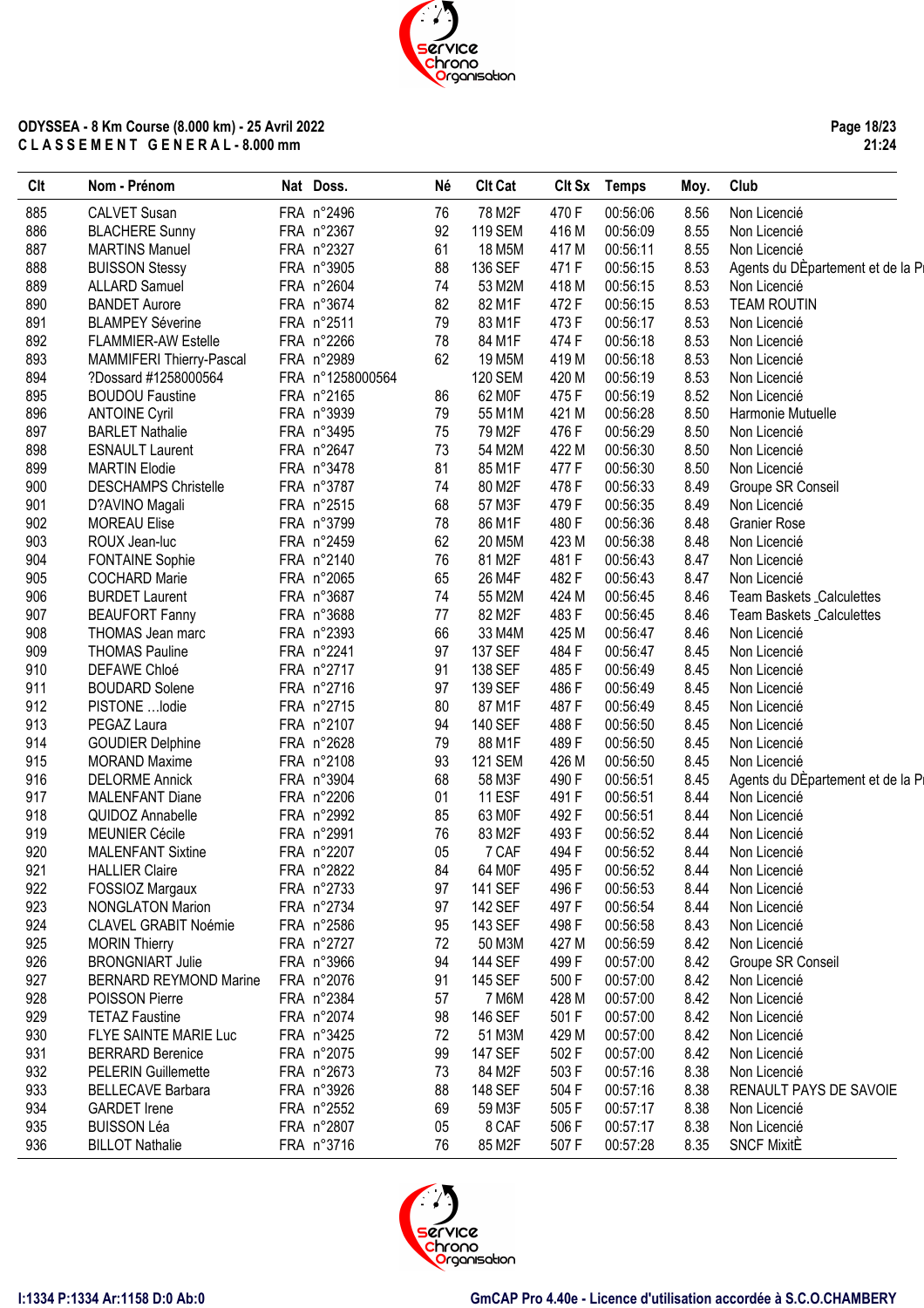**ODYSSEA - 8 Km Course (8.000 km) - 25 Avril 2022**
**C L A S S E M E N T   G E N E R A L - 8.000 mm**

| Clt | Nom - Prénom | Nat | Doss. | Né | Clt Cat | Clt Sx | Temps | Moy. | Club |
|---|---|---|---|---|---|---|---|---|---|
| 885 | CALVET Susan | FRA | n°2496 | 76 | 78 M2F | 470 F | 00:56:06 | 8.56 | Non Licencié |
| 886 | BLACHERE Sunny | FRA | n°2367 | 92 | 119 SEM | 416 M | 00:56:09 | 8.55 | Non Licencié |
| 887 | MARTINS Manuel | FRA | n°2327 | 61 | 18 M5M | 417 M | 00:56:11 | 8.55 | Non Licencié |
| 888 | BUISSON Stessy | FRA | n°3905 | 88 | 136 SEF | 471 F | 00:56:15 | 8.53 | Agents du DÈpartement et de la Pr |
| 889 | ALLARD Samuel | FRA | n°2604 | 74 | 53 M2M | 418 M | 00:56:15 | 8.53 | Non Licencié |
| 890 | BANDET Aurore | FRA | n°3674 | 82 | 82 M1F | 472 F | 00:56:15 | 8.53 | TEAM ROUTIN |
| 891 | BLAMPEY Séverine | FRA | n°2511 | 79 | 83 M1F | 473 F | 00:56:17 | 8.53 | Non Licencié |
| 892 | FLAMMIER-AW Estelle | FRA | n°2266 | 78 | 84 M1F | 474 F | 00:56:18 | 8.53 | Non Licencié |
| 893 | MAMMIFERI Thierry-Pascal | FRA | n°2989 | 62 | 19 M5M | 419 M | 00:56:18 | 8.53 | Non Licencié |
| 894 | ?Dossard #1258000564 | FRA | n°1258000564 | | 120 SEM | 420 M | 00:56:19 | 8.53 | Non Licencié |
| 895 | BOUDOU Faustine | FRA | n°2165 | 86 | 62 M0F | 475 F | 00:56:19 | 8.52 | Non Licencié |
| 896 | ANTOINE Cyril | FRA | n°3939 | 79 | 55 M1M | 421 M | 00:56:28 | 8.50 | Harmonie Mutuelle |
| 897 | BARLET Nathalie | FRA | n°3495 | 75 | 79 M2F | 476 F | 00:56:29 | 8.50 | Non Licencié |
| 898 | ESNAULT Laurent | FRA | n°2647 | 73 | 54 M2M | 422 M | 00:56:30 | 8.50 | Non Licencié |
| 899 | MARTIN Elodie | FRA | n°3478 | 81 | 85 M1F | 477 F | 00:56:30 | 8.50 | Non Licencié |
| 900 | DESCHAMPS Christelle | FRA | n°3787 | 74 | 80 M2F | 478 F | 00:56:33 | 8.49 | Groupe SR Conseil |
| 901 | D?AVINO Magali | FRA | n°2515 | 68 | 57 M3F | 479 F | 00:56:35 | 8.49 | Non Licencié |
| 902 | MOREAU Elise | FRA | n°3799 | 78 | 86 M1F | 480 F | 00:56:36 | 8.48 | Granier Rose |
| 903 | ROUX Jean-luc | FRA | n°2459 | 62 | 20 M5M | 423 M | 00:56:38 | 8.48 | Non Licencié |
| 904 | FONTAINE Sophie | FRA | n°2140 | 76 | 81 M2F | 481 F | 00:56:43 | 8.47 | Non Licencié |
| 905 | COCHARD Marie | FRA | n°2065 | 65 | 26 M4F | 482 F | 00:56:43 | 8.47 | Non Licencié |
| 906 | BURDET Laurent | FRA | n°3687 | 74 | 55 M2M | 424 M | 00:56:45 | 8.46 | Team Baskets _Calculettes |
| 907 | BEAUFORT Fanny | FRA | n°3688 | 77 | 82 M2F | 483 F | 00:56:45 | 8.46 | Team Baskets _Calculettes |
| 908 | THOMAS Jean marc | FRA | n°2393 | 66 | 33 M4M | 425 M | 00:56:47 | 8.46 | Non Licencié |
| 909 | THOMAS Pauline | FRA | n°2241 | 97 | 137 SEF | 484 F | 00:56:47 | 8.45 | Non Licencié |
| 910 | DEFAWE Chloé | FRA | n°2717 | 91 | 138 SEF | 485 F | 00:56:49 | 8.45 | Non Licencié |
| 911 | BOUDARD Solene | FRA | n°2716 | 97 | 139 SEF | 486 F | 00:56:49 | 8.45 | Non Licencié |
| 912 | PISTONE …lodie | FRA | n°2715 | 80 | 87 M1F | 487 F | 00:56:49 | 8.45 | Non Licencié |
| 913 | PEGAZ Laura | FRA | n°2107 | 94 | 140 SEF | 488 F | 00:56:50 | 8.45 | Non Licencié |
| 914 | GOUDIER Delphine | FRA | n°2628 | 79 | 88 M1F | 489 F | 00:56:50 | 8.45 | Non Licencié |
| 915 | MORAND Maxime | FRA | n°2108 | 93 | 121 SEM | 426 M | 00:56:50 | 8.45 | Non Licencié |
| 916 | DELORME Annick | FRA | n°3904 | 68 | 58 M3F | 490 F | 00:56:51 | 8.45 | Agents du DÈpartement et de la Pr |
| 917 | MALENFANT Diane | FRA | n°2206 | 01 | 11 ESF | 491 F | 00:56:51 | 8.44 | Non Licencié |
| 918 | QUIDOZ Annabelle | FRA | n°2992 | 85 | 63 M0F | 492 F | 00:56:51 | 8.44 | Non Licencié |
| 919 | MEUNIER Cécile | FRA | n°2991 | 76 | 83 M2F | 493 F | 00:56:52 | 8.44 | Non Licencié |
| 920 | MALENFANT Sixtine | FRA | n°2207 | 05 | 7 CAF | 494 F | 00:56:52 | 8.44 | Non Licencié |
| 921 | HALLIER Claire | FRA | n°2822 | 84 | 64 M0F | 495 F | 00:56:52 | 8.44 | Non Licencié |
| 922 | FOSSIOZ Margaux | FRA | n°2733 | 97 | 141 SEF | 496 F | 00:56:53 | 8.44 | Non Licencié |
| 923 | NONGLATON Marion | FRA | n°2734 | 97 | 142 SEF | 497 F | 00:56:54 | 8.44 | Non Licencié |
| 924 | CLAVEL GRABIT Noémie | FRA | n°2586 | 95 | 143 SEF | 498 F | 00:56:58 | 8.43 | Non Licencié |
| 925 | MORIN Thierry | FRA | n°2727 | 72 | 50 M3M | 427 M | 00:56:59 | 8.42 | Non Licencié |
| 926 | BRONGNIART Julie | FRA | n°3966 | 94 | 144 SEF | 499 F | 00:57:00 | 8.42 | Groupe SR Conseil |
| 927 | BERNARD REYMOND Marine | FRA | n°2076 | 91 | 145 SEF | 500 F | 00:57:00 | 8.42 | Non Licencié |
| 928 | POISSON Pierre | FRA | n°2384 | 57 | 7 M6M | 428 M | 00:57:00 | 8.42 | Non Licencié |
| 929 | TETAZ Faustine | FRA | n°2074 | 98 | 146 SEF | 501 F | 00:57:00 | 8.42 | Non Licencié |
| 930 | FLYE SAINTE MARIE Luc | FRA | n°3425 | 72 | 51 M3M | 429 M | 00:57:00 | 8.42 | Non Licencié |
| 931 | BERRARD Berenice | FRA | n°2075 | 99 | 147 SEF | 502 F | 00:57:00 | 8.42 | Non Licencié |
| 932 | PELERIN Guillemette | FRA | n°2673 | 73 | 84 M2F | 503 F | 00:57:16 | 8.38 | Non Licencié |
| 933 | BELLECAVE Barbara | FRA | n°3926 | 88 | 148 SEF | 504 F | 00:57:16 | 8.38 | RENAULT PAYS DE SAVOIE |
| 934 | GARDET Irene | FRA | n°2552 | 69 | 59 M3F | 505 F | 00:57:17 | 8.38 | Non Licencié |
| 935 | BUISSON Léa | FRA | n°2807 | 05 | 8 CAF | 506 F | 00:57:17 | 8.38 | Non Licencié |
| 936 | BILLOT Nathalie | FRA | n°3716 | 76 | 85 M2F | 507 F | 00:57:28 | 8.35 | SNCF MixitÈ |

I:1334 P:1334 Ar:1158 D:0 Ab:0 — GmCAP Pro 4.40e - Licence d'utilisation accordée à S.C.O.CHAMBERY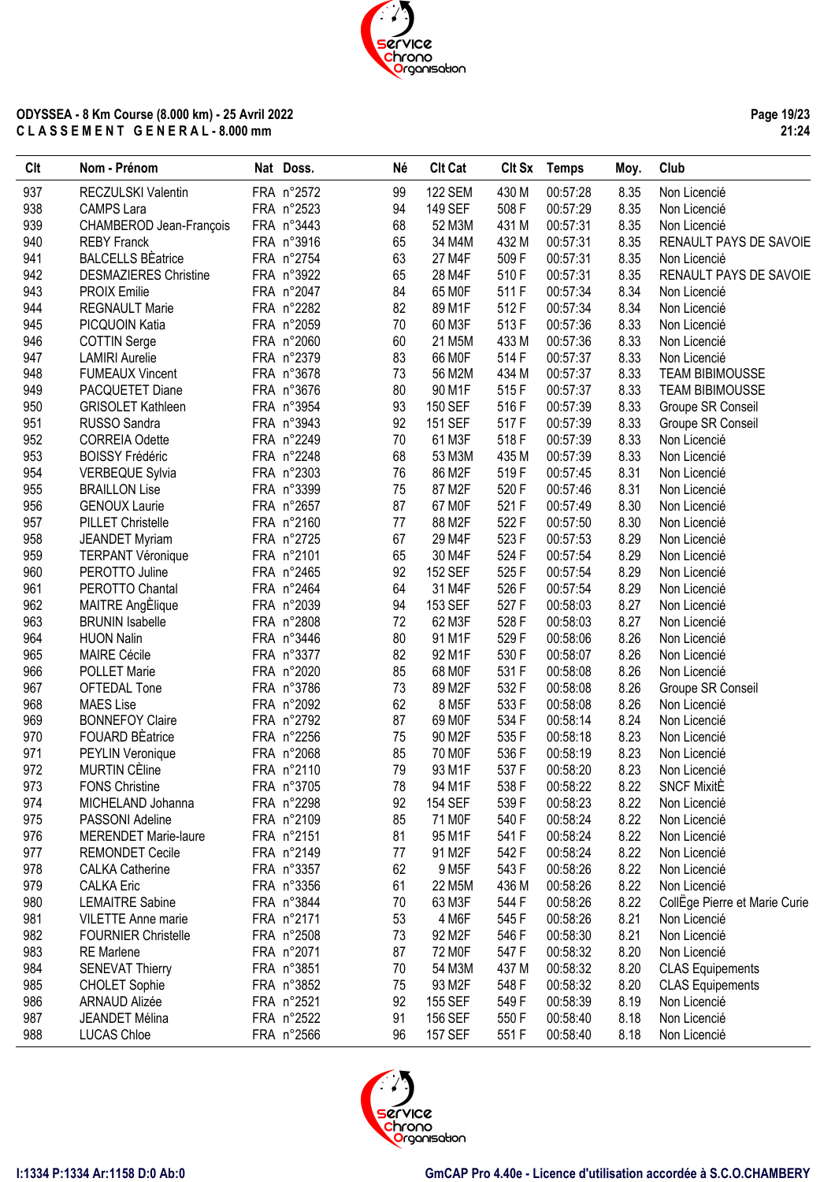**ODYSSEA - 8 Km Course (8.000 km) - 25 Avril 2022**
**C L A S S E M E N T G E N E R A L - 8.000 mm**

| Clt | Nom - Prénom | Nat | Doss. | Né | Clt Cat | Clt Sx | Temps | Moy. | Club |
|---|---|---|---|---|---|---|---|---|---|
| 937 | RECZULSKI Valentin | FRA | n°2572 | 99 | 122 SEM | 430 M | 00:57:28 | 8.35 | Non Licencié |
| 938 | CAMPS Lara | FRA | n°2523 | 94 | 149 SEF | 508 F | 00:57:29 | 8.35 | Non Licencié |
| 939 | CHAMBEROD Jean-François | FRA | n°3443 | 68 | 52 M3M | 431 M | 00:57:31 | 8.35 | Non Licencié |
| 940 | REBY Franck | FRA | n°3916 | 65 | 34 M4M | 432 M | 00:57:31 | 8.35 | RENAULT PAYS DE SAVOIE |
| 941 | BALCELLS BÈatrice | FRA | n°2754 | 63 | 27 M4F | 509 F | 00:57:31 | 8.35 | Non Licencié |
| 942 | DESMAZIERES Christine | FRA | n°3922 | 65 | 28 M4F | 510 F | 00:57:31 | 8.35 | RENAULT PAYS DE SAVOIE |
| 943 | PROIX Emilie | FRA | n°2047 | 84 | 65 M0F | 511 F | 00:57:34 | 8.34 | Non Licencié |
| 944 | REGNAULT Marie | FRA | n°2282 | 82 | 89 M1F | 512 F | 00:57:34 | 8.34 | Non Licencié |
| 945 | PICQUOIN Katia | FRA | n°2059 | 70 | 60 M3F | 513 F | 00:57:36 | 8.33 | Non Licencié |
| 946 | COTTIN Serge | FRA | n°2060 | 60 | 21 M5M | 433 M | 00:57:36 | 8.33 | Non Licencié |
| 947 | LAMIRI Aurelie | FRA | n°2379 | 83 | 66 M0F | 514 F | 00:57:37 | 8.33 | Non Licencié |
| 948 | FUMEAUX Vincent | FRA | n°3678 | 73 | 56 M2M | 434 M | 00:57:37 | 8.33 | TEAM BIBIMOUSSE |
| 949 | PACQUETET Diane | FRA | n°3676 | 80 | 90 M1F | 515 F | 00:57:37 | 8.33 | TEAM BIBIMOUSSE |
| 950 | GRISOLET Kathleen | FRA | n°3954 | 93 | 150 SEF | 516 F | 00:57:39 | 8.33 | Groupe SR Conseil |
| 951 | RUSSO Sandra | FRA | n°3943 | 92 | 151 SEF | 517 F | 00:57:39 | 8.33 | Groupe SR Conseil |
| 952 | CORREIA Odette | FRA | n°2249 | 70 | 61 M3F | 518 F | 00:57:39 | 8.33 | Non Licencié |
| 953 | BOISSY Frédéric | FRA | n°2248 | 68 | 53 M3M | 435 M | 00:57:39 | 8.33 | Non Licencié |
| 954 | VERBEQUE Sylvia | FRA | n°2303 | 76 | 86 M2F | 519 F | 00:57:45 | 8.31 | Non Licencié |
| 955 | BRAILLON Lise | FRA | n°3399 | 75 | 87 M2F | 520 F | 00:57:46 | 8.31 | Non Licencié |
| 956 | GENOUX Laurie | FRA | n°2657 | 87 | 67 M0F | 521 F | 00:57:49 | 8.30 | Non Licencié |
| 957 | PILLET Christelle | FRA | n°2160 | 77 | 88 M2F | 522 F | 00:57:50 | 8.30 | Non Licencié |
| 958 | JEANDET Myriam | FRA | n°2725 | 67 | 29 M4F | 523 F | 00:57:53 | 8.29 | Non Licencié |
| 959 | TERPANT Véronique | FRA | n°2101 | 65 | 30 M4F | 524 F | 00:57:54 | 8.29 | Non Licencié |
| 960 | PEROTTO Juline | FRA | n°2465 | 92 | 152 SEF | 525 F | 00:57:54 | 8.29 | Non Licencié |
| 961 | PEROTTO Chantal | FRA | n°2464 | 64 | 31 M4F | 526 F | 00:57:54 | 8.29 | Non Licencié |
| 962 | MAITRE AngÈlique | FRA | n°2039 | 94 | 153 SEF | 527 F | 00:58:03 | 8.27 | Non Licencié |
| 963 | BRUNIN Isabelle | FRA | n°2808 | 72 | 62 M3F | 528 F | 00:58:03 | 8.27 | Non Licencié |
| 964 | HUON Nalin | FRA | n°3446 | 80 | 91 M1F | 529 F | 00:58:06 | 8.26 | Non Licencié |
| 965 | MAIRE Cécile | FRA | n°3377 | 82 | 92 M1F | 530 F | 00:58:07 | 8.26 | Non Licencié |
| 966 | POLLET Marie | FRA | n°2020 | 85 | 68 M0F | 531 F | 00:58:08 | 8.26 | Non Licencié |
| 967 | OFTEDAL Tone | FRA | n°3786 | 73 | 89 M2F | 532 F | 00:58:08 | 8.26 | Groupe SR Conseil |
| 968 | MAES Lise | FRA | n°2092 | 62 | 8 M5F | 533 F | 00:58:08 | 8.26 | Non Licencié |
| 969 | BONNEFOY Claire | FRA | n°2792 | 87 | 69 M0F | 534 F | 00:58:14 | 8.24 | Non Licencié |
| 970 | FOUARD BÈatrice | FRA | n°2256 | 75 | 90 M2F | 535 F | 00:58:18 | 8.23 | Non Licencié |
| 971 | PEYLIN Veronique | FRA | n°2068 | 85 | 70 M0F | 536 F | 00:58:19 | 8.23 | Non Licencié |
| 972 | MURTIN CÈline | FRA | n°2110 | 79 | 93 M1F | 537 F | 00:58:20 | 8.23 | Non Licencié |
| 973 | FONS Christine | FRA | n°3705 | 78 | 94 M1F | 538 F | 00:58:22 | 8.22 | SNCF MixitÈ |
| 974 | MICHELAND Johanna | FRA | n°2298 | 92 | 154 SEF | 539 F | 00:58:23 | 8.22 | Non Licencié |
| 975 | PASSONI Adeline | FRA | n°2109 | 85 | 71 M0F | 540 F | 00:58:24 | 8.22 | Non Licencié |
| 976 | MERENDET Marie-laure | FRA | n°2151 | 81 | 95 M1F | 541 F | 00:58:24 | 8.22 | Non Licencié |
| 977 | REMONDET Cecile | FRA | n°2149 | 77 | 91 M2F | 542 F | 00:58:24 | 8.22 | Non Licencié |
| 978 | CALKA Catherine | FRA | n°3357 | 62 | 9 M5F | 543 F | 00:58:26 | 8.22 | Non Licencié |
| 979 | CALKA Eric | FRA | n°3356 | 61 | 22 M5M | 436 M | 00:58:26 | 8.22 | Non Licencié |
| 980 | LEMAITRE Sabine | FRA | n°3844 | 70 | 63 M3F | 544 F | 00:58:26 | 8.22 | CollÈge Pierre et Marie Curie |
| 981 | VILETTE Anne marie | FRA | n°2171 | 53 | 4 M6F | 545 F | 00:58:26 | 8.21 | Non Licencié |
| 982 | FOURNIER Christelle | FRA | n°2508 | 73 | 92 M2F | 546 F | 00:58:30 | 8.21 | Non Licencié |
| 983 | RE Marlene | FRA | n°2071 | 87 | 72 M0F | 547 F | 00:58:32 | 8.20 | Non Licencié |
| 984 | SENEVAT Thierry | FRA | n°3851 | 70 | 54 M3M | 437 M | 00:58:32 | 8.20 | CLAS Equipements |
| 985 | CHOLET Sophie | FRA | n°3852 | 75 | 93 M2F | 548 F | 00:58:32 | 8.20 | CLAS Equipements |
| 986 | ARNAUD Alizée | FRA | n°2521 | 92 | 155 SEF | 549 F | 00:58:39 | 8.19 | Non Licencié |
| 987 | JEANDET Mélina | FRA | n°2522 | 91 | 156 SEF | 550 F | 00:58:40 | 8.18 | Non Licencié |
| 988 | LUCAS Chloe | FRA | n°2566 | 96 | 157 SEF | 551 F | 00:58:40 | 8.18 | Non Licencié |

I:1334 P:1334 Ar:1158 D:0 Ab:0 — GmCAP Pro 4.40e - Licence d'utilisation accordée à S.C.O.CHAMBERY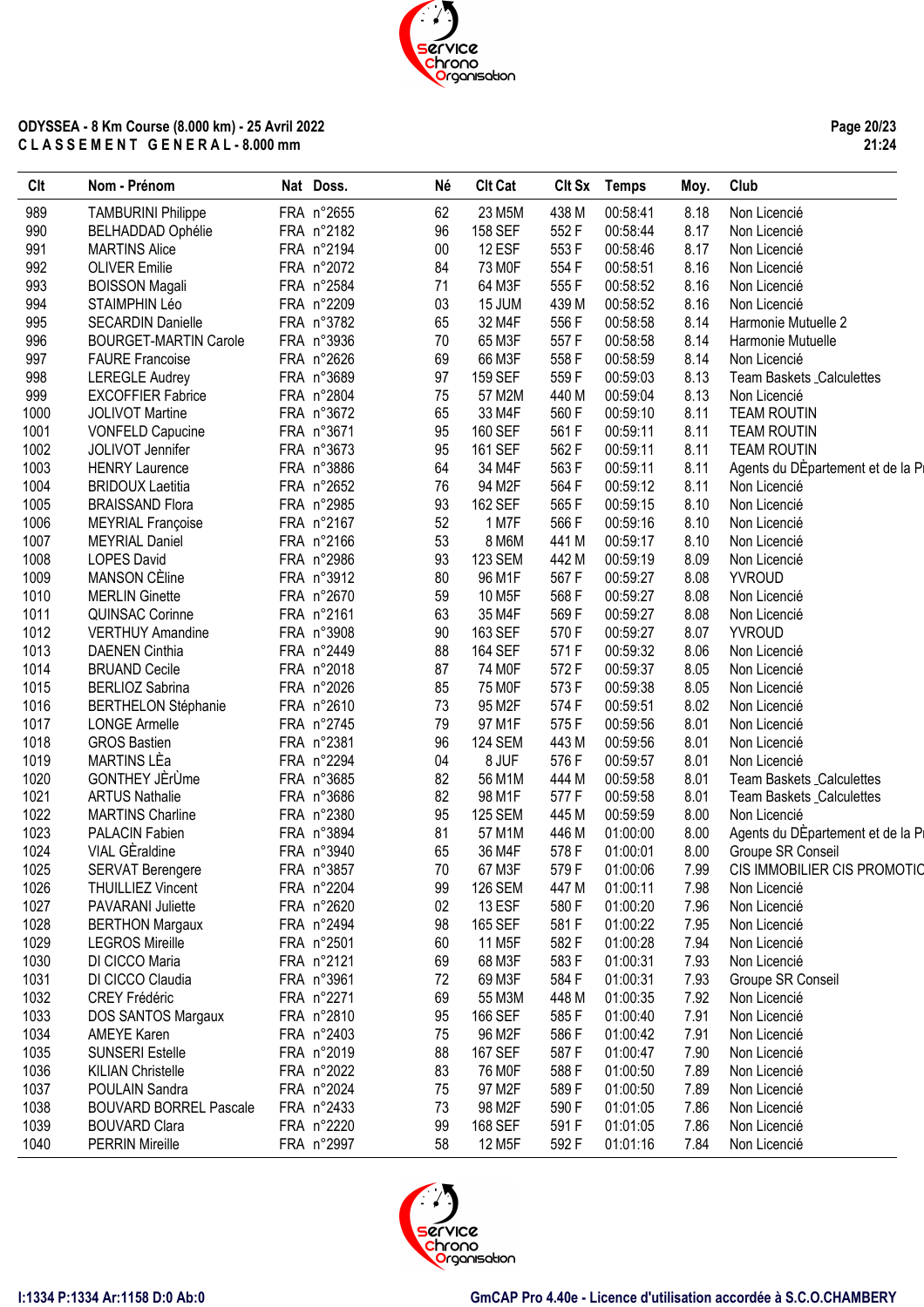ODYSSEA - 8 Km Course (8.000 km) - 25 Avril 2022
C L A S S E M E N T  G E N E R A L - 8.000 mm

| Clt | Nom - Prénom | Nat | Doss. | Né | Clt Cat | Clt Sx | Temps | Moy. | Club |
|---|---|---|---|---|---|---|---|---|---|
| 989 | TAMBURINI Philippe | FRA | n°2655 | 62 | 23 M5M | 438 M | 00:58:41 | 8.18 | Non Licencié |
| 990 | BELHADDAD Ophélie | FRA | n°2182 | 96 | 158 SEF | 552 F | 00:58:44 | 8.17 | Non Licencié |
| 991 | MARTINS Alice | FRA | n°2194 | 00 | 12 ESF | 553 F | 00:58:46 | 8.17 | Non Licencié |
| 992 | OLIVER Emilie | FRA | n°2072 | 84 | 73 M0F | 554 F | 00:58:51 | 8.16 | Non Licencié |
| 993 | BOISSON Magali | FRA | n°2584 | 71 | 64 M3F | 555 F | 00:58:52 | 8.16 | Non Licencié |
| 994 | STAIMPHIN Léo | FRA | n°2209 | 03 | 15 JUM | 439 M | 00:58:52 | 8.16 | Non Licencié |
| 995 | SECARDIN Danielle | FRA | n°3782 | 65 | 32 M4F | 556 F | 00:58:58 | 8.14 | Harmonie Mutuelle 2 |
| 996 | BOURGET-MARTIN Carole | FRA | n°3936 | 70 | 65 M3F | 557 F | 00:58:58 | 8.14 | Harmonie Mutuelle |
| 997 | FAURE Francoise | FRA | n°2626 | 69 | 66 M3F | 558 F | 00:58:59 | 8.14 | Non Licencié |
| 998 | LEREGLE Audrey | FRA | n°3689 | 97 | 159 SEF | 559 F | 00:59:03 | 8.13 | Team Baskets _Calculettes |
| 999 | EXCOFFIER Fabrice | FRA | n°2804 | 75 | 57 M2M | 440 M | 00:59:04 | 8.13 | Non Licencié |
| 1000 | JOLIVOT Martine | FRA | n°3672 | 65 | 33 M4F | 560 F | 00:59:10 | 8.11 | TEAM ROUTIN |
| 1001 | VONFELD Capucine | FRA | n°3671 | 95 | 160 SEF | 561 F | 00:59:11 | 8.11 | TEAM ROUTIN |
| 1002 | JOLIVOT Jennifer | FRA | n°3673 | 95 | 161 SEF | 562 F | 00:59:11 | 8.11 | TEAM ROUTIN |
| 1003 | HENRY Laurence | FRA | n°3886 | 64 | 34 M4F | 563 F | 00:59:11 | 8.11 | Agents du DÈpartement et de la Pr |
| 1004 | BRIDOUX Laetitia | FRA | n°2652 | 76 | 94 M2F | 564 F | 00:59:12 | 8.11 | Non Licencié |
| 1005 | BRAISSAND Flora | FRA | n°2985 | 93 | 162 SEF | 565 F | 00:59:15 | 8.10 | Non Licencié |
| 1006 | MEYRIAL Françoise | FRA | n°2167 | 52 | 1 M7F | 566 F | 00:59:16 | 8.10 | Non Licencié |
| 1007 | MEYRIAL Daniel | FRA | n°2166 | 53 | 8 M6M | 441 M | 00:59:17 | 8.10 | Non Licencié |
| 1008 | LOPES David | FRA | n°2986 | 93 | 123 SEM | 442 M | 00:59:19 | 8.09 | Non Licencié |
| 1009 | MANSON CÈline | FRA | n°3912 | 80 | 96 M1F | 567 F | 00:59:27 | 8.08 | YVROUD |
| 1010 | MERLIN Ginette | FRA | n°2670 | 59 | 10 M5F | 568 F | 00:59:27 | 8.08 | Non Licencié |
| 1011 | QUINSAC Corinne | FRA | n°2161 | 63 | 35 M4F | 569 F | 00:59:27 | 8.08 | Non Licencié |
| 1012 | VERTHUY Amandine | FRA | n°3908 | 90 | 163 SEF | 570 F | 00:59:27 | 8.07 | YVROUD |
| 1013 | DAENEN Cinthia | FRA | n°2449 | 88 | 164 SEF | 571 F | 00:59:32 | 8.06 | Non Licencié |
| 1014 | BRUAND Cecile | FRA | n°2018 | 87 | 74 M0F | 572 F | 00:59:37 | 8.05 | Non Licencié |
| 1015 | BERLIOZ Sabrina | FRA | n°2026 | 85 | 75 M0F | 573 F | 00:59:38 | 8.05 | Non Licencié |
| 1016 | BERTHELON Stéphanie | FRA | n°2610 | 73 | 95 M2F | 574 F | 00:59:51 | 8.02 | Non Licencié |
| 1017 | LONGE Armelle | FRA | n°2745 | 79 | 97 M1F | 575 F | 00:59:56 | 8.01 | Non Licencié |
| 1018 | GROS Bastien | FRA | n°2381 | 96 | 124 SEM | 443 M | 00:59:56 | 8.01 | Non Licencié |
| 1019 | MARTINS LÈa | FRA | n°2294 | 04 | 8 JUF | 576 F | 00:59:57 | 8.01 | Non Licencié |
| 1020 | GONTHEY JÈrÙme | FRA | n°3685 | 82 | 56 M1M | 444 M | 00:59:58 | 8.01 | Team Baskets _Calculettes |
| 1021 | ARTUS Nathalie | FRA | n°3686 | 82 | 98 M1F | 577 F | 00:59:58 | 8.01 | Team Baskets _Calculettes |
| 1022 | MARTINS Charline | FRA | n°2380 | 95 | 125 SEM | 445 M | 00:59:59 | 8.00 | Non Licencié |
| 1023 | PALACIN Fabien | FRA | n°3894 | 81 | 57 M1M | 446 M | 01:00:00 | 8.00 | Agents du DÈpartement et de la Pr |
| 1024 | VIAL GÈraldine | FRA | n°3940 | 65 | 36 M4F | 578 F | 01:00:01 | 8.00 | Groupe SR Conseil |
| 1025 | SERVAT Berengere | FRA | n°3857 | 70 | 67 M3F | 579 F | 01:00:06 | 7.99 | CIS IMMOBILIER CIS PROMOTIC |
| 1026 | THUILLIEZ Vincent | FRA | n°2204 | 99 | 126 SEM | 447 M | 01:00:11 | 7.98 | Non Licencié |
| 1027 | PAVARANI Juliette | FRA | n°2620 | 02 | 13 ESF | 580 F | 01:00:20 | 7.96 | Non Licencié |
| 1028 | BERTHON Margaux | FRA | n°2494 | 98 | 165 SEF | 581 F | 01:00:22 | 7.95 | Non Licencié |
| 1029 | LEGROS Mireille | FRA | n°2501 | 60 | 11 M5F | 582 F | 01:00:28 | 7.94 | Non Licencié |
| 1030 | DI CICCO Maria | FRA | n°2121 | 69 | 68 M3F | 583 F | 01:00:31 | 7.93 | Non Licencié |
| 1031 | DI CICCO Claudia | FRA | n°3961 | 72 | 69 M3F | 584 F | 01:00:31 | 7.93 | Groupe SR Conseil |
| 1032 | CREY Frédéric | FRA | n°2271 | 69 | 55 M3M | 448 M | 01:00:35 | 7.92 | Non Licencié |
| 1033 | DOS SANTOS Margaux | FRA | n°2810 | 95 | 166 SEF | 585 F | 01:00:40 | 7.91 | Non Licencié |
| 1034 | AMEYE Karen | FRA | n°2403 | 75 | 96 M2F | 586 F | 01:00:42 | 7.91 | Non Licencié |
| 1035 | SUNSERI Estelle | FRA | n°2019 | 88 | 167 SEF | 587 F | 01:00:47 | 7.90 | Non Licencié |
| 1036 | KILIAN Christelle | FRA | n°2022 | 83 | 76 M0F | 588 F | 01:00:50 | 7.89 | Non Licencié |
| 1037 | POULAIN Sandra | FRA | n°2024 | 75 | 97 M2F | 589 F | 01:00:50 | 7.89 | Non Licencié |
| 1038 | BOUVARD BORREL Pascale | FRA | n°2433 | 73 | 98 M2F | 590 F | 01:01:05 | 7.86 | Non Licencié |
| 1039 | BOUVARD Clara | FRA | n°2220 | 99 | 168 SEF | 591 F | 01:01:05 | 7.86 | Non Licencié |
| 1040 | PERRIN Mireille | FRA | n°2997 | 58 | 12 M5F | 592 F | 01:01:16 | 7.84 | Non Licencié |

I:1334 P:1334 Ar:1158 D:0 Ab:0

GmCAP Pro 4.40e - Licence d'utilisation accordée à S.C.O.CHAMBERY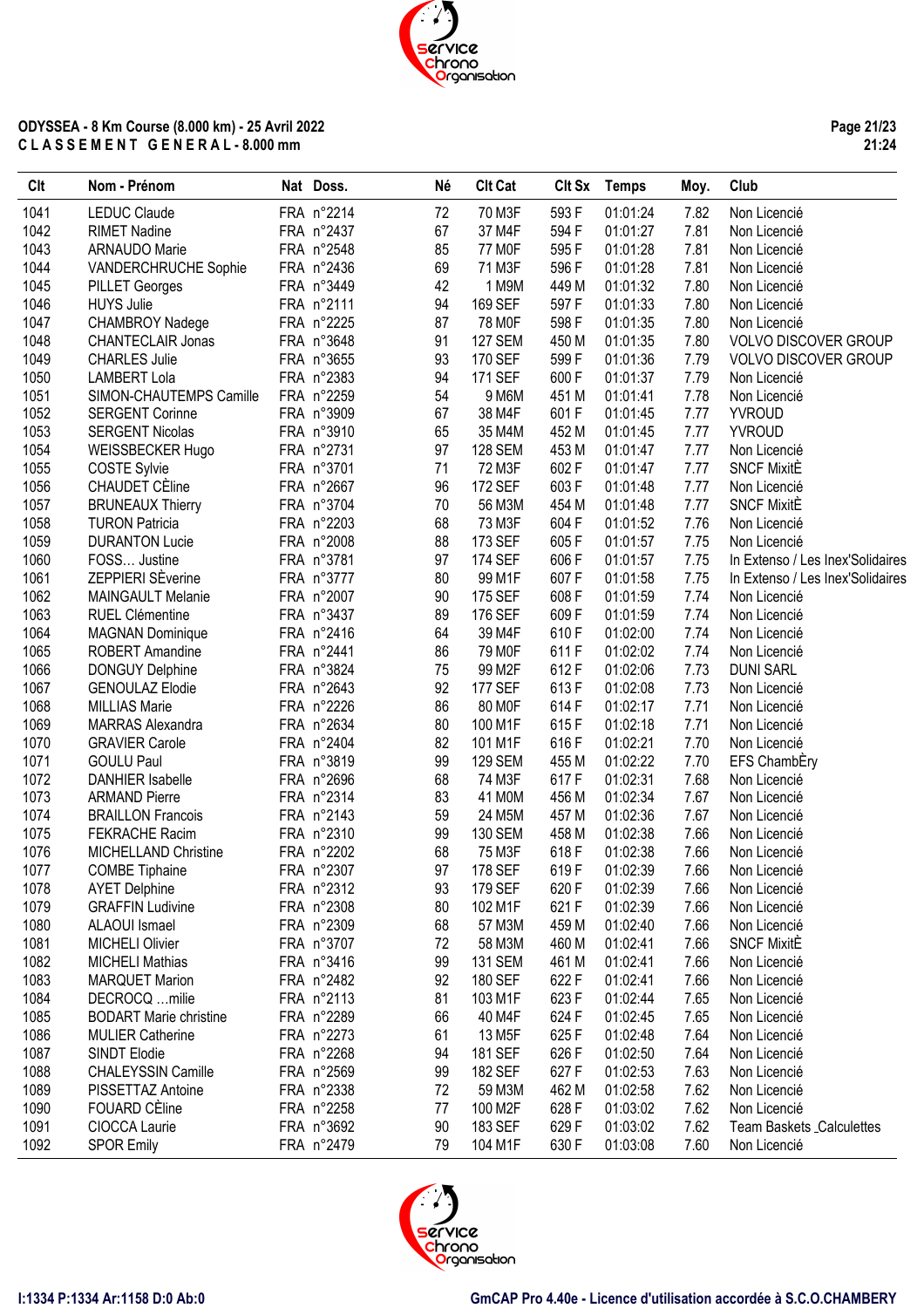**ODYSSEA - 8 Km Course (8.000 km) - 25 Avril 2022**
**C L A S S E M E N T G E N E R A L - 8.000 mm**

| Clt | Nom - Prénom | Nat | Doss. | Né | Clt Cat | Clt Sx | Temps | Moy. | Club |
|---|---|---|---|---|---|---|---|---|---|
| 1041 | LEDUC Claude | FRA | n°2214 | 72 | 70 M3F | 593 F | 01:01:24 | 7.82 | Non Licencié |
| 1042 | RIMET Nadine | FRA | n°2437 | 67 | 37 M4F | 594 F | 01:01:27 | 7.81 | Non Licencié |
| 1043 | ARNAUDO Marie | FRA | n°2548 | 85 | 77 M0F | 595 F | 01:01:28 | 7.81 | Non Licencié |
| 1044 | VANDERCHRUCHE Sophie | FRA | n°2436 | 69 | 71 M3F | 596 F | 01:01:28 | 7.81 | Non Licencié |
| 1045 | PILLET Georges | FRA | n°3449 | 42 | 1 M9M | 449 M | 01:01:32 | 7.80 | Non Licencié |
| 1046 | HUYS Julie | FRA | n°2111 | 94 | 169 SEF | 597 F | 01:01:33 | 7.80 | Non Licencié |
| 1047 | CHAMBROY Nadege | FRA | n°2225 | 87 | 78 M0F | 598 F | 01:01:35 | 7.80 | Non Licencié |
| 1048 | CHANTECLAIR Jonas | FRA | n°3648 | 91 | 127 SEM | 450 M | 01:01:35 | 7.80 | VOLVO DISCOVER GROUP |
| 1049 | CHARLES Julie | FRA | n°3655 | 93 | 170 SEF | 599 F | 01:01:36 | 7.79 | VOLVO DISCOVER GROUP |
| 1050 | LAMBERT Lola | FRA | n°2383 | 94 | 171 SEF | 600 F | 01:01:37 | 7.79 | Non Licencié |
| 1051 | SIMON-CHAUTEMPS Camille | FRA | n°2259 | 54 | 9 M6M | 451 M | 01:01:41 | 7.78 | Non Licencié |
| 1052 | SERGENT Corinne | FRA | n°3909 | 67 | 38 M4F | 601 F | 01:01:45 | 7.77 | YVROUD |
| 1053 | SERGENT Nicolas | FRA | n°3910 | 65 | 35 M4M | 452 M | 01:01:45 | 7.77 | YVROUD |
| 1054 | WEISSBECKER Hugo | FRA | n°2731 | 97 | 128 SEM | 453 M | 01:01:47 | 7.77 | Non Licencié |
| 1055 | COSTE Sylvie | FRA | n°3701 | 71 | 72 M3F | 602 F | 01:01:47 | 7.77 | SNCF MixitÈ |
| 1056 | CHAUDET CÈline | FRA | n°2667 | 96 | 172 SEF | 603 F | 01:01:48 | 7.77 | Non Licencié |
| 1057 | BRUNEAUX Thierry | FRA | n°3704 | 70 | 56 M3M | 454 M | 01:01:48 | 7.77 | SNCF MixitÈ |
| 1058 | TURON Patricia | FRA | n°2203 | 68 | 73 M3F | 604 F | 01:01:52 | 7.76 | Non Licencié |
| 1059 | DURANTON Lucie | FRA | n°2008 | 88 | 173 SEF | 605 F | 01:01:57 | 7.75 | Non Licencié |
| 1060 | FOSS… Justine | FRA | n°3781 | 97 | 174 SEF | 606 F | 01:01:57 | 7.75 | In Extenso / Les Inex'Solidaires |
| 1061 | ZEPPIERI SÈverine | FRA | n°3777 | 80 | 99 M1F | 607 F | 01:01:58 | 7.75 | In Extenso / Les Inex'Solidaires |
| 1062 | MAINGAULT Melanie | FRA | n°2007 | 90 | 175 SEF | 608 F | 01:01:59 | 7.74 | Non Licencié |
| 1063 | RUEL Clémentine | FRA | n°3437 | 89 | 176 SEF | 609 F | 01:01:59 | 7.74 | Non Licencié |
| 1064 | MAGNAN Dominique | FRA | n°2416 | 64 | 39 M4F | 610 F | 01:02:00 | 7.74 | Non Licencié |
| 1065 | ROBERT Amandine | FRA | n°2441 | 86 | 79 M0F | 611 F | 01:02:02 | 7.74 | Non Licencié |
| 1066 | DONGUY Delphine | FRA | n°3824 | 75 | 99 M2F | 612 F | 01:02:06 | 7.73 | DUNI SARL |
| 1067 | GENOULAZ Elodie | FRA | n°2643 | 92 | 177 SEF | 613 F | 01:02:08 | 7.73 | Non Licencié |
| 1068 | MILLIAS Marie | FRA | n°2226 | 86 | 80 M0F | 614 F | 01:02:17 | 7.71 | Non Licencié |
| 1069 | MARRAS Alexandra | FRA | n°2634 | 80 | 100 M1F | 615 F | 01:02:18 | 7.71 | Non Licencié |
| 1070 | GRAVIER Carole | FRA | n°2404 | 82 | 101 M1F | 616 F | 01:02:21 | 7.70 | Non Licencié |
| 1071 | GOULU Paul | FRA | n°3819 | 99 | 129 SEM | 455 M | 01:02:22 | 7.70 | EFS ChambÈry |
| 1072 | DANHIER Isabelle | FRA | n°2696 | 68 | 74 M3F | 617 F | 01:02:31 | 7.68 | Non Licencié |
| 1073 | ARMAND Pierre | FRA | n°2314 | 83 | 41 M0M | 456 M | 01:02:34 | 7.67 | Non Licencié |
| 1074 | BRAILLON Francois | FRA | n°2143 | 59 | 24 M5M | 457 M | 01:02:36 | 7.67 | Non Licencié |
| 1075 | FEKRACHE Racim | FRA | n°2310 | 99 | 130 SEM | 458 M | 01:02:38 | 7.66 | Non Licencié |
| 1076 | MICHELLAND Christine | FRA | n°2202 | 68 | 75 M3F | 618 F | 01:02:38 | 7.66 | Non Licencié |
| 1077 | COMBE Tiphaine | FRA | n°2307 | 97 | 178 SEF | 619 F | 01:02:39 | 7.66 | Non Licencié |
| 1078 | AYET Delphine | FRA | n°2312 | 93 | 179 SEF | 620 F | 01:02:39 | 7.66 | Non Licencié |
| 1079 | GRAFFIN Ludivine | FRA | n°2308 | 80 | 102 M1F | 621 F | 01:02:39 | 7.66 | Non Licencié |
| 1080 | ALAOUI Ismael | FRA | n°2309 | 68 | 57 M3M | 459 M | 01:02:40 | 7.66 | Non Licencié |
| 1081 | MICHELI Olivier | FRA | n°3707 | 72 | 58 M3M | 460 M | 01:02:41 | 7.66 | SNCF MixitÈ |
| 1082 | MICHELI Mathias | FRA | n°3416 | 99 | 131 SEM | 461 M | 01:02:41 | 7.66 | Non Licencié |
| 1083 | MARQUET Marion | FRA | n°2482 | 92 | 180 SEF | 622 F | 01:02:41 | 7.66 | Non Licencié |
| 1084 | DECROCQ …milie | FRA | n°2113 | 81 | 103 M1F | 623 F | 01:02:44 | 7.65 | Non Licencié |
| 1085 | BODART Marie christine | FRA | n°2289 | 66 | 40 M4F | 624 F | 01:02:45 | 7.65 | Non Licencié |
| 1086 | MULIER Catherine | FRA | n°2273 | 61 | 13 M5F | 625 F | 01:02:48 | 7.64 | Non Licencié |
| 1087 | SINDT Elodie | FRA | n°2268 | 94 | 181 SEF | 626 F | 01:02:50 | 7.64 | Non Licencié |
| 1088 | CHALEYSSIN Camille | FRA | n°2569 | 99 | 182 SEF | 627 F | 01:02:53 | 7.63 | Non Licencié |
| 1089 | PISSETTAZ Antoine | FRA | n°2338 | 72 | 59 M3M | 462 M | 01:02:58 | 7.62 | Non Licencié |
| 1090 | FOUARD CÈline | FRA | n°2258 | 77 | 100 M2F | 628 F | 01:03:02 | 7.62 | Non Licencié |
| 1091 | CIOCCA Laurie | FRA | n°3692 | 90 | 183 SEF | 629 F | 01:03:02 | 7.62 | Team Baskets _Calculettes |
| 1092 | SPOR Emily | FRA | n°2479 | 79 | 104 M1F | 630 F | 01:03:08 | 7.60 | Non Licencié |

I:1334 P:1334 Ar:1158 D:0 Ab:0

GmCAP Pro 4.40e - Licence d'utilisation accordée à S.C.O.CHAMBERY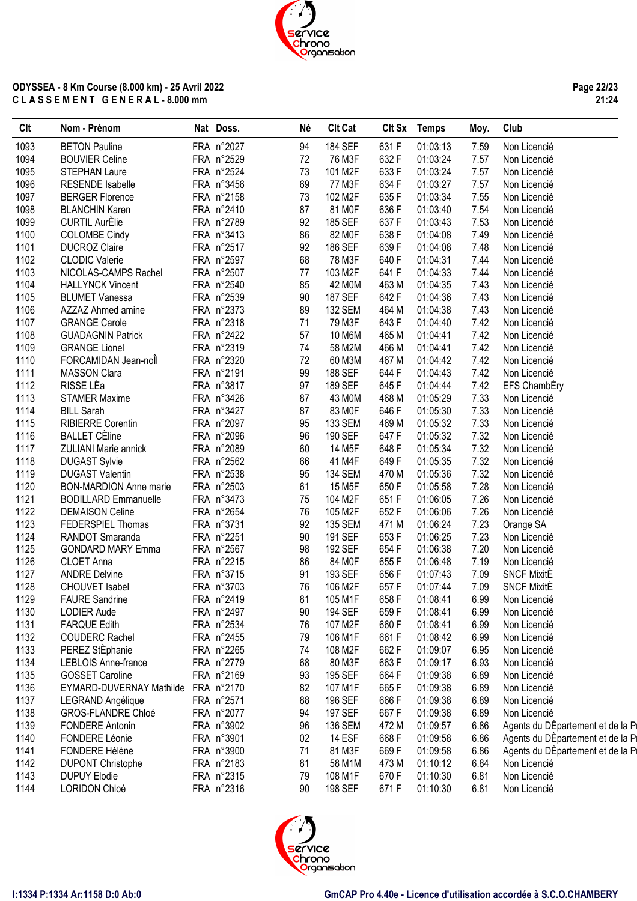**ODYSSEA - 8 Km Course (8.000 km) - 25 Avril 2022**
**C L A S S E M E N T  G E N E R A L - 8.000 mm**

| Clt | Nom - Prénom | Nat | Doss. | Né | Clt Cat | Clt Sx | Temps | Moy. | Club |
|---|---|---|---|---|---|---|---|---|---|
| 1093 | BETON Pauline | FRA | n°2027 | 94 | 184 SEF | 631 F | 01:03:13 | 7.59 | Non Licencié |
| 1094 | BOUVIER Celine | FRA | n°2529 | 72 | 76 M3F | 632 F | 01:03:24 | 7.57 | Non Licencié |
| 1095 | STEPHAN Laure | FRA | n°2524 | 73 | 101 M2F | 633 F | 01:03:24 | 7.57 | Non Licencié |
| 1096 | RESENDE Isabelle | FRA | n°3456 | 69 | 77 M3F | 634 F | 01:03:27 | 7.57 | Non Licencié |
| 1097 | BERGER Florence | FRA | n°2158 | 73 | 102 M2F | 635 F | 01:03:34 | 7.55 | Non Licencié |
| 1098 | BLANCHIN Karen | FRA | n°2410 | 87 | 81 M0F | 636 F | 01:03:40 | 7.54 | Non Licencié |
| 1099 | CURTIL AurÈlie | FRA | n°2789 | 92 | 185 SEF | 637 F | 01:03:43 | 7.53 | Non Licencié |
| 1100 | COLOMBE Cindy | FRA | n°3413 | 86 | 82 M0F | 638 F | 01:04:08 | 7.49 | Non Licencié |
| 1101 | DUCROZ Claire | FRA | n°2517 | 92 | 186 SEF | 639 F | 01:04:08 | 7.48 | Non Licencié |
| 1102 | CLODIC Valerie | FRA | n°2597 | 68 | 78 M3F | 640 F | 01:04:31 | 7.44 | Non Licencié |
| 1103 | NICOLAS-CAMPS Rachel | FRA | n°2507 | 77 | 103 M2F | 641 F | 01:04:33 | 7.44 | Non Licencié |
| 1104 | HALLYNCK Vincent | FRA | n°2540 | 85 | 42 M0M | 463 M | 01:04:35 | 7.43 | Non Licencié |
| 1105 | BLUMET Vanessa | FRA | n°2539 | 90 | 187 SEF | 642 F | 01:04:36 | 7.43 | Non Licencié |
| 1106 | AZZAZ Ahmed amine | FRA | n°2373 | 89 | 132 SEM | 464 M | 01:04:38 | 7.43 | Non Licencié |
| 1107 | GRANGE Carole | FRA | n°2318 | 71 | 79 M3F | 643 F | 01:04:40 | 7.42 | Non Licencié |
| 1108 | GUADAGNIN Patrick | FRA | n°2422 | 57 | 10 M6M | 465 M | 01:04:41 | 7.42 | Non Licencié |
| 1109 | GRANGE Lionel | FRA | n°2319 | 74 | 58 M2M | 466 M | 01:04:41 | 7.42 | Non Licencié |
| 1110 | FORCAMIDAN Jean-noÎl | FRA | n°2320 | 72 | 60 M3M | 467 M | 01:04:42 | 7.42 | Non Licencié |
| 1111 | MASSON Clara | FRA | n°2191 | 99 | 188 SEF | 644 F | 01:04:43 | 7.42 | Non Licencié |
| 1112 | RISSE LÈa | FRA | n°3817 | 97 | 189 SEF | 645 F | 01:04:44 | 7.42 | EFS ChambÈry |
| 1113 | STAMER Maxime | FRA | n°3426 | 87 | 43 M0M | 468 M | 01:05:29 | 7.33 | Non Licencié |
| 1114 | BILL Sarah | FRA | n°3427 | 87 | 83 M0F | 646 F | 01:05:30 | 7.33 | Non Licencié |
| 1115 | RIBIERRE Corentin | FRA | n°2097 | 95 | 133 SEM | 469 M | 01:05:32 | 7.33 | Non Licencié |
| 1116 | BALLET CÈline | FRA | n°2096 | 96 | 190 SEF | 647 F | 01:05:32 | 7.32 | Non Licencié |
| 1117 | ZULIANI Marie annick | FRA | n°2089 | 60 | 14 M5F | 648 F | 01:05:34 | 7.32 | Non Licencié |
| 1118 | DUGAST Sylvie | FRA | n°2562 | 66 | 41 M4F | 649 F | 01:05:35 | 7.32 | Non Licencié |
| 1119 | DUGAST Valentin | FRA | n°2538 | 95 | 134 SEM | 470 M | 01:05:36 | 7.32 | Non Licencié |
| 1120 | BON-MARDION Anne marie | FRA | n°2503 | 61 | 15 M5F | 650 F | 01:05:58 | 7.28 | Non Licencié |
| 1121 | BODILLARD Emmanuelle | FRA | n°3473 | 75 | 104 M2F | 651 F | 01:06:05 | 7.26 | Non Licencié |
| 1122 | DEMAISON Celine | FRA | n°2654 | 76 | 105 M2F | 652 F | 01:06:06 | 7.26 | Non Licencié |
| 1123 | FEDERSPIEL Thomas | FRA | n°3731 | 92 | 135 SEM | 471 M | 01:06:24 | 7.23 | Orange SA |
| 1124 | RANDOT Smaranda | FRA | n°2251 | 90 | 191 SEF | 653 F | 01:06:25 | 7.23 | Non Licencié |
| 1125 | GONDARD MARY Emma | FRA | n°2567 | 98 | 192 SEF | 654 F | 01:06:38 | 7.20 | Non Licencié |
| 1126 | CLOET Anna | FRA | n°2215 | 86 | 84 M0F | 655 F | 01:06:48 | 7.19 | Non Licencié |
| 1127 | ANDRE Delvine | FRA | n°3715 | 91 | 193 SEF | 656 F | 01:07:43 | 7.09 | SNCF MixitÈ |
| 1128 | CHOUVET Isabel | FRA | n°3703 | 76 | 106 M2F | 657 F | 01:07:44 | 7.09 | SNCF MixitÈ |
| 1129 | FAURE Sandrine | FRA | n°2419 | 81 | 105 M1F | 658 F | 01:08:41 | 6.99 | Non Licencié |
| 1130 | LODIER Aude | FRA | n°2497 | 90 | 194 SEF | 659 F | 01:08:41 | 6.99 | Non Licencié |
| 1131 | FARQUE Edith | FRA | n°2534 | 76 | 107 M2F | 660 F | 01:08:41 | 6.99 | Non Licencié |
| 1132 | COUDERC Rachel | FRA | n°2455 | 79 | 106 M1F | 661 F | 01:08:42 | 6.99 | Non Licencié |
| 1133 | PEREZ StÈphanie | FRA | n°2265 | 74 | 108 M2F | 662 F | 01:09:07 | 6.95 | Non Licencié |
| 1134 | LEBLOIS Anne-france | FRA | n°2779 | 68 | 80 M3F | 663 F | 01:09:17 | 6.93 | Non Licencié |
| 1135 | GOSSET Caroline | FRA | n°2169 | 93 | 195 SEF | 664 F | 01:09:38 | 6.89 | Non Licencié |
| 1136 | EYMARD-DUVERNAY Mathilde | FRA | n°2170 | 82 | 107 M1F | 665 F | 01:09:38 | 6.89 | Non Licencié |
| 1137 | LEGRAND Angélique | FRA | n°2571 | 88 | 196 SEF | 666 F | 01:09:38 | 6.89 | Non Licencié |
| 1138 | GROS-FLANDRE Chloé | FRA | n°2077 | 94 | 197 SEF | 667 F | 01:09:38 | 6.89 | Non Licencié |
| 1139 | FONDERE Antonin | FRA | n°3902 | 96 | 136 SEM | 472 M | 01:09:57 | 6.86 | Agents du DÈpartement et de la Pr |
| 1140 | FONDERE Léonie | FRA | n°3901 | 02 | 14 ESF | 668 F | 01:09:58 | 6.86 | Agents du DÈpartement et de la Pr |
| 1141 | FONDERE Hélène | FRA | n°3900 | 71 | 81 M3F | 669 F | 01:09:58 | 6.86 | Agents du DÈpartement et de la Pr |
| 1142 | DUPONT Christophe | FRA | n°2183 | 81 | 58 M1M | 473 M | 01:10:12 | 6.84 | Non Licencié |
| 1143 | DUPUY Elodie | FRA | n°2315 | 79 | 108 M1F | 670 F | 01:10:30 | 6.81 | Non Licencié |
| 1144 | LORIDON Chloé | FRA | n°2316 | 90 | 198 SEF | 671 F | 01:10:30 | 6.81 | Non Licencié |

I:1334 P:1334 Ar:1158 D:0 Ab:0

GmCAP Pro 4.40e - Licence d'utilisation accordée à S.C.O.CHAMBERY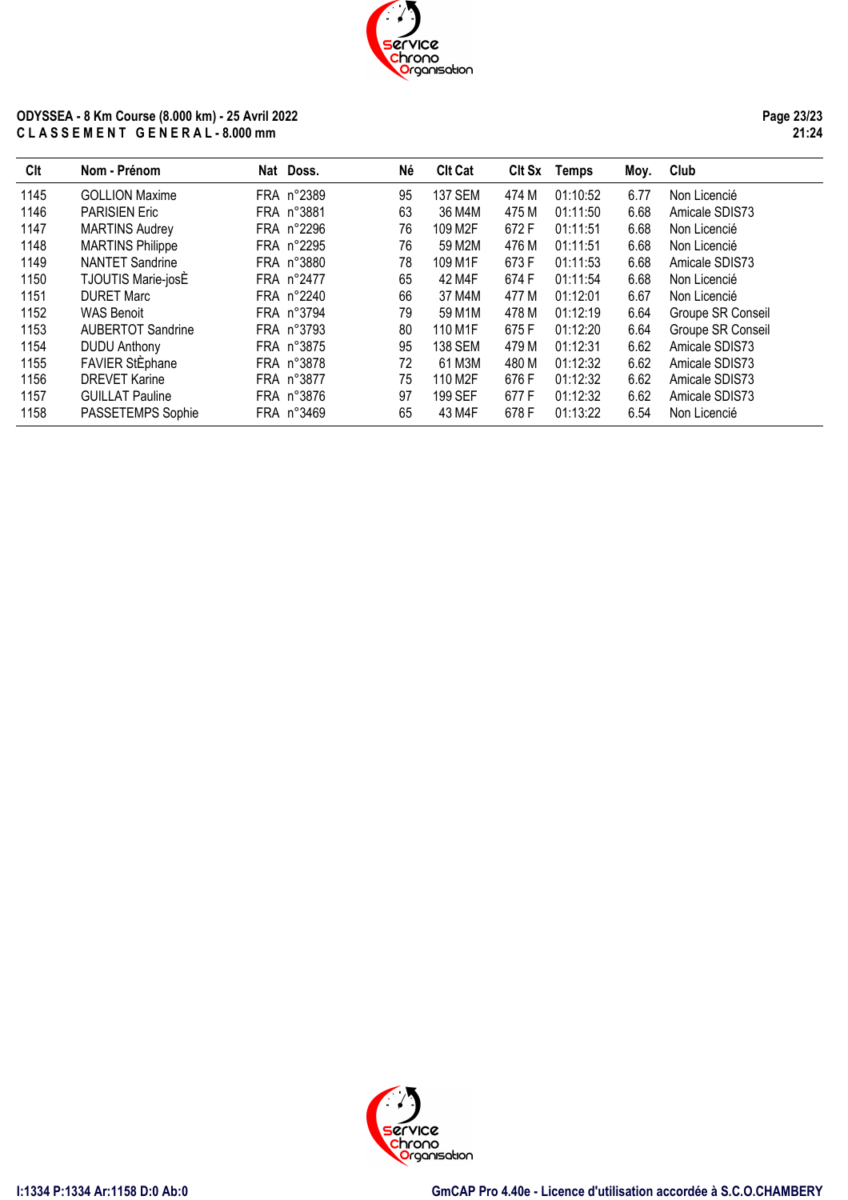**ODYSSEA - 8 Km Course (8.000 km) - 25 Avril 2022**
**C L A S S E M E N T   G E N E R A L - 8.000 mm**

| Clt | Nom - Prénom | Nat | Doss. | Né | Clt Cat | Clt Sx | Temps | Moy. | Club |
|---|---|---|---|---|---|---|---|---|---|
| 1145 | GOLLION Maxime | FRA | n°2389 | 95 | 137 SEM | 474 M | 01:10:52 | 6.77 | Non Licencié |
| 1146 | PARISIEN Eric | FRA | n°3881 | 63 | 36 M4M | 475 M | 01:11:50 | 6.68 | Amicale SDIS73 |
| 1147 | MARTINS Audrey | FRA | n°2296 | 76 | 109 M2F | 672 F | 01:11:51 | 6.68 | Non Licencié |
| 1148 | MARTINS Philippe | FRA | n°2295 | 76 | 59 M2M | 476 M | 01:11:51 | 6.68 | Non Licencié |
| 1149 | NANTET Sandrine | FRA | n°3880 | 78 | 109 M1F | 673 F | 01:11:53 | 6.68 | Amicale SDIS73 |
| 1150 | TJOUTIS Marie-josÈ | FRA | n°2477 | 65 | 42 M4F | 674 F | 01:11:54 | 6.68 | Non Licencié |
| 1151 | DURET Marc | FRA | n°2240 | 66 | 37 M4M | 477 M | 01:12:01 | 6.67 | Non Licencié |
| 1152 | WAS Benoit | FRA | n°3794 | 79 | 59 M1M | 478 M | 01:12:19 | 6.64 | Groupe SR Conseil |
| 1153 | AUBERTOT Sandrine | FRA | n°3793 | 80 | 110 M1F | 675 F | 01:12:20 | 6.64 | Groupe SR Conseil |
| 1154 | DUDU Anthony | FRA | n°3875 | 95 | 138 SEM | 479 M | 01:12:31 | 6.62 | Amicale SDIS73 |
| 1155 | FAVIER StÈphane | FRA | n°3878 | 72 | 61 M3M | 480 M | 01:12:32 | 6.62 | Amicale SDIS73 |
| 1156 | DREVET Karine | FRA | n°3877 | 75 | 110 M2F | 676 F | 01:12:32 | 6.62 | Amicale SDIS73 |
| 1157 | GUILLAT Pauline | FRA | n°3876 | 97 | 199 SEF | 677 F | 01:12:32 | 6.62 | Amicale SDIS73 |
| 1158 | PASSETEMPS Sophie | FRA | n°3469 | 65 | 43 M4F | 678 F | 01:13:22 | 6.54 | Non Licencié |

I:1334 P:1334 Ar:1158 D:0 Ab:0

GmCAP Pro 4.40e - Licence d'utilisation accordée à S.C.O.CHAMBERY